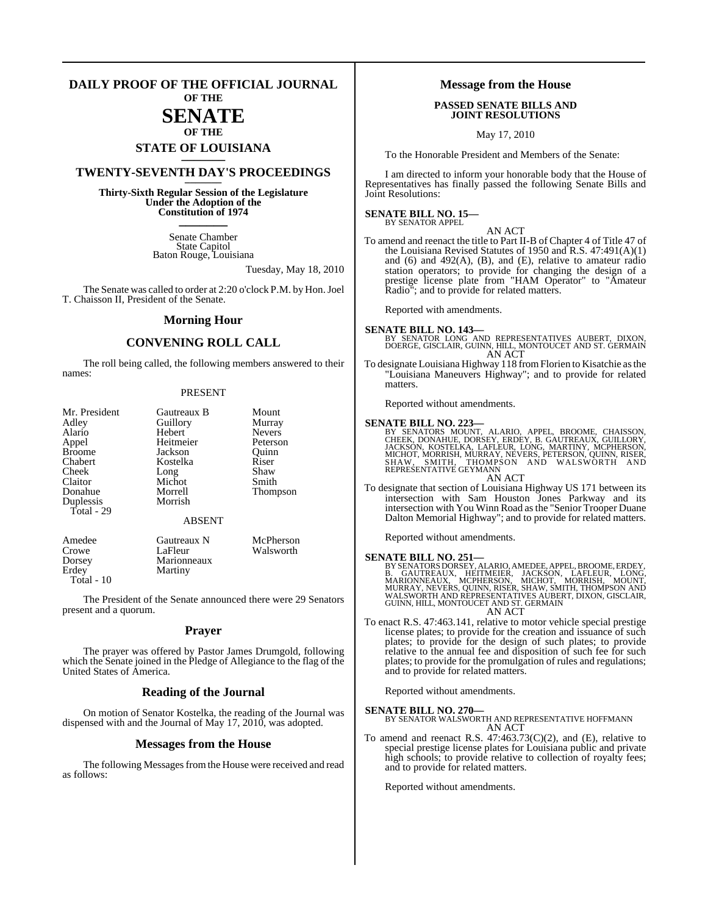# DAILY PROOF OF THE OFFICIAL JOURNAL OF THE SENATE OF THE STATE OF LOUISIANA

## TWENTY-SEVENTH DAY'S PROCEEDINGS

**Thirty-Sixth Regular Session of the Legislature Under the Adoption of the Constitution of 1974**

Senate Chamber
State Capitol
Baton Rouge, Louisiana

Tuesday, May 18, 2010

The Senate was called to order at 2:20 o'clock P.M. by Hon. Joel T. Chaisson II, President of the Senate.

## Morning Hour

## CONVENING ROLL CALL

The roll being called, the following members answered to their names:

PRESENT

| | | |
|---|---|---|
| Mr. President | Gautreaux B | Mount |
| Adley | Guillory | Murray |
| Alario | Hebert | Nevers |
| Appel | Heitmeier | Peterson |
| Broome | Jackson | Quinn |
| Chabert | Kostelka | Riser |
| Cheek | Long | Shaw |
| Claitor | Michot | Smith |
| Donahue | Morrell | Thompson |
| Duplessis | Morrish | |

Total - 29

ABSENT

| | | |
|---|---|---|
| Amedee | Gautreaux N | McPherson |
| Crowe | LaFleur | Walsworth |
| Dorsey | Marionneaux | |
| Erdey | Martiny | |

Total - 10

The President of the Senate announced there were 29 Senators present and a quorum.

## Prayer

The prayer was offered by Pastor James Drumgold, following which the Senate joined in the Pledge of Allegiance to the flag of the United States of America.

## Reading of the Journal

On motion of Senator Kostelka, the reading of the Journal was dispensed with and the Journal of May 17, 2010, was adopted.

## Messages from the House

The following Messages from the House were received and read as follows:

## Message from the House

**PASSED SENATE BILLS AND JOINT RESOLUTIONS**

May 17, 2010

To the Honorable President and Members of the Senate:

I am directed to inform your honorable body that the House of Representatives has finally passed the following Senate Bills and Joint Resolutions:

**SENATE BILL NO. 15—**
BY SENATOR APPEL

AN ACT

To amend and reenact the title to Part II-B of Chapter 4 of Title 47 of the Louisiana Revised Statutes of 1950 and R.S. 47:491(A)(1) and (6) and 492(A), (B), and (E), relative to amateur radio station operators; to provide for changing the design of a prestige license plate from "HAM Operator" to "Amateur Radio"; and to provide for related matters.

Reported with amendments.

**SENATE BILL NO. 143—**
BY SENATOR LONG AND REPRESENTATIVES AUBERT, DIXON, DOERGE, GISCLAIR, GUINN, HILL, MONTOUCET AND ST. GERMAIN

AN ACT

To designate Louisiana Highway 118 from Florien to Kisatchie as the "Louisiana Maneuvers Highway"; and to provide for related matters.

Reported without amendments.

**SENATE BILL NO. 223—**
BY SENATORS MOUNT, ALARIO, APPEL, BROOME, CHAISSON, CHEEK, DONAHUE, DORSEY, ERDEY, B. GAUTREAUX, GUILLORY, JACKSON, KOSTELKA, LAFLEUR, LONG, MARTINY, MCPHERSON, MICHOT, MORRISH, MURRAY, NEVERS, PETERSON, QUINN, RISER, SHAW, SMITH, THOMPSON AND WALSWORTH AND REPRESENTATIVE GEYMANN

AN ACT

To designate that section of Louisiana Highway US 171 between its intersection with Sam Houston Jones Parkway and its intersection with You Winn Road as the "Senior Trooper Duane Dalton Memorial Highway"; and to provide for related matters.

Reported without amendments.

**SENATE BILL NO. 251—**
BY SENATORS DORSEY, ALARIO, AMEDEE, APPEL, BROOME, ERDEY, B. GAUTREAUX, HEITMEIER, JACKSON, LAFLEUR, LONG, MARIONNEAUX, MCPHERSON, MICHOT, MORRISH, MOUNT, MURRAY, NEVERS, QUINN, RISER, SHAW, SMITH, THOMPSON AND WALSWORTH AND REPRESENTATIVES AUBERT, DIXON, GISCLAIR, GUINN, HILL, MONTOUCET AND ST. GERMAIN

AN ACT

To enact R.S. 47:463.141, relative to motor vehicle special prestige license plates; to provide for the creation and issuance of such plates; to provide for the design of such plates; to provide relative to the annual fee and disposition of such fee for such plates; to provide for the promulgation of rules and regulations; and to provide for related matters.

Reported without amendments.

**SENATE BILL NO. 270—**
BY SENATOR WALSWORTH AND REPRESENTATIVE HOFFMANN

AN ACT

To amend and reenact R.S. 47:463.73(C)(2), and (E), relative to special prestige license plates for Louisiana public and private high schools; to provide relative to collection of royalty fees; and to provide for related matters.

Reported without amendments.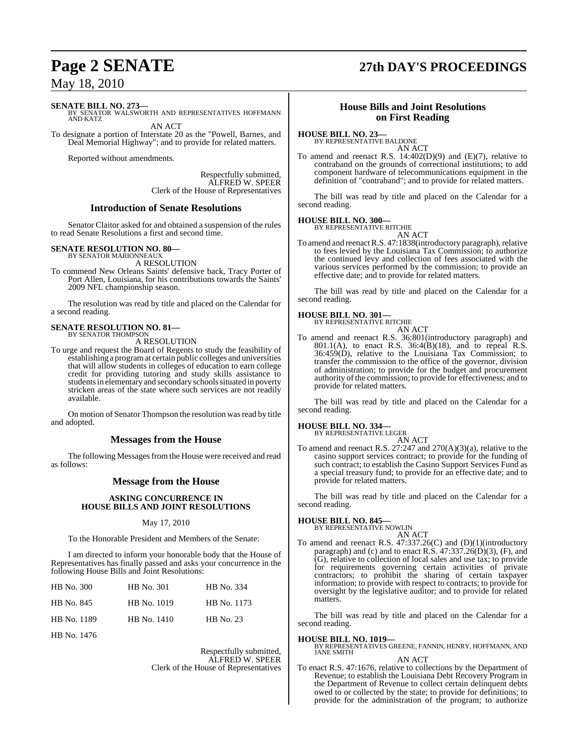**SENATE BILL NO. 273—**
BY SENATOR WALSWORTH AND REPRESENTATIVES HOFFMANN AND KATZ

AN ACT

To designate a portion of Interstate 20 as the "Powell, Barnes, and Deal Memorial Highway"; and to provide for related matters.

Reported without amendments.

Respectfully submitted,
ALFRED W. SPEER
Clerk of the House of Representatives

## Introduction of Senate Resolutions

Senator Claitor asked for and obtained a suspension of the rules to read Senate Resolutions a first and second time.

**SENATE RESOLUTION NO. 80—**
BY SENATOR MARIONNEAUX

A RESOLUTION

To commend New Orleans Saints' defensive back, Tracy Porter of Port Allen, Louisiana, for his contributions towards the Saints' 2009 NFL championship season.

The resolution was read by title and placed on the Calendar for a second reading.

**SENATE RESOLUTION NO. 81—**
BY SENATOR THOMPSON

A RESOLUTION

To urge and request the Board of Regents to study the feasibility of establishing a program at certain public colleges and universities that will allow students in colleges of education to earn college credit for providing tutoring and study skills assistance to students in elementary and secondary schools situated in poverty stricken areas of the state where such services are not readily available.

On motion of Senator Thompson the resolution was read by title and adopted.

## Messages from the House

The following Messages from the House were received and read as follows:

## Message from the House

**ASKING CONCURRENCE IN HOUSE BILLS AND JOINT RESOLUTIONS**

May 17, 2010

To the Honorable President and Members of the Senate:

I am directed to inform your honorable body that the House of Representatives has finally passed and asks your concurrence in the following House Bills and Joint Resolutions:

| | | |
|---|---|---|
| HB No. 300 | HB No. 301 | HB No. 334 |
| HB No. 845 | HB No. 1019 | HB No. 1173 |
| HB No. 1189 | HB No. 1410 | HB No. 23 |
| HB No. 1476 | | |

Respectfully submitted,
ALFRED W. SPEER
Clerk of the House of Representatives

## House Bills and Joint Resolutions on First Reading

**HOUSE BILL NO. 23—**
BY REPRESENTATIVE BALDONE

AN ACT

To amend and reenact R.S. 14:402(D)(9) and (E)(7), relative to contraband on the grounds of correctional institutions; to add component hardware of telecommunications equipment in the definition of "contraband"; and to provide for related matters.

The bill was read by title and placed on the Calendar for a second reading.

**HOUSE BILL NO. 300—**
BY REPRESENTATIVE RITCHIE

AN ACT

To amend and reenact R.S. 47:1838(introductory paragraph), relative to fees levied by the Louisiana Tax Commission; to authorize the continued levy and collection of fees associated with the various services performed by the commission; to provide an effective date; and to provide for related matters.

The bill was read by title and placed on the Calendar for a second reading.

**HOUSE BILL NO. 301—**
BY REPRESENTATIVE RITCHIE

AN ACT

To amend and reenact R.S. 36:801(introductory paragraph) and 801.1(A), to enact R.S. 36:4(B)(18), and to repeal R.S. 36:459(D), relative to the Louisiana Tax Commission; to transfer the commission to the office of the governor, division of administration; to provide for the budget and procurement authority of the commission; to provide for effectiveness; and to provide for related matters.

The bill was read by title and placed on the Calendar for a second reading.

**HOUSE BILL NO. 334—**
BY REPRESENTATIVE LEGER

AN ACT

To amend and reenact R.S. 27:247 and 270(A)(3)(a), relative to the casino support services contract; to provide for the funding of such contract; to establish the Casino Support Services Fund as a special treasury fund; to provide for an effective date; and to provide for related matters.

The bill was read by title and placed on the Calendar for a second reading.

**HOUSE BILL NO. 845—**
BY REPRESENTATIVE NOWLIN

AN ACT

To amend and reenact R.S. 47:337.26(C) and (D)(1)(introductory paragraph) and (c) and to enact R.S. 47:337.26(D)(3), (F), and (G), relative to collection of local sales and use tax; to provide for requirements governing certain activities of private contractors; to prohibit the sharing of certain taxpayer information; to provide with respect to contracts; to provide for oversight by the legislative auditor; and to provide for related matters.

The bill was read by title and placed on the Calendar for a second reading.

**HOUSE BILL NO. 1019—**
BY REPRESENTATIVES GREENE, FANNIN, HENRY, HOFFMANN, AND JANE SMITH

AN ACT

To enact R.S. 47:1676, relative to collections by the Department of Revenue; to establish the Louisiana Debt Recovery Program in the Department of Revenue to collect certain delinquent debts owed to or collected by the state; to provide for definitions; to provide for the administration of the program; to authorize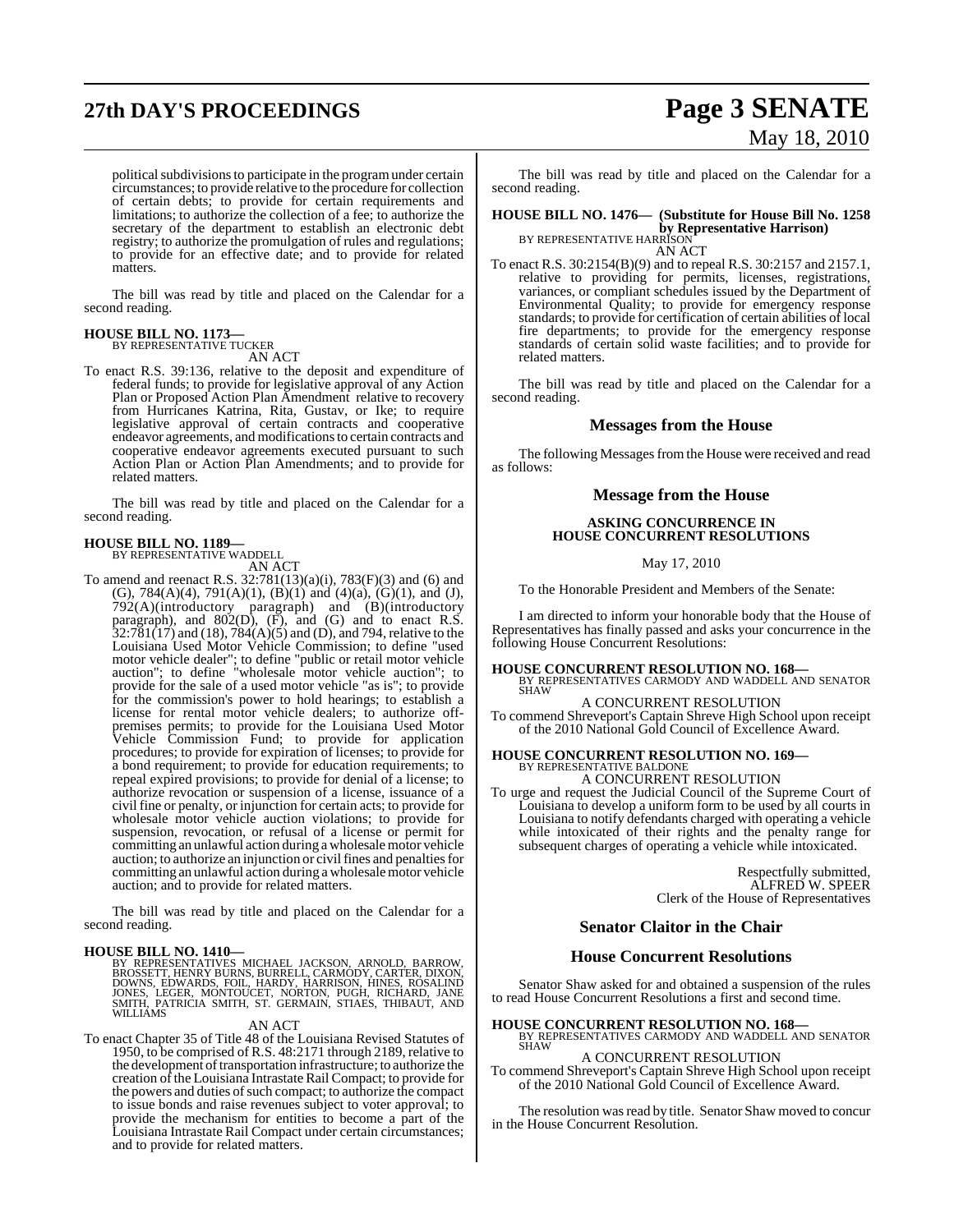political subdivisions to participate in the program under certain circumstances; to provide relative to the procedure for collection of certain debts; to provide for certain requirements and limitations; to authorize the collection of a fee; to authorize the secretary of the department to establish an electronic debt registry; to authorize the promulgation of rules and regulations; to provide for an effective date; and to provide for related matters.

The bill was read by title and placed on the Calendar for a second reading.

**HOUSE BILL NO. 1173—**
BY REPRESENTATIVE TUCKER
AN ACT

To enact R.S. 39:136, relative to the deposit and expenditure of federal funds; to provide for legislative approval of any Action Plan or Proposed Action Plan Amendment relative to recovery from Hurricanes Katrina, Rita, Gustav, or Ike; to require legislative approval of certain contracts and cooperative endeavor agreements, and modifications to certain contracts and cooperative endeavor agreements executed pursuant to such Action Plan or Action Plan Amendments; and to provide for related matters.

The bill was read by title and placed on the Calendar for a second reading.

**HOUSE BILL NO. 1189—**
BY REPRESENTATIVE WADDELL
AN ACT

To amend and reenact R.S. 32:781(13)(a)(i), 783(F)(3) and (6) and (G), 784(A)(4), 791(A)(1), (B)(1) and (4)(a), (G)(1), and (J), 792(A)(introductory paragraph) and (B)(introductory paragraph), and 802(D), (F), and (G) and to enact R.S. 32:781(17) and (18), 784(A)(5) and (D), and 794, relative to the Louisiana Used Motor Vehicle Commission; to define "used motor vehicle dealer"; to define "public or retail motor vehicle auction"; to define "wholesale motor vehicle auction"; to provide for the sale of a used motor vehicle "as is"; to provide for the commission's power to hold hearings; to establish a license for rental motor vehicle dealers; to authorize off-premises permits; to provide for the Louisiana Used Motor Vehicle Commission Fund; to provide for application procedures; to provide for expiration of licenses; to provide for a bond requirement; to provide for education requirements; to repeal expired provisions; to provide for denial of a license; to authorize revocation or suspension of a license, issuance of a civil fine or penalty, or injunction for certain acts; to provide for wholesale motor vehicle auction violations; to provide for suspension, revocation, or refusal of a license or permit for committing an unlawful action during a wholesale motor vehicle auction; to authorize an injunction or civil fines and penalties for committing an unlawful action during a wholesale motor vehicle auction; and to provide for related matters.

The bill was read by title and placed on the Calendar for a second reading.

**HOUSE BILL NO. 1410—**
BY REPRESENTATIVES MICHAEL JACKSON, ARNOLD, BARROW, BROSSETT, HENRY BURNS, BURRELL, CARMODY, CARTER, DIXON, DOWNS, EDWARDS, FOIL, HARDY, HARRISON, HINES, ROSALIND JONES, LEGER, MONTOUCET, NORTON, PUGH, RICHARD, JANE SMITH, PATRICIA SMITH, ST. GERMAIN, STIAES, THIBAUT, AND WILLIAMS
AN ACT

To enact Chapter 35 of Title 48 of the Louisiana Revised Statutes of 1950, to be comprised of R.S. 48:2171 through 2189, relative to the development of transportation infrastructure; to authorize the creation of the Louisiana Intrastate Rail Compact; to provide for the powers and duties of such compact; to authorize the compact to issue bonds and raise revenues subject to voter approval; to provide the mechanism for entities to become a part of the Louisiana Intrastate Rail Compact under certain circumstances; and to provide for related matters.

The bill was read by title and placed on the Calendar for a second reading.

**HOUSE BILL NO. 1476— (Substitute for House Bill No. 1258 by Representative Harrison)**
BY REPRESENTATIVE HARRISON
AN ACT

To enact R.S. 30:2154(B)(9) and to repeal R.S. 30:2157 and 2157.1, relative to providing for permits, licenses, registrations, variances, or compliant schedules issued by the Department of Environmental Quality; to provide for emergency response standards; to provide for certification of certain abilities of local fire departments; to provide for the emergency response standards of certain solid waste facilities; and to provide for related matters.

The bill was read by title and placed on the Calendar for a second reading.

## Messages from the House

The following Messages from the House were received and read as follows:

## Message from the House

**ASKING CONCURRENCE IN HOUSE CONCURRENT RESOLUTIONS**

May 17, 2010

To the Honorable President and Members of the Senate:

I am directed to inform your honorable body that the House of Representatives has finally passed and asks your concurrence in the following House Concurrent Resolutions:

**HOUSE CONCURRENT RESOLUTION NO. 168—**
BY REPRESENTATIVES CARMODY AND WADDELL AND SENATOR SHAW
A CONCURRENT RESOLUTION

To commend Shreveport's Captain Shreve High School upon receipt of the 2010 National Gold Council of Excellence Award.

**HOUSE CONCURRENT RESOLUTION NO. 169—**
BY REPRESENTATIVE BALDONE
A CONCURRENT RESOLUTION

To urge and request the Judicial Council of the Supreme Court of Louisiana to develop a uniform form to be used by all courts in Louisiana to notify defendants charged with operating a vehicle while intoxicated of their rights and the penalty range for subsequent charges of operating a vehicle while intoxicated.

Respectfully submitted,
ALFRED W. SPEER
Clerk of the House of Representatives

## Senator Claitor in the Chair

## House Concurrent Resolutions

Senator Shaw asked for and obtained a suspension of the rules to read House Concurrent Resolutions a first and second time.

**HOUSE CONCURRENT RESOLUTION NO. 168—**
BY REPRESENTATIVES CARMODY AND WADDELL AND SENATOR SHAW
A CONCURRENT RESOLUTION

To commend Shreveport's Captain Shreve High School upon receipt of the 2010 National Gold Council of Excellence Award.

The resolution was read by title. Senator Shaw moved to concur in the House Concurrent Resolution.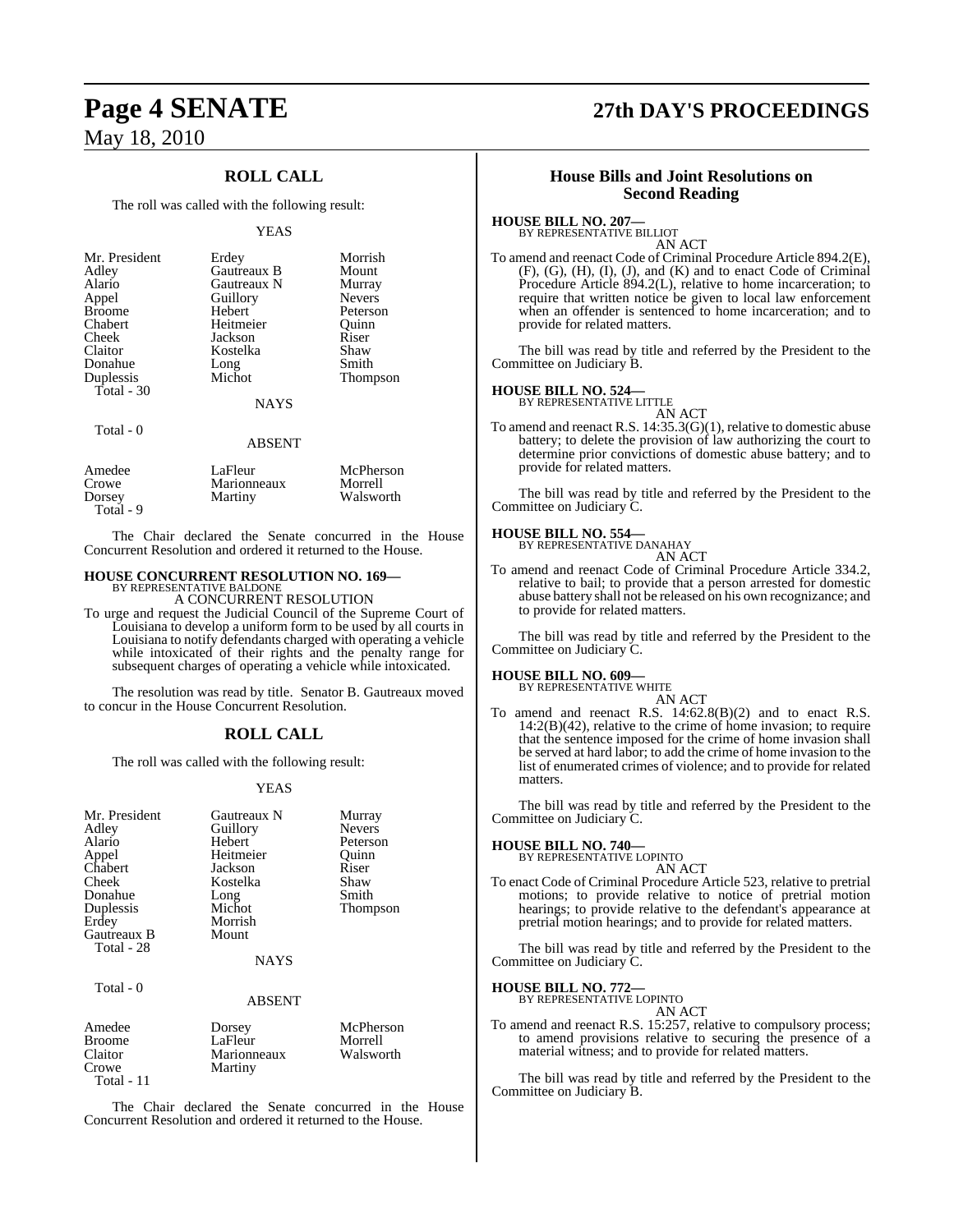## ROLL CALL

The roll was called with the following result:

YEAS

| | | |
|---|---|---|
| Mr. President | Erdey | Morrish |
| Adley | Gautreaux B | Mount |
| Alario | Gautreaux N | Murray |
| Appel | Guillory | Nevers |
| Broome | Hebert | Peterson |
| Chabert | Heitmeier | Quinn |
| Cheek | Jackson | Riser |
| Claitor | Kostelka | Shaw |
| Donahue | Long | Smith |
| Duplessis | Michot | Thompson |
| Total - 30 | | |

NAYS

Total - 0

ABSENT

| | | |
|---|---|---|
| Amedee | LaFleur | McPherson |
| Crowe | Marionneaux | Morrell |
| Dorsey | Martiny | Walsworth |
| Total - 9 | | |

The Chair declared the Senate concurred in the House Concurrent Resolution and ordered it returned to the House.

**HOUSE CONCURRENT RESOLUTION NO. 169—**
BY REPRESENTATIVE BALDONE
A CONCURRENT RESOLUTION

To urge and request the Judicial Council of the Supreme Court of Louisiana to develop a uniform form to be used by all courts in Louisiana to notify defendants charged with operating a vehicle while intoxicated of their rights and the penalty range for subsequent charges of operating a vehicle while intoxicated.

The resolution was read by title. Senator B. Gautreaux moved to concur in the House Concurrent Resolution.

## ROLL CALL

The roll was called with the following result:

YEAS

| | | |
|---|---|---|
| Mr. President | Gautreaux N | Murray |
| Adley | Guillory | Nevers |
| Alario | Hebert | Peterson |
| Appel | Heitmeier | Quinn |
| Chabert | Jackson | Riser |
| Cheek | Kostelka | Shaw |
| Donahue | Long | Smith |
| Duplessis | Michot | Thompson |
| Erdey | Morrish | |
| Gautreaux B | Mount | |
| Total - 28 | | |

NAYS

Total - 0

ABSENT

| | | |
|---|---|---|
| Amedee | Dorsey | McPherson |
| Broome | LaFleur | Morrell |
| Claitor | Marionneaux | Walsworth |
| Crowe | Martiny | |
| Total - 11 | | |

The Chair declared the Senate concurred in the House Concurrent Resolution and ordered it returned to the House.

## House Bills and Joint Resolutions on Second Reading

**HOUSE BILL NO. 207—**
BY REPRESENTATIVE BILLIOT
AN ACT

To amend and reenact Code of Criminal Procedure Article 894.2(E), (F), (G), (H), (I), (J), and (K) and to enact Code of Criminal Procedure Article 894.2(L), relative to home incarceration; to require that written notice be given to local law enforcement when an offender is sentenced to home incarceration; and to provide for related matters.

The bill was read by title and referred by the President to the Committee on Judiciary B.

**HOUSE BILL NO. 524—**
BY REPRESENTATIVE LITTLE
AN ACT

To amend and reenact R.S. 14:35.3(G)(1), relative to domestic abuse battery; to delete the provision of law authorizing the court to determine prior convictions of domestic abuse battery; and to provide for related matters.

The bill was read by title and referred by the President to the Committee on Judiciary C.

**HOUSE BILL NO. 554—**
BY REPRESENTATIVE DANAHAY
AN ACT

To amend and reenact Code of Criminal Procedure Article 334.2, relative to bail; to provide that a person arrested for domestic abuse battery shall not be released on his own recognizance; and to provide for related matters.

The bill was read by title and referred by the President to the Committee on Judiciary C.

**HOUSE BILL NO. 609—**
BY REPRESENTATIVE WHITE
AN ACT

To amend and reenact R.S. 14:62.8(B)(2) and to enact R.S. 14:2(B)(42), relative to the crime of home invasion; to require that the sentence imposed for the crime of home invasion shall be served at hard labor; to add the crime of home invasion to the list of enumerated crimes of violence; and to provide for related matters.

The bill was read by title and referred by the President to the Committee on Judiciary C.

**HOUSE BILL NO. 740—**
BY REPRESENTATIVE LOPINTO
AN ACT

To enact Code of Criminal Procedure Article 523, relative to pretrial motions; to provide relative to notice of pretrial motion hearings; to provide relative to the defendant's appearance at pretrial motion hearings; and to provide for related matters.

The bill was read by title and referred by the President to the Committee on Judiciary C.

**HOUSE BILL NO. 772—**
BY REPRESENTATIVE LOPINTO
AN ACT

To amend and reenact R.S. 15:257, relative to compulsory process; to amend provisions relative to securing the presence of a material witness; and to provide for related matters.

The bill was read by title and referred by the President to the Committee on Judiciary B.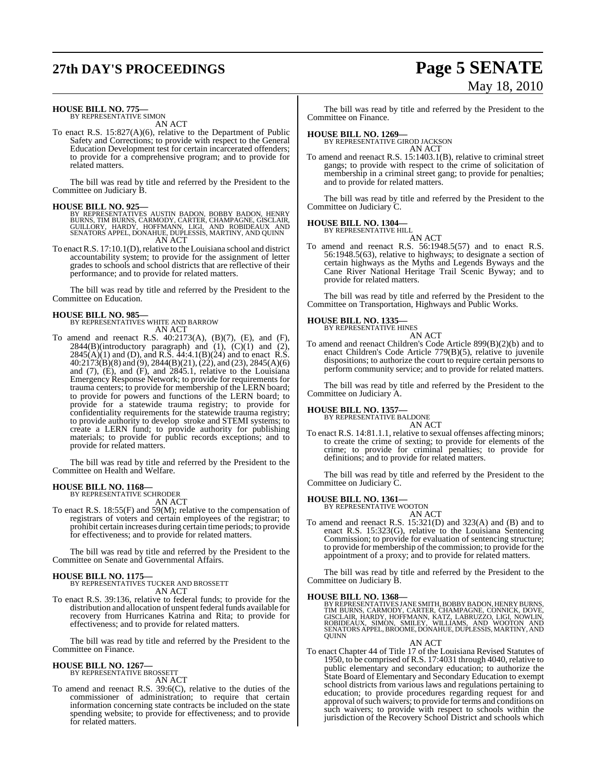**HOUSE BILL NO. 775—**
BY REPRESENTATIVE SIMON
AN ACT

To enact R.S. 15:827(A)(6), relative to the Department of Public Safety and Corrections; to provide with respect to the General Education Development test for certain incarcerated offenders; to provide for a comprehensive program; and to provide for related matters.

The bill was read by title and referred by the President to the Committee on Judiciary B.

**HOUSE BILL NO. 925—**
BY REPRESENTATIVES AUSTIN BADON, BOBBY BADON, HENRY BURNS, TIM BURNS, CARMODY, CARTER, CHAMPAGNE, GISCLAIR, GUILLORY, HARDY, HOFFMANN, LIGI, AND ROBIDEAUX AND SENATORS APPEL, DONAHUE, DUPLESSIS, MARTINY, AND QUINN
AN ACT

To enact R.S. 17:10.1(D), relative to the Louisiana school and district accountability system; to provide for the assignment of letter grades to schools and school districts that are reflective of their performance; and to provide for related matters.

The bill was read by title and referred by the President to the Committee on Education.

**HOUSE BILL NO. 985—**
BY REPRESENTATIVES WHITE AND BARROW
AN ACT

To amend and reenact R.S. 40:2173(A), (B)(7), (E), and (F), 2844(B)(introductory paragraph) and (1), (C)(1) and (2), 2845(A)(1) and (D), and R.S. 44:4.1(B)(24) and to enact R.S. 40:2173(B)(8) and (9), 2844(B)(21), (22), and (23), 2845(A)(6) and (7), (E), and (F), and 2845.1, relative to the Louisiana Emergency Response Network; to provide for requirements for trauma centers; to provide for membership of the LERN board; to provide for powers and functions of the LERN board; to provide for a statewide trauma registry; to provide for confidentiality requirements for the statewide trauma registry; to provide authority to develop stroke and STEMI systems; to create a LERN fund; to provide authority for publishing materials; to provide for public records exceptions; and to provide for related matters.

The bill was read by title and referred by the President to the Committee on Health and Welfare.

**HOUSE BILL NO. 1168—**
BY REPRESENTATIVE SCHRODER
AN ACT

To enact R.S. 18:55(F) and 59(M); relative to the compensation of registrars of voters and certain employees of the registrar; to prohibit certain increases during certain time periods; to provide for effectiveness; and to provide for related matters.

The bill was read by title and referred by the President to the Committee on Senate and Governmental Affairs.

**HOUSE BILL NO. 1175—**
BY REPRESENTATIVES TUCKER AND BROSSETT
AN ACT

To enact R.S. 39:136, relative to federal funds; to provide for the distribution and allocation of unspent federal funds available for recovery from Hurricanes Katrina and Rita; to provide for effectiveness; and to provide for related matters.

The bill was read by title and referred by the President to the Committee on Finance.

**HOUSE BILL NO. 1267—**
BY REPRESENTATIVE BROSSETT
AN ACT

To amend and reenact R.S. 39:6(C), relative to the duties of the commissioner of administration; to require that certain information concerning state contracts be included on the state spending website; to provide for effectiveness; and to provide for related matters.

The bill was read by title and referred by the President to the Committee on Finance.

**HOUSE BILL NO. 1269—**
BY REPRESENTATIVE GIROD JACKSON
AN ACT

To amend and reenact R.S. 15:1403.1(B), relative to criminal street gangs; to provide with respect to the crime of solicitation of membership in a criminal street gang; to provide for penalties; and to provide for related matters.

The bill was read by title and referred by the President to the Committee on Judiciary C.

**HOUSE BILL NO. 1304—**
BY REPRESENTATIVE HILL
AN ACT

To amend and reenact R.S. 56:1948.5(57) and to enact R.S. 56:1948.5(63), relative to highways; to designate a section of certain highways as the Myths and Legends Byways and the Cane River National Heritage Trail Scenic Byway; and to provide for related matters.

The bill was read by title and referred by the President to the Committee on Transportation, Highways and Public Works.

**HOUSE BILL NO. 1335—**
BY REPRESENTATIVE HINES
AN ACT

To amend and reenact Children's Code Article 899(B)(2)(b) and to enact Children's Code Article 779(B)(5), relative to juvenile dispositions; to authorize the court to require certain persons to perform community service; and to provide for related matters.

The bill was read by title and referred by the President to the Committee on Judiciary A.

**HOUSE BILL NO. 1357—**
BY REPRESENTATIVE BALDONE
AN ACT

To enact R.S. 14:81.1.1, relative to sexual offenses affecting minors; to create the crime of sexting; to provide for elements of the crime; to provide for criminal penalties; to provide for definitions; and to provide for related matters.

The bill was read by title and referred by the President to the Committee on Judiciary C.

**HOUSE BILL NO. 1361—**
BY REPRESENTATIVE WOOTON
AN ACT

To amend and reenact R.S. 15:321(D) and 323(A) and (B) and to enact R.S. 15:323(G), relative to the Louisiana Sentencing Commission; to provide for evaluation of sentencing structure; to provide for membership of the commission; to provide for the appointment of a proxy; and to provide for related matters.

The bill was read by title and referred by the President to the Committee on Judiciary B.

**HOUSE BILL NO. 1368—**
BY REPRESENTATIVES JANE SMITH, BOBBY BADON, HENRY BURNS, TIM BURNS, CARMODY, CARTER, CHAMPAGNE, CONNICK, DOVE, GISCLAIR, HARDY, HOFFMANN, KATZ, LABRUZZO, LIGI, NOWLIN, ROBIDEAUX, SIMON, SMILEY, WILLIAMS, AND WOOTON AND SENATORS APPEL, BROOME, DONAHUE, DUPLESSIS, MARTINY, AND QUINN
AN ACT

To enact Chapter 44 of Title 17 of the Louisiana Revised Statutes of 1950, to be comprised of R.S. 17:4031 through 4040, relative to public elementary and secondary education; to authorize the State Board of Elementary and Secondary Education to exempt school districts from various laws and regulations pertaining to education; to provide procedures regarding request for and approval of such waivers; to provide for terms and conditions on such waivers; to provide with respect to schools within the jurisdiction of the Recovery School District and schools which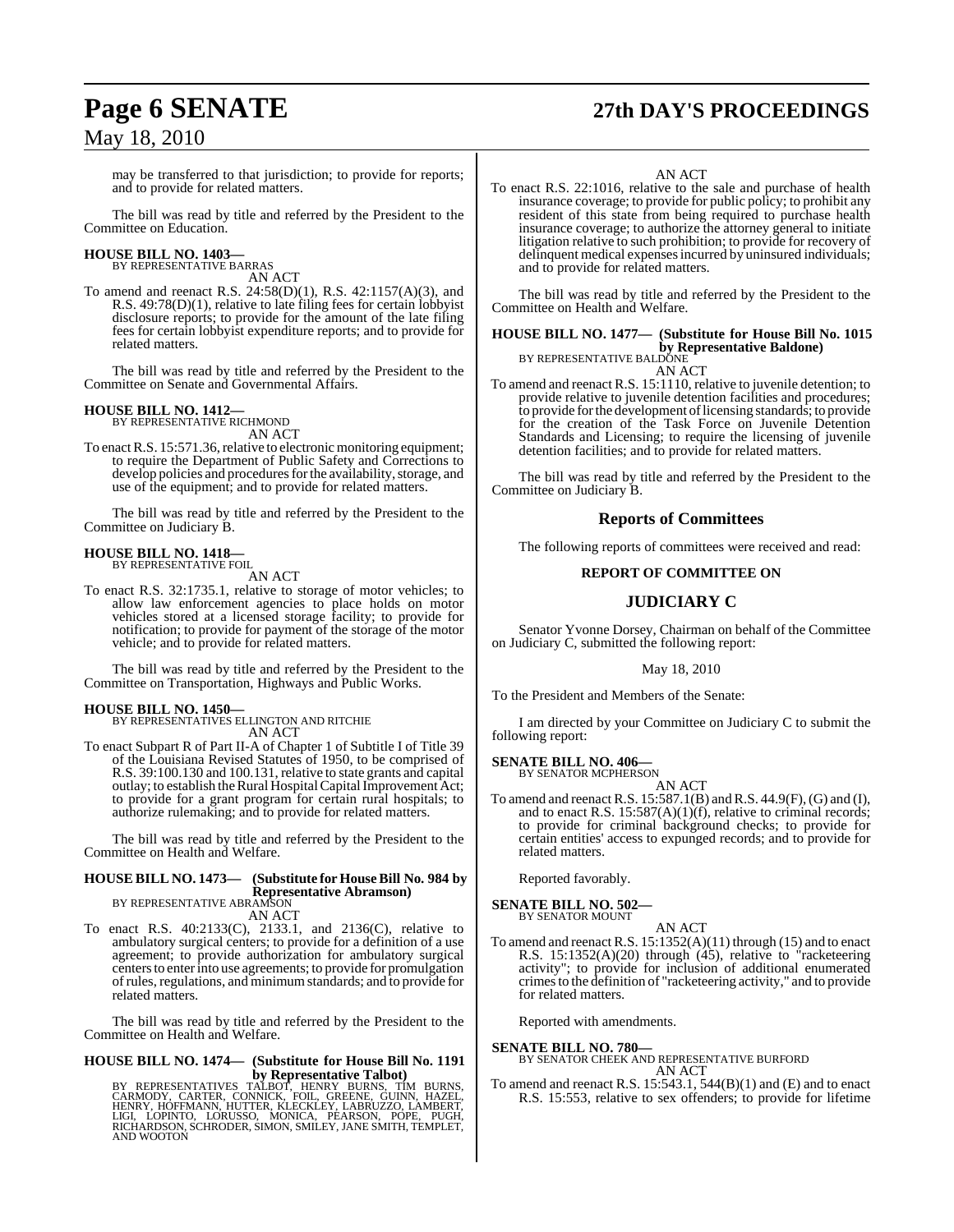may be transferred to that jurisdiction; to provide for reports; and to provide for related matters.

The bill was read by title and referred by the President to the Committee on Education.

**HOUSE BILL NO. 1403—**
BY REPRESENTATIVE BARRAS
AN ACT
To amend and reenact R.S. 24:58(D)(1), R.S. 42:1157(A)(3), and R.S. 49:78(D)(1), relative to late filing fees for certain lobbyist disclosure reports; to provide for the amount of the late filing fees for certain lobbyist expenditure reports; and to provide for related matters.

The bill was read by title and referred by the President to the Committee on Senate and Governmental Affairs.

**HOUSE BILL NO. 1412—**
BY REPRESENTATIVE RICHMOND
AN ACT
To enact R.S. 15:571.36, relative to electronic monitoring equipment; to require the Department of Public Safety and Corrections to develop policies and procedures for the availability, storage, and use of the equipment; and to provide for related matters.

The bill was read by title and referred by the President to the Committee on Judiciary B.

**HOUSE BILL NO. 1418—**
BY REPRESENTATIVE FOIL
AN ACT
To enact R.S. 32:1735.1, relative to storage of motor vehicles; to allow law enforcement agencies to place holds on motor vehicles stored at a licensed storage facility; to provide for notification; to provide for payment of the storage of the motor vehicle; and to provide for related matters.

The bill was read by title and referred by the President to the Committee on Transportation, Highways and Public Works.

**HOUSE BILL NO. 1450—**
BY REPRESENTATIVES ELLINGTON AND RITCHIE
AN ACT
To enact Subpart R of Part II-A of Chapter 1 of Subtitle I of Title 39 of the Louisiana Revised Statutes of 1950, to be comprised of R.S. 39:100.130 and 100.131, relative to state grants and capital outlay; to establish the Rural Hospital Capital Improvement Act; to provide for a grant program for certain rural hospitals; to authorize rulemaking; and to provide for related matters.

The bill was read by title and referred by the President to the Committee on Health and Welfare.

**HOUSE BILL NO. 1473— (Substitute for House Bill No. 984 by Representative Abramson)**
BY REPRESENTATIVE ABRAMSON
AN ACT
To enact R.S. 40:2133(C), 2133.1, and 2136(C), relative to ambulatory surgical centers; to provide for a definition of a use agreement; to provide authorization for ambulatory surgical centers to enter into use agreements; to provide for promulgation of rules, regulations, and minimum standards; and to provide for related matters.

The bill was read by title and referred by the President to the Committee on Health and Welfare.

**HOUSE BILL NO. 1474— (Substitute for House Bill No. 1191 by Representative Talbot)**
BY REPRESENTATIVES TALBOT, HENRY BURNS, TIM BURNS, CARMODY, CARTER, CONNICK, FOIL, GREENE, GUINN, HAZEL, HENRY, HOFFMANN, HUTTER, KLECKLEY, LABRUZZO, LAMBERT, LIGI, LOPINTO, LORUSSO, MONICA, PEARSON, POPE, PUGH, RICHARDSON, SCHRODER, SIMON, SMILEY, JANE SMITH, TEMPLET, AND WOOTON
AN ACT
To enact R.S. 22:1016, relative to the sale and purchase of health insurance coverage; to provide for public policy; to prohibit any resident of this state from being required to purchase health insurance coverage; to authorize the attorney general to initiate litigation relative to such prohibition; to provide for recovery of delinquent medical expenses incurred by uninsured individuals; and to provide for related matters.

The bill was read by title and referred by the President to the Committee on Health and Welfare.

**HOUSE BILL NO. 1477— (Substitute for House Bill No. 1015 by Representative Baldone)**
BY REPRESENTATIVE BALDONE
AN ACT
To amend and reenact R.S. 15:1110, relative to juvenile detention; to provide relative to juvenile detention facilities and procedures; to provide for the development of licensing standards; to provide for the creation of the Task Force on Juvenile Detention Standards and Licensing; to require the licensing of juvenile detention facilities; and to provide for related matters.

The bill was read by title and referred by the President to the Committee on Judiciary B.

## Reports of Committees

The following reports of committees were received and read:

### REPORT OF COMMITTEE ON

## JUDICIARY C

Senator Yvonne Dorsey, Chairman on behalf of the Committee on Judiciary C, submitted the following report:

May 18, 2010

To the President and Members of the Senate:

I am directed by your Committee on Judiciary C to submit the following report:

**SENATE BILL NO. 406—**
BY SENATOR MCPHERSON
AN ACT
To amend and reenact R.S. 15:587.1(B) and R.S. 44.9(F), (G) and (I), and to enact R.S. 15:587(A)(1)(f), relative to criminal records; to provide for criminal background checks; to provide for certain entities' access to expunged records; and to provide for related matters.

Reported favorably.

**SENATE BILL NO. 502—**
BY SENATOR MOUNT
AN ACT
To amend and reenact R.S. 15:1352(A)(11) through (15) and to enact R.S. 15:1352(A)(20) through (45), relative to "racketeering activity"; to provide for inclusion of additional enumerated crimes to the definition of "racketeering activity," and to provide for related matters.

Reported with amendments.

**SENATE BILL NO. 780—**
BY SENATOR CHEEK AND REPRESENTATIVE BURFORD
AN ACT
To amend and reenact R.S. 15:543.1, 544(B)(1) and (E) and to enact R.S. 15:553, relative to sex offenders; to provide for lifetime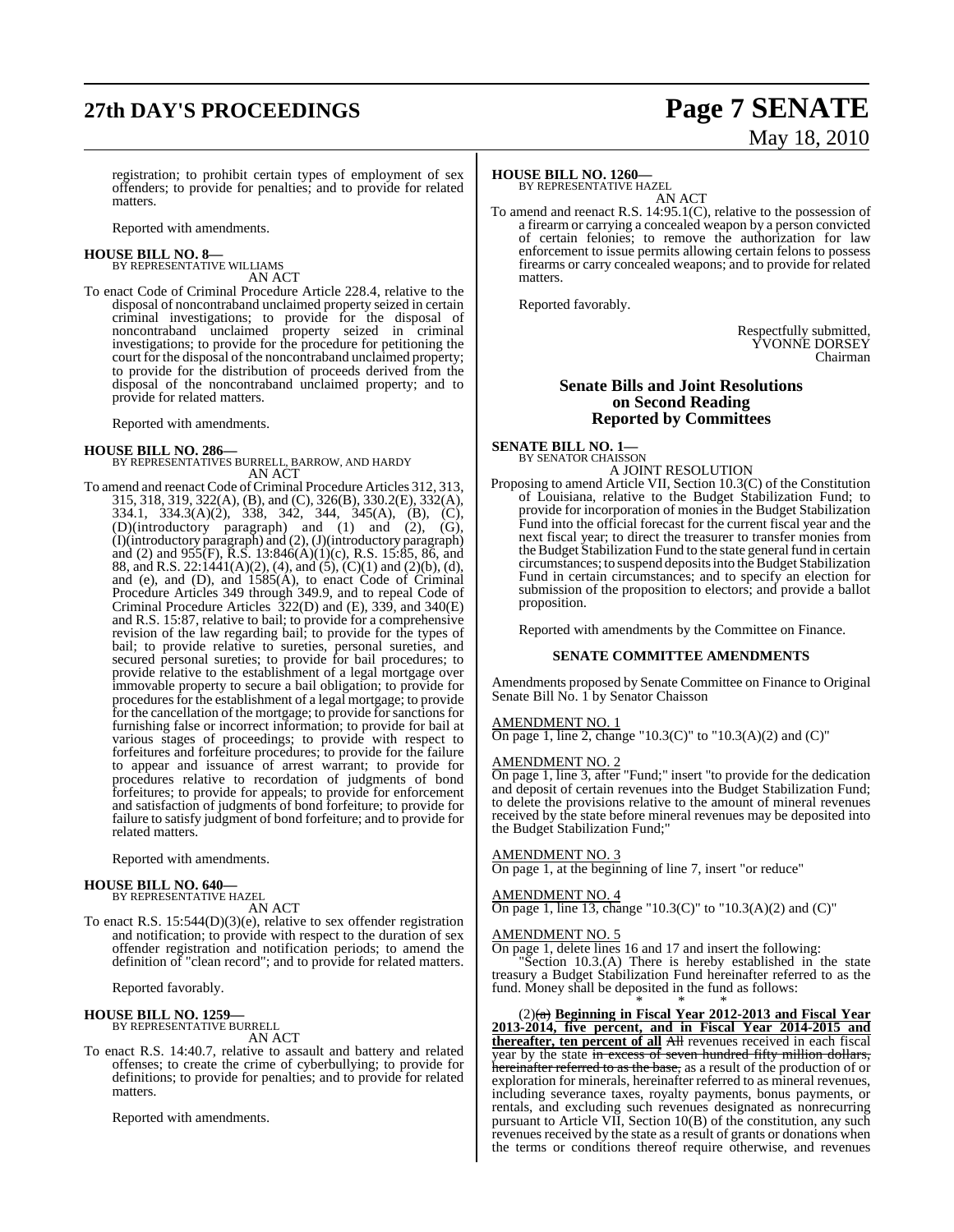registration; to prohibit certain types of employment of sex offenders; to provide for penalties; and to provide for related matters.

Reported with amendments.

**HOUSE BILL NO. 8—**
BY REPRESENTATIVE WILLIAMS
AN ACT

To enact Code of Criminal Procedure Article 228.4, relative to the disposal of noncontraband unclaimed property seized in certain criminal investigations; to provide for the disposal of noncontraband unclaimed property seized in criminal investigations; to provide for the procedure for petitioning the court for the disposal of the noncontraband unclaimed property; to provide for the distribution of proceeds derived from the disposal of the noncontraband unclaimed property; and to provide for related matters.

Reported with amendments.

**HOUSE BILL NO. 286—**
BY REPRESENTATIVES BURRELL, BARROW, AND HARDY
AN ACT

To amend and reenact Code of Criminal Procedure Articles 312, 313, 315, 318, 319, 322(A), (B), and (C), 326(B), 330.2(E), 332(A), 334.1, 334.3(A)(2), 338, 342, 344, 345(A), (B), (C), (D)(introductory paragraph) and (1) and (2), (G), (I)(introductory paragraph) and (2), (J)(introductory paragraph) and (2) and 955(F), R.S. 13:846(A)(1)(c), R.S. 15:85, 86, and 88, and R.S. 22:1441(A)(2), (4), and (5), (C)(1) and (2)(b), (d), and (e), and (D), and 1585(A), to enact Code of Criminal Procedure Articles 349 through 349.9, and to repeal Code of Criminal Procedure Articles 322(D) and (E), 339, and 340(E) and R.S. 15:87, relative to bail; to provide for a comprehensive revision of the law regarding bail; to provide for the types of bail; to provide relative to sureties, personal sureties, and secured personal sureties; to provide for bail procedures; to provide relative to the establishment of a legal mortgage over immovable property to secure a bail obligation; to provide for procedures for the establishment of a legal mortgage; to provide for the cancellation of the mortgage; to provide for sanctions for furnishing false or incorrect information; to provide for bail at various stages of proceedings; to provide with respect to forfeitures and forfeiture procedures; to provide for the failure to appear and issuance of arrest warrant; to provide for procedures relative to recordation of judgments of bond forfeitures; to provide for appeals; to provide for enforcement and satisfaction of judgments of bond forfeiture; to provide for failure to satisfy judgment of bond forfeiture; and to provide for related matters.

Reported with amendments.

**HOUSE BILL NO. 640—**
BY REPRESENTATIVE HAZEL
AN ACT

To enact R.S. 15:544(D)(3)(e), relative to sex offender registration and notification; to provide with respect to the duration of sex offender registration and notification periods; to amend the definition of "clean record"; and to provide for related matters.

Reported favorably.

**HOUSE BILL NO. 1259—**
BY REPRESENTATIVE BURRELL
AN ACT

To enact R.S. 14:40.7, relative to assault and battery and related offenses; to create the crime of cyberbullying; to provide for definitions; to provide for penalties; and to provide for related matters.

Reported with amendments.

**HOUSE BILL NO. 1260—**
BY REPRESENTATIVE HAZEL
AN ACT

To amend and reenact R.S. 14:95.1(C), relative to the possession of a firearm or carrying a concealed weapon by a person convicted of certain felonies; to remove the authorization for law enforcement to issue permits allowing certain felons to possess firearms or carry concealed weapons; and to provide for related matters.

Reported favorably.

Respectfully submitted,
YVONNE DORSEY
Chairman

## Senate Bills and Joint Resolutions on Second Reading Reported by Committees

**SENATE BILL NO. 1—**
BY SENATOR CHAISSON
A JOINT RESOLUTION

Proposing to amend Article VII, Section 10.3(C) of the Constitution of Louisiana, relative to the Budget Stabilization Fund; to provide for incorporation of monies in the Budget Stabilization Fund into the official forecast for the current fiscal year and the next fiscal year; to direct the treasurer to transfer monies from the Budget Stabilization Fund to the state general fund in certain circumstances; to suspend deposits into the Budget Stabilization Fund in certain circumstances; and to specify an election for submission of the proposition to electors; and provide a ballot proposition.

Reported with amendments by the Committee on Finance.

### SENATE COMMITTEE AMENDMENTS

Amendments proposed by Senate Committee on Finance to Original Senate Bill No. 1 by Senator Chaisson

AMENDMENT NO. 1
On page 1, line 2, change "10.3(C)" to "10.3(A)(2) and (C)"

AMENDMENT NO. 2
On page 1, line 3, after "Fund;" insert "to provide for the dedication and deposit of certain revenues into the Budget Stabilization Fund; to delete the provisions relative to the amount of mineral revenues received by the state before mineral revenues may be deposited into the Budget Stabilization Fund;"

AMENDMENT NO. 3
On page 1, at the beginning of line 7, insert "or reduce"

AMENDMENT NO. 4
On page 1, line 13, change "10.3(C)" to "10.3(A)(2) and (C)"

AMENDMENT NO. 5
On page 1, delete lines 16 and 17 and insert the following:

"Section 10.3.(A) There is hereby established in the state treasury a Budget Stabilization Fund hereinafter referred to as the fund. Money shall be deposited in the fund as follows:

\* \* \*

(2)~~(a)~~ **Beginning in Fiscal Year 2012-2013 and Fiscal Year 2013-2014, five percent, and in Fiscal Year 2014-2015 and thereafter, ten percent of all** ~~All~~ revenues received in each fiscal year by the state ~~in excess of seven hundred fifty million dollars, hereinafter referred to as the base,~~ as a result of the production of or exploration for minerals, hereinafter referred to as mineral revenues, including severance taxes, royalty payments, bonus payments, or rentals, and excluding such revenues designated as nonrecurring pursuant to Article VII, Section 10(B) of the constitution, any such revenues received by the state as a result of grants or donations when the terms or conditions thereof require otherwise, and revenues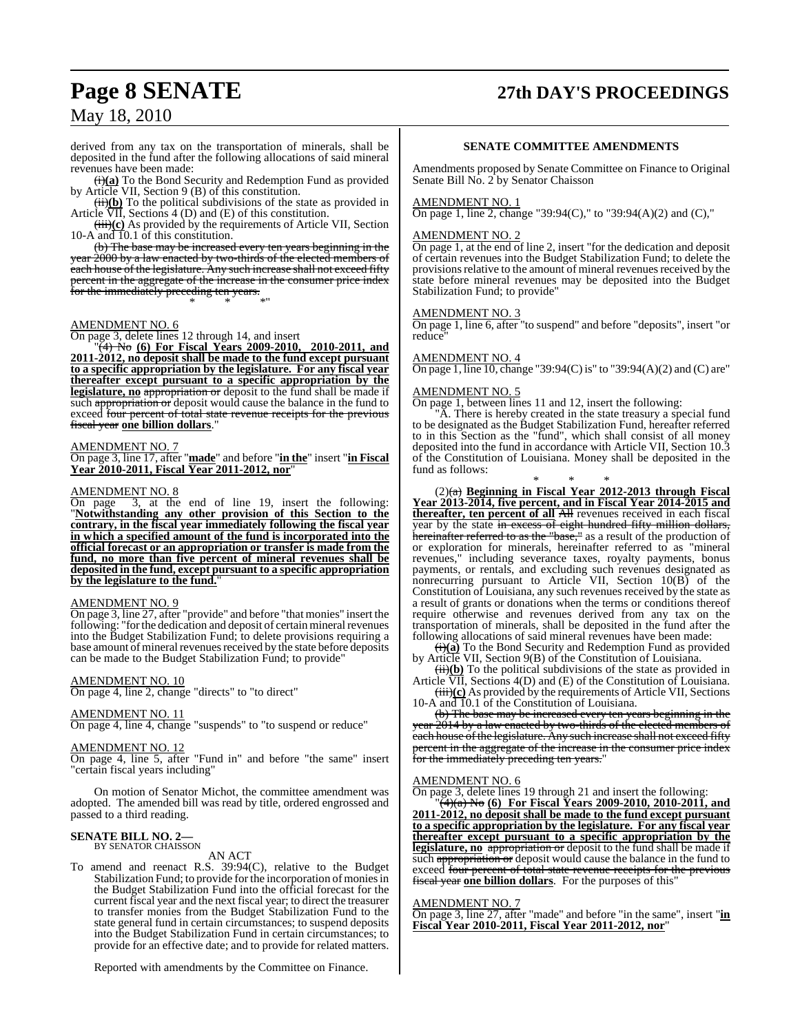derived from any tax on the transportation of minerals, shall be deposited in the fund after the following allocations of said mineral revenues have been made:

~~(i)~~**(a)** To the Bond Security and Redemption Fund as provided by Article VII, Section 9 (B) of this constitution.

~~(ii)~~**(b)** To the political subdivisions of the state as provided in Article VII, Sections 4 (D) and (E) of this constitution.

~~(iii)~~**(c)** As provided by the requirements of Article VII, Section 10-A and 10.1 of this constitution.

~~(b) The base may be increased every ten years beginning in the year 2000 by a law enacted by two-thirds of the elected members of each house of the legislature. Any such increase shall not exceed fifty percent in the aggregate of the increase in the consumer price index for the immediately preceding ten years.~~

\* \* \*"

AMENDMENT NO. 6

On page 3, delete lines 12 through 14, and insert

"~~(4) No~~ **(6) For Fiscal Years 2009-2010, 2010-2011, and 2011-2012, no deposit shall be made to the fund except pursuant to a specific appropriation by the legislature. For any fiscal year thereafter except pursuant to a specific appropriation by the legislature, no** ~~appropriation or~~ deposit to the fund shall be made if such ~~appropriation or~~ deposit would cause the balance in the fund to exceed ~~four percent of total state revenue receipts for the previous fiscal year~~ **one billion dollars**."

AMENDMENT NO. 7

On page 3, line 17, after "**made**" and before "**in the**" insert "**in Fiscal Year 2010-2011, Fiscal Year 2011-2012, nor**"

AMENDMENT NO. 8

On page 3, at the end of line 19, insert the following: "**Notwithstanding any other provision of this Section to the contrary, in the fiscal year immediately following the fiscal year in which a specified amount of the fund is incorporated into the official forecast or an appropriation or transfer is made from the fund, no more than five percent of mineral revenues shall be deposited in the fund, except pursuant to a specific appropriation by the legislature to the fund.**"

AMENDMENT NO. 9

On page 3, line 27, after "provide" and before "that monies" insert the following: "for the dedication and deposit of certain mineral revenues into the Budget Stabilization Fund; to delete provisions requiring a base amount of mineral revenues received by the state before deposits can be made to the Budget Stabilization Fund; to provide"

AMENDMENT NO. 10

On page 4, line 2, change "directs" to "to direct"

AMENDMENT NO. 11

On page 4, line 4, change "suspends" to "to suspend or reduce"

AMENDMENT NO. 12

On page 4, line 5, after "Fund in" and before "the same" insert "certain fiscal years including"

On motion of Senator Michot, the committee amendment was adopted. The amended bill was read by title, ordered engrossed and passed to a third reading.

**SENATE BILL NO. 2—**
BY SENATOR CHAISSON

AN ACT

To amend and reenact R.S. 39:94(C), relative to the Budget Stabilization Fund; to provide for the incorporation of monies in the Budget Stabilization Fund into the official forecast for the current fiscal year and the next fiscal year; to direct the treasurer to transfer monies from the Budget Stabilization Fund to the state general fund in certain circumstances; to suspend deposits into the Budget Stabilization Fund in certain circumstances; to provide for an effective date; and to provide for related matters.

Reported with amendments by the Committee on Finance.

**SENATE COMMITTEE AMENDMENTS**

Amendments proposed by Senate Committee on Finance to Original Senate Bill No. 2 by Senator Chaisson

AMENDMENT NO. 1

On page 1, line 2, change "39:94(C)," to "39:94(A)(2) and (C),"

AMENDMENT NO. 2

On page 1, at the end of line 2, insert "for the dedication and deposit of certain revenues into the Budget Stabilization Fund; to delete the provisions relative to the amount of mineral revenues received by the state before mineral revenues may be deposited into the Budget Stabilization Fund; to provide"

AMENDMENT NO. 3

On page 1, line 6, after "to suspend" and before "deposits", insert "or reduce"

AMENDMENT NO. 4

On page 1, line 10, change "39:94(C) is" to "39:94(A)(2) and (C) are"

AMENDMENT NO. 5

On page 1, between lines 11 and 12, insert the following:

"A. There is hereby created in the state treasury a special fund to be designated as the Budget Stabilization Fund, hereafter referred to in this Section as the "fund", which shall consist of all money deposited into the fund in accordance with Article VII, Section 10.3 of the Constitution of Louisiana. Money shall be deposited in the fund as follows:

\* \* \*

(2)~~(a)~~ **Beginning in Fiscal Year 2012-2013 through Fiscal Year 2013-2014, five percent, and in Fiscal Year 2014-2015 and thereafter, ten percent of all** ~~All~~ revenues received in each fiscal year by the state ~~in excess of eight hundred fifty million dollars, hereinafter referred to as the "base,"~~ as a result of the production of or exploration for minerals, hereinafter referred to as "mineral revenues," including severance taxes, royalty payments, bonus payments, or rentals, and excluding such revenues designated as nonrecurring pursuant to Article VII, Section 10(B) of the Constitution of Louisiana, any such revenues received by the state as a result of grants or donations when the terms or conditions thereof require otherwise and revenues derived from any tax on the transportation of minerals, shall be deposited in the fund after the following allocations of said mineral revenues have been made:

~~(i)~~**(a)** To the Bond Security and Redemption Fund as provided by Article VII, Section 9(B) of the Constitution of Louisiana.

~~(ii)~~**(b)** To the political subdivisions of the state as provided in Article VII, Sections 4(D) and (E) of the Constitution of Louisiana.

~~(iii)~~**(c)** As provided by the requirements of Article VII, Sections 10-A and 10.1 of the Constitution of Louisiana.

~~(b) The base may be increased every ten years beginning in the year 2014 by a law enacted by two-thirds of the elected members of each house of the legislature. Any such increase shall not exceed fifty percent in the aggregate of the increase in the consumer price index for the immediately preceding ten years.~~"

AMENDMENT NO. 6

On page 3, delete lines 19 through 21 and insert the following:

"~~(4)(a) No~~ **(6) For Fiscal Years 2009-2010, 2010-2011, and 2011-2012, no deposit shall be made to the fund except pursuant to a specific appropriation by the legislature. For any fiscal year thereafter except pursuant to a specific appropriation by the legislature, no** ~~appropriation or~~ deposit to the fund shall be made if such ~~appropriation or~~ deposit would cause the balance in the fund to exceed ~~four percent of total state revenue receipts for the previous fiscal year~~ **one billion dollars**. For the purposes of this"

AMENDMENT NO. 7

On page 3, line 27, after "made" and before "in the same", insert "**in Fiscal Year 2010-2011, Fiscal Year 2011-2012, nor**"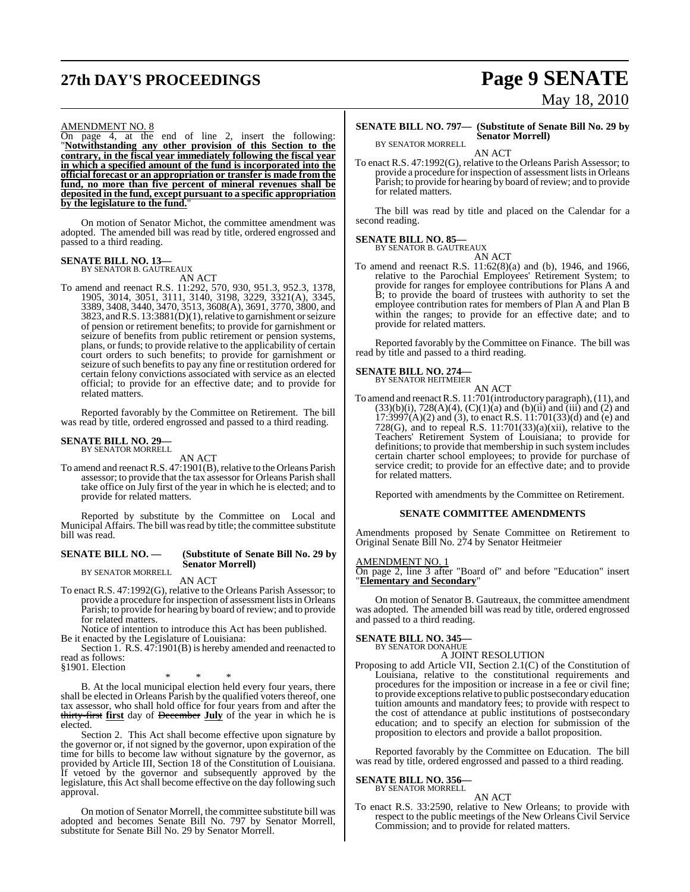AMENDMENT NO. 8

On page 4, at the end of line 2, insert the following: "**Notwithstanding any other provision of this Section to the contrary, in the fiscal year immediately following the fiscal year in which a specified amount of the fund is incorporated into the official forecast or an appropriation or transfer is made from the fund, no more than five percent of mineral revenues shall be deposited in the fund, except pursuant to a specific appropriation by the legislature to the fund.**"

On motion of Senator Michot, the committee amendment was adopted. The amended bill was read by title, ordered engrossed and passed to a third reading.

**SENATE BILL NO. 13—**
BY SENATOR B. GAUTREAUX

AN ACT

To amend and reenact R.S. 11:292, 570, 930, 951.3, 952.3, 1378, 1905, 3014, 3051, 3111, 3140, 3198, 3229, 3321(A), 3345, 3389, 3408, 3440, 3470, 3513, 3608(A), 3691, 3770, 3800, and 3823, and R.S. 13:3881(D)(1), relative to garnishment or seizure of pension or retirement benefits; to provide for garnishment or seizure of benefits from public retirement or pension systems, plans, or funds; to provide relative to the applicability of certain court orders to such benefits; to provide for garnishment or seizure of such benefits to pay any fine or restitution ordered for certain felony convictions associated with service as an elected official; to provide for an effective date; and to provide for related matters.

Reported favorably by the Committee on Retirement. The bill was read by title, ordered engrossed and passed to a third reading.

**SENATE BILL NO. 29—**
BY SENATOR MORRELL

AN ACT

To amend and reenact R.S. 47:1901(B), relative to the Orleans Parish assessor; to provide that the tax assessor for Orleans Parish shall take office on July first of the year in which he is elected; and to provide for related matters.

Reported by substitute by the Committee on Local and Municipal Affairs. The bill was read by title; the committee substitute bill was read.

**SENATE BILL NO. — (Substitute of Senate Bill No. 29 by Senator Morrell)**
BY SENATOR MORRELL

AN ACT

To enact R.S. 47:1992(G), relative to the Orleans Parish Assessor; to provide a procedure for inspection of assessment lists in Orleans Parish; to provide for hearing by board of review; and to provide for related matters.

Notice of intention to introduce this Act has been published.

Be it enacted by the Legislature of Louisiana:

Section 1. R.S. 47:1901(B) is hereby amended and reenacted to read as follows:

§1901. Election

\* \* \*

B. At the local municipal election held every four years, there shall be elected in Orleans Parish by the qualified voters thereof, one tax assessor, who shall hold office for four years from and after the ~~thirty-first~~ **first** day of ~~December~~ **July** of the year in which he is elected.

Section 2. This Act shall become effective upon signature by the governor or, if not signed by the governor, upon expiration of the time for bills to become law without signature by the governor, as provided by Article III, Section 18 of the Constitution of Louisiana. If vetoed by the governor and subsequently approved by the legislature, this Act shall become effective on the day following such approval.

On motion of Senator Morrell, the committee substitute bill was adopted and becomes Senate Bill No. 797 by Senator Morrell, substitute for Senate Bill No. 29 by Senator Morrell.

**SENATE BILL NO. 797— (Substitute of Senate Bill No. 29 by Senator Morrell)**
BY SENATOR MORRELL

AN ACT

To enact R.S. 47:1992(G), relative to the Orleans Parish Assessor; to provide a procedure for inspection of assessment lists in Orleans Parish; to provide for hearing by board of review; and to provide for related matters.

The bill was read by title and placed on the Calendar for a second reading.

**SENATE BILL NO. 85—**
BY SENATOR B. GAUTREAUX

AN ACT

To amend and reenact R.S. 11:62(8)(a) and (b), 1946, and 1966, relative to the Parochial Employees' Retirement System; to provide for ranges for employee contributions for Plans A and B; to provide the board of trustees with authority to set the employee contribution rates for members of Plan A and Plan B within the ranges; to provide for an effective date; and to provide for related matters.

Reported favorably by the Committee on Finance. The bill was read by title and passed to a third reading.

**SENATE BILL NO. 274—**
BY SENATOR HEITMEIER

AN ACT

To amend and reenact R.S. 11:701(introductory paragraph), (11), and (33)(b)(i), 728(A)(4), (C)(1)(a) and (b)(ii) and (iii) and (2) and 17:3997(A)(2) and (3), to enact R.S. 11:701(33)(d) and (e) and 728(G), and to repeal R.S. 11:701(33)(a)(xii), relative to the Teachers' Retirement System of Louisiana; to provide for definitions; to provide that membership in such system includes certain charter school employees; to provide for purchase of service credit; to provide for an effective date; and to provide for related matters.

Reported with amendments by the Committee on Retirement.

**SENATE COMMITTEE AMENDMENTS**

Amendments proposed by Senate Committee on Retirement to Original Senate Bill No. 274 by Senator Heitmeier

AMENDMENT NO. 1

On page 2, line 3 after "Board of" and before "Education" insert "**Elementary and Secondary**"

On motion of Senator B. Gautreaux, the committee amendment was adopted. The amended bill was read by title, ordered engrossed and passed to a third reading.

**SENATE BILL NO. 345—**
BY SENATOR DONAHUE

A JOINT RESOLUTION

Proposing to add Article VII, Section 2.1(C) of the Constitution of Louisiana, relative to the constitutional requirements and procedures for the imposition or increase in a fee or civil fine; to provide exceptions relative to public postsecondary education tuition amounts and mandatory fees; to provide with respect to the cost of attendance at public institutions of postsecondary education; and to specify an election for submission of the proposition to electors and provide a ballot proposition.

Reported favorably by the Committee on Education. The bill was read by title, ordered engrossed and passed to a third reading.

**SENATE BILL NO. 356—**
BY SENATOR MORRELL

AN ACT

To enact R.S. 33:2590, relative to New Orleans; to provide with respect to the public meetings of the New Orleans Civil Service Commission; and to provide for related matters.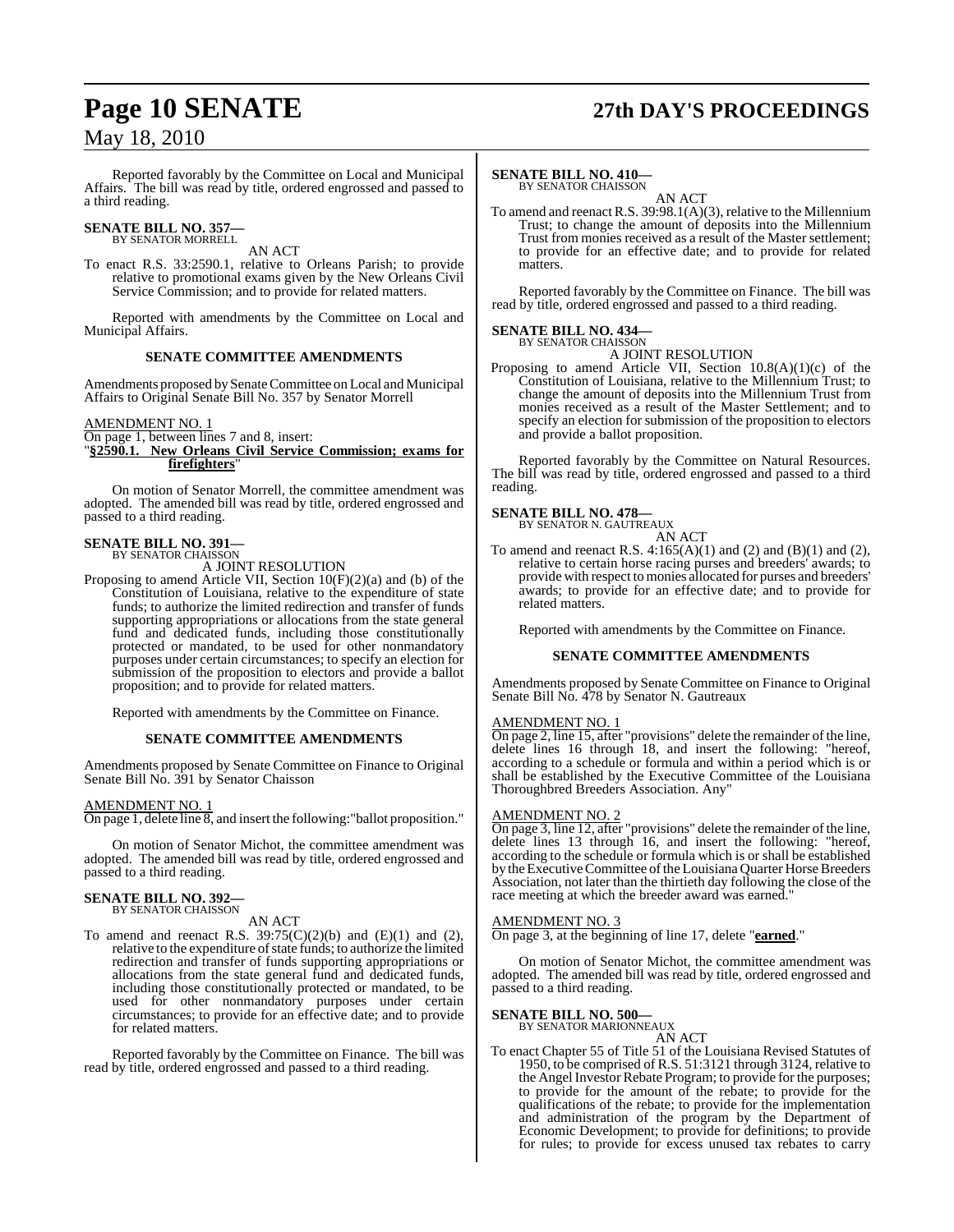Reported favorably by the Committee on Local and Municipal Affairs. The bill was read by title, ordered engrossed and passed to a third reading.

**SENATE BILL NO. 357—**
BY SENATOR MORRELL

AN ACT

To enact R.S. 33:2590.1, relative to Orleans Parish; to provide relative to promotional exams given by the New Orleans Civil Service Commission; and to provide for related matters.

Reported with amendments by the Committee on Local and Municipal Affairs.

**SENATE COMMITTEE AMENDMENTS**

Amendments proposed by Senate Committee on Local and Municipal Affairs to Original Senate Bill No. 357 by Senator Morrell

AMENDMENT NO. 1
On page 1, between lines 7 and 8, insert:
"**§2590.1. New Orleans Civil Service Commission; exams for firefighters**"

On motion of Senator Morrell, the committee amendment was adopted. The amended bill was read by title, ordered engrossed and passed to a third reading.

**SENATE BILL NO. 391—**
BY SENATOR CHAISSON

A JOINT RESOLUTION

Proposing to amend Article VII, Section 10(F)(2)(a) and (b) of the Constitution of Louisiana, relative to the expenditure of state funds; to authorize the limited redirection and transfer of funds supporting appropriations or allocations from the state general fund and dedicated funds, including those constitutionally protected or mandated, to be used for other nonmandatory purposes under certain circumstances; to specify an election for submission of the proposition to electors and provide a ballot proposition; and to provide for related matters.

Reported with amendments by the Committee on Finance.

**SENATE COMMITTEE AMENDMENTS**

Amendments proposed by Senate Committee on Finance to Original Senate Bill No. 391 by Senator Chaisson

AMENDMENT NO. 1
On page 1, delete line 8, and insert the following:"ballot proposition."

On motion of Senator Michot, the committee amendment was adopted. The amended bill was read by title, ordered engrossed and passed to a third reading.

**SENATE BILL NO. 392—**
BY SENATOR CHAISSON

AN ACT

To amend and reenact R.S. 39:75(C)(2)(b) and (E)(1) and (2), relative to the expenditure of state funds; to authorize the limited redirection and transfer of funds supporting appropriations or allocations from the state general fund and dedicated funds, including those constitutionally protected or mandated, to be used for other nonmandatory purposes under certain circumstances; to provide for an effective date; and to provide for related matters.

Reported favorably by the Committee on Finance. The bill was read by title, ordered engrossed and passed to a third reading.

**SENATE BILL NO. 410—**
BY SENATOR CHAISSON

AN ACT

To amend and reenact R.S. 39:98.1(A)(3), relative to the Millennium Trust; to change the amount of deposits into the Millennium Trust from monies received as a result of the Master settlement; to provide for an effective date; and to provide for related matters.

Reported favorably by the Committee on Finance. The bill was read by title, ordered engrossed and passed to a third reading.

**SENATE BILL NO. 434—**
BY SENATOR CHAISSON

A JOINT RESOLUTION

Proposing to amend Article VII, Section 10.8(A)(1)(c) of the Constitution of Louisiana, relative to the Millennium Trust; to change the amount of deposits into the Millennium Trust from monies received as a result of the Master Settlement; and to specify an election for submission of the proposition to electors and provide a ballot proposition.

Reported favorably by the Committee on Natural Resources. The bill was read by title, ordered engrossed and passed to a third reading.

**SENATE BILL NO. 478—**
BY SENATOR N. GAUTREAUX

AN ACT

To amend and reenact R.S. 4:165(A)(1) and (2) and (B)(1) and (2), relative to certain horse racing purses and breeders' awards; to provide with respect to monies allocated for purses and breeders' awards; to provide for an effective date; and to provide for related matters.

Reported with amendments by the Committee on Finance.

**SENATE COMMITTEE AMENDMENTS**

Amendments proposed by Senate Committee on Finance to Original Senate Bill No. 478 by Senator N. Gautreaux

AMENDMENT NO. 1
On page 2, line 15, after "provisions" delete the remainder of the line, delete lines 16 through 18, and insert the following: "hereof, according to a schedule or formula and within a period which is or shall be established by the Executive Committee of the Louisiana Thoroughbred Breeders Association. Any"

AMENDMENT NO. 2
On page 3, line 12, after "provisions" delete the remainder of the line, delete lines 13 through 16, and insert the following: "hereof, according to the schedule or formula which is or shall be established by the Executive Committee of the Louisiana Quarter Horse Breeders Association, not later than the thirtieth day following the close of the race meeting at which the breeder award was earned."

AMENDMENT NO. 3
On page 3, at the beginning of line 17, delete "**earned**."

On motion of Senator Michot, the committee amendment was adopted. The amended bill was read by title, ordered engrossed and passed to a third reading.

**SENATE BILL NO. 500—**
BY SENATOR MARIONNEAUX

AN ACT

To enact Chapter 55 of Title 51 of the Louisiana Revised Statutes of 1950, to be comprised of R.S. 51:3121 through 3124, relative to the Angel Investor Rebate Program; to provide for the purposes; to provide for the amount of the rebate; to provide for the qualifications of the rebate; to provide for the implementation and administration of the program by the Department of Economic Development; to provide for definitions; to provide for rules; to provide for excess unused tax rebates to carry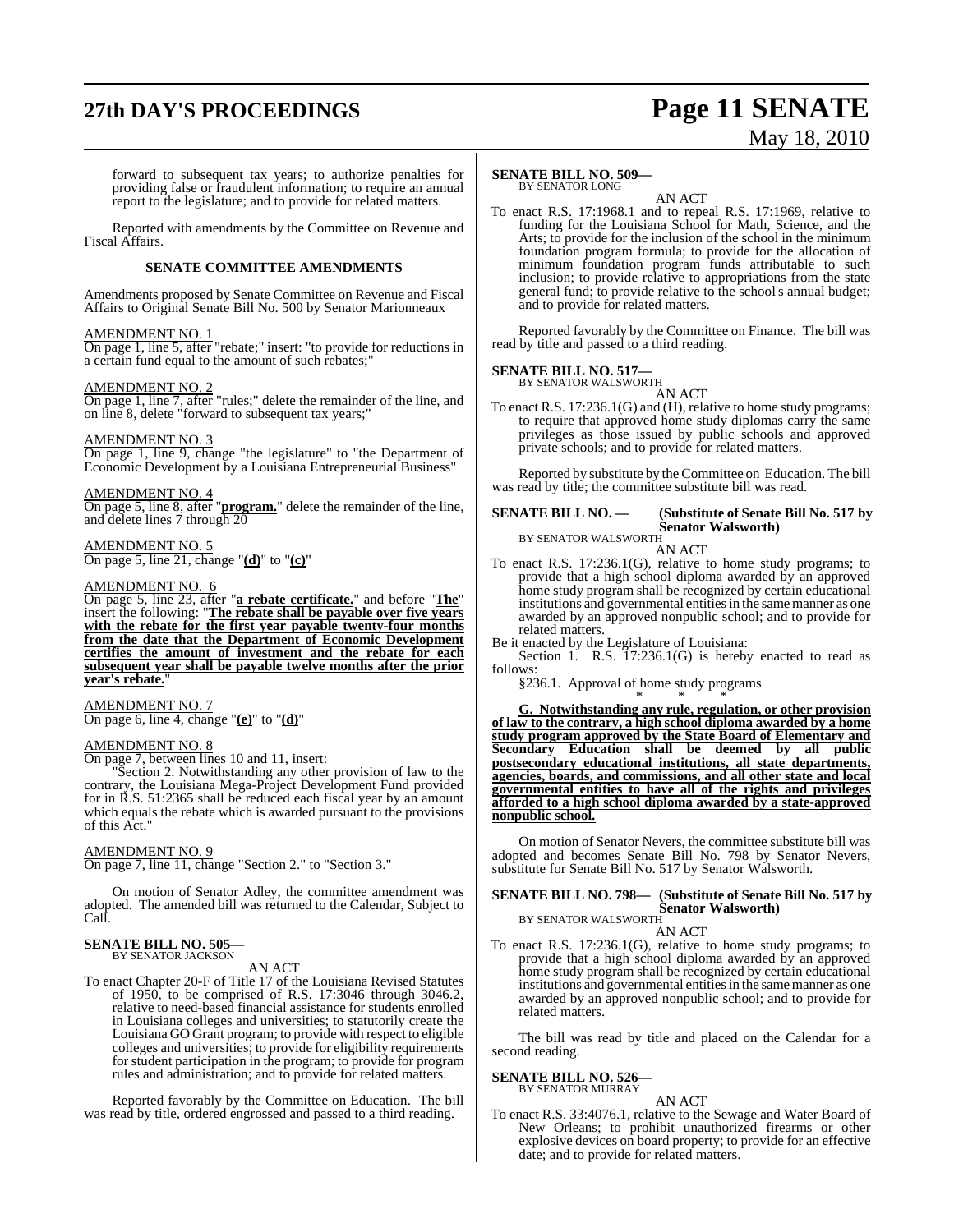forward to subsequent tax years; to authorize penalties for providing false or fraudulent information; to require an annual report to the legislature; and to provide for related matters.

Reported with amendments by the Committee on Revenue and Fiscal Affairs.

**SENATE COMMITTEE AMENDMENTS**

Amendments proposed by Senate Committee on Revenue and Fiscal Affairs to Original Senate Bill No. 500 by Senator Marionneaux

AMENDMENT NO. 1
On page 1, line 5, after "rebate;" insert: "to provide for reductions in a certain fund equal to the amount of such rebates;"

AMENDMENT NO. 2
On page 1, line 7, after "rules;" delete the remainder of the line, and on line 8, delete "forward to subsequent tax years;"

AMENDMENT NO. 3
On page 1, line 9, change "the legislature" to "the Department of Economic Development by a Louisiana Entrepreneurial Business"

AMENDMENT NO. 4
On page 5, line 8, after "**program.**" delete the remainder of the line, and delete lines 7 through 20

AMENDMENT NO. 5
On page 5, line 21, change "**(d)**" to "**(c)**"

AMENDMENT NO. 6
On page 5, line 23, after "**a rebate certificate.**" and before "**The**" insert the following: "**The rebate shall be payable over five years with the rebate for the first year payable twenty-four months from the date that the Department of Economic Development certifies the amount of investment and the rebate for each subsequent year shall be payable twelve months after the prior year's rebate.**"

AMENDMENT NO. 7
On page 6, line 4, change "**(e)**" to "**(d)**"

AMENDMENT NO. 8
On page 7, between lines 10 and 11, insert:

"Section 2. Notwithstanding any other provision of law to the contrary, the Louisiana Mega-Project Development Fund provided for in R.S. 51:2365 shall be reduced each fiscal year by an amount which equals the rebate which is awarded pursuant to the provisions of this Act."

AMENDMENT NO. 9
On page 7, line 11, change "Section 2." to "Section 3."

On motion of Senator Adley, the committee amendment was adopted. The amended bill was returned to the Calendar, Subject to Call.

**SENATE BILL NO. 505—**
BY SENATOR JACKSON

AN ACT

To enact Chapter 20-F of Title 17 of the Louisiana Revised Statutes of 1950, to be comprised of R.S. 17:3046 through 3046.2, relative to need-based financial assistance for students enrolled in Louisiana colleges and universities; to statutorily create the Louisiana GO Grant program; to provide with respect to eligible colleges and universities; to provide for eligibility requirements for student participation in the program; to provide for program rules and administration; and to provide for related matters.

Reported favorably by the Committee on Education. The bill was read by title, ordered engrossed and passed to a third reading.

**SENATE BILL NO. 509—**
BY SENATOR LONG

AN ACT

To enact R.S. 17:1968.1 and to repeal R.S. 17:1969, relative to funding for the Louisiana School for Math, Science, and the Arts; to provide for the inclusion of the school in the minimum foundation program formula; to provide for the allocation of minimum foundation program funds attributable to such inclusion; to provide relative to appropriations from the state general fund; to provide relative to the school's annual budget; and to provide for related matters.

Reported favorably by the Committee on Finance. The bill was read by title and passed to a third reading.

**SENATE BILL NO. 517—**
BY SENATOR WALSWORTH

AN ACT

To enact R.S. 17:236.1(G) and (H), relative to home study programs; to require that approved home study diplomas carry the same privileges as those issued by public schools and approved private schools; and to provide for related matters.

Reported by substitute by the Committee on Education. The bill was read by title; the committee substitute bill was read.

**SENATE BILL NO. — (Substitute of Senate Bill No. 517 by Senator Walsworth)**
BY SENATOR WALSWORTH

AN ACT

To enact R.S. 17:236.1(G), relative to home study programs; to provide that a high school diploma awarded by an approved home study program shall be recognized by certain educational institutions and governmental entities in the same manner as one awarded by an approved nonpublic school; and to provide for related matters.

Be it enacted by the Legislature of Louisiana:

Section 1. R.S. 17:236.1(G) is hereby enacted to read as follows:

§236.1. Approval of home study programs

\* \* \*

**G. Notwithstanding any rule, regulation, or other provision of law to the contrary, a high school diploma awarded by a home study program approved by the State Board of Elementary and Secondary Education shall be deemed by all public postsecondary educational institutions, all state departments, agencies, boards, and commissions, and all other state and local governmental entities to have all of the rights and privileges afforded to a high school diploma awarded by a state-approved nonpublic school.**

On motion of Senator Nevers, the committee substitute bill was adopted and becomes Senate Bill No. 798 by Senator Nevers, substitute for Senate Bill No. 517 by Senator Walsworth.

**SENATE BILL NO. 798— (Substitute of Senate Bill No. 517 by Senator Walsworth)**
BY SENATOR WALSWORTH

AN ACT

To enact R.S. 17:236.1(G), relative to home study programs; to provide that a high school diploma awarded by an approved home study program shall be recognized by certain educational institutions and governmental entities in the same manner as one awarded by an approved nonpublic school; and to provide for related matters.

The bill was read by title and placed on the Calendar for a second reading.

**SENATE BILL NO. 526—**
BY SENATOR MURRAY

AN ACT

To enact R.S. 33:4076.1, relative to the Sewage and Water Board of New Orleans; to prohibit unauthorized firearms or other explosive devices on board property; to provide for an effective date; and to provide for related matters.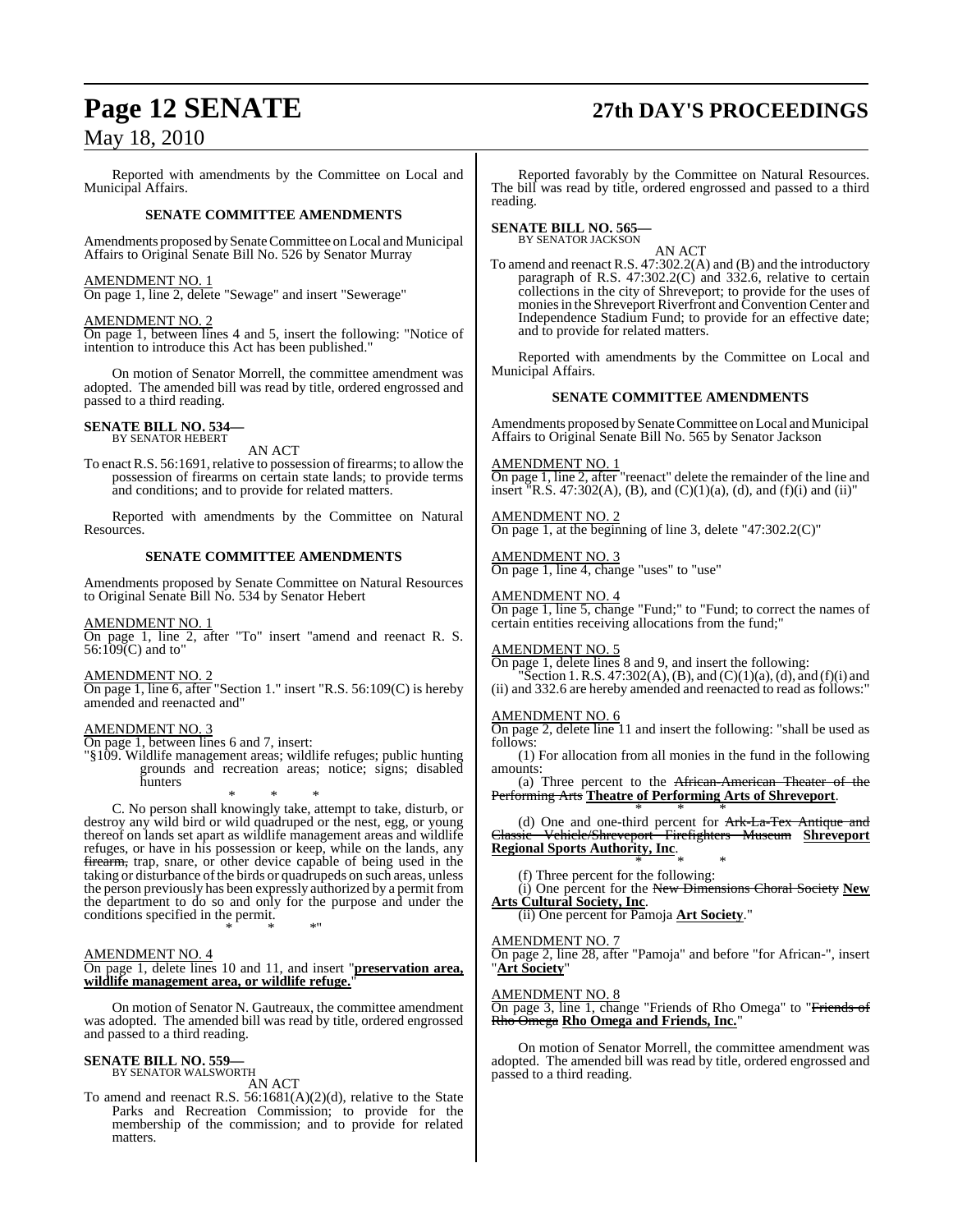Reported with amendments by the Committee on Local and Municipal Affairs.

**SENATE COMMITTEE AMENDMENTS**

Amendments proposed by Senate Committee on Local and Municipal Affairs to Original Senate Bill No. 526 by Senator Murray

AMENDMENT NO. 1
On page 1, line 2, delete "Sewage" and insert "Sewerage"

AMENDMENT NO. 2
On page 1, between lines 4 and 5, insert the following: "Notice of intention to introduce this Act has been published."

On motion of Senator Morrell, the committee amendment was adopted. The amended bill was read by title, ordered engrossed and passed to a third reading.

**SENATE BILL NO. 534—**
BY SENATOR HEBERT

AN ACT

To enact R.S. 56:1691, relative to possession of firearms; to allow the possession of firearms on certain state lands; to provide terms and conditions; and to provide for related matters.

Reported with amendments by the Committee on Natural Resources.

**SENATE COMMITTEE AMENDMENTS**

Amendments proposed by Senate Committee on Natural Resources to Original Senate Bill No. 534 by Senator Hebert

AMENDMENT NO. 1
On page 1, line 2, after "To" insert "amend and reenact R. S. 56:109(C) and to"

AMENDMENT NO. 2
On page 1, line 6, after "Section 1." insert "R.S. 56:109(C) is hereby amended and reenacted and"

AMENDMENT NO. 3
On page 1, between lines 6 and 7, insert:

"§109. Wildlife management areas; wildlife refuges; public hunting grounds and recreation areas; notice; signs; disabled hunters

\* \* \*

C. No person shall knowingly take, attempt to take, disturb, or destroy any wild bird or wild quadruped or the nest, egg, or young thereof on lands set apart as wildlife management areas and wildlife refuges, or have in his possession or keep, while on the lands, any ~~firearm,~~ trap, snare, or other device capable of being used in the taking or disturbance of the birds or quadrupeds on such areas, unless the person previously has been expressly authorized by a permit from the department to do so and only for the purpose and under the conditions specified in the permit.

\* \* \*"

AMENDMENT NO. 4
On page 1, delete lines 10 and 11, and insert "**preservation area, wildlife management area, or wildlife refuge.**"

On motion of Senator N. Gautreaux, the committee amendment was adopted. The amended bill was read by title, ordered engrossed and passed to a third reading.

**SENATE BILL NO. 559—**
BY SENATOR WALSWORTH

AN ACT

To amend and reenact R.S. 56:1681(A)(2)(d), relative to the State Parks and Recreation Commission; to provide for the membership of the commission; and to provide for related matters.

Reported favorably by the Committee on Natural Resources. The bill was read by title, ordered engrossed and passed to a third reading.

**SENATE BILL NO. 565—**
BY SENATOR JACKSON

AN ACT

To amend and reenact R.S. 47:302.2(A) and (B) and the introductory paragraph of R.S. 47:302.2(C) and 332.6, relative to certain collections in the city of Shreveport; to provide for the uses of monies in the Shreveport Riverfront and Convention Center and Independence Stadium Fund; to provide for an effective date; and to provide for related matters.

Reported with amendments by the Committee on Local and Municipal Affairs.

**SENATE COMMITTEE AMENDMENTS**

Amendments proposed by Senate Committee on Local and Municipal Affairs to Original Senate Bill No. 565 by Senator Jackson

AMENDMENT NO. 1
On page 1, line 2, after "reenact" delete the remainder of the line and insert "R.S. 47:302(A), (B), and (C)(1)(a), (d), and (f)(i) and (ii)"

AMENDMENT NO. 2
On page 1, at the beginning of line 3, delete "47:302.2(C)"

AMENDMENT NO. 3
On page 1, line 4, change "uses" to "use"

AMENDMENT NO. 4
On page 1, line 5, change "Fund;" to "Fund; to correct the names of certain entities receiving allocations from the fund;"

AMENDMENT NO. 5
On page 1, delete lines 8 and 9, and insert the following:
"Section 1. R.S. 47:302(A), (B), and (C)(1)(a), (d), and (f)(i) and (ii) and 332.6 are hereby amended and reenacted to read as follows:"

AMENDMENT NO. 6
On page 2, delete line 11 and insert the following: "shall be used as follows:

(1) For allocation from all monies in the fund in the following amounts:

(a) Three percent to the ~~African-American Theater of the Performing Arts~~ **Theatre of Performing Arts of Shreveport**.

\* \* \*

(d) One and one-third percent for ~~Ark-La-Tex Antique and Classic Vehicle/Shreveport Firefighters Museum~~ **Shreveport Regional Sports Authority, Inc**.

\* \* \*

(f) Three percent for the following:

(i) One percent for the ~~New Dimensions Choral Society~~ **New Arts Cultural Society, Inc**.

(ii) One percent for Pamoja **Art Society**."

AMENDMENT NO. 7
On page 2, line 28, after "Pamoja" and before "for African-", insert "**Art Society**"

AMENDMENT NO. 8
On page 3, line 1, change "Friends of Rho Omega" to "~~Friends of Rho Omega~~ **Rho Omega and Friends, Inc.**"

On motion of Senator Morrell, the committee amendment was adopted. The amended bill was read by title, ordered engrossed and passed to a third reading.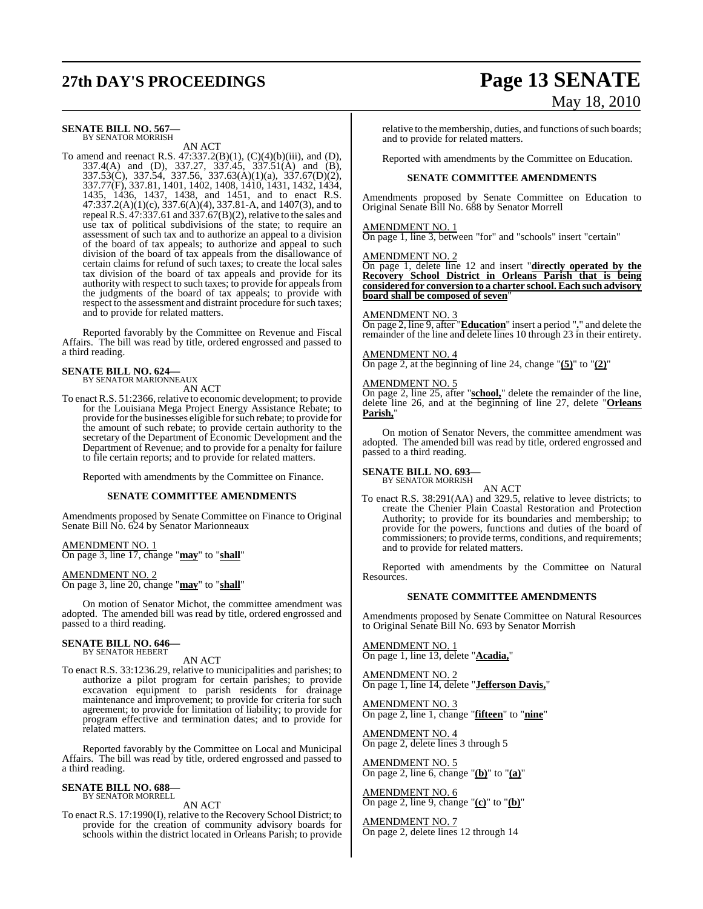**SENATE BILL NO. 567—**
BY SENATOR MORRISH

AN ACT

To amend and reenact R.S. 47:337.2(B)(1), (C)(4)(b)(iii), and (D), 337.4(A) and (D), 337.27, 337.45, 337.51(A) and (B), 337.53(C), 337.54, 337.56, 337.63(A)(1)(a), 337.67(D)(2), 337.77(F), 337.81, 1401, 1402, 1408, 1410, 1431, 1432, 1434, 1435, 1436, 1437, 1438, and 1451, and to enact R.S. 47:337.2(A)(1)(c), 337.6(A)(4), 337.81-A, and 1407(3), and to repeal R.S. 47:337.61 and 337.67(B)(2), relative to the sales and use tax of political subdivisions of the state; to require an assessment of such tax and to authorize an appeal to a division of the board of tax appeals; to authorize and appeal to such division of the board of tax appeals from the disallowance of certain claims for refund of such taxes; to create the local sales tax division of the board of tax appeals and provide for its authority with respect to such taxes; to provide for appeals from the judgments of the board of tax appeals; to provide with respect to the assessment and distraint procedure for such taxes; and to provide for related matters.

Reported favorably by the Committee on Revenue and Fiscal Affairs. The bill was read by title, ordered engrossed and passed to a third reading.

**SENATE BILL NO. 624—**
BY SENATOR MARIONNEAUX

AN ACT

To enact R.S. 51:2366, relative to economic development; to provide for the Louisiana Mega Project Energy Assistance Rebate; to provide for the businesses eligible for such rebate; to provide for the amount of such rebate; to provide certain authority to the secretary of the Department of Economic Development and the Department of Revenue; and to provide for a penalty for failure to file certain reports; and to provide for related matters.

Reported with amendments by the Committee on Finance.

**SENATE COMMITTEE AMENDMENTS**

Amendments proposed by Senate Committee on Finance to Original Senate Bill No. 624 by Senator Marionneaux

AMENDMENT NO. 1
On page 3, line 17, change "**may**" to "**shall**"

AMENDMENT NO. 2
On page 3, line 20, change "**may**" to "**shall**"

On motion of Senator Michot, the committee amendment was adopted. The amended bill was read by title, ordered engrossed and passed to a third reading.

**SENATE BILL NO. 646—**
BY SENATOR HEBERT

AN ACT

To enact R.S. 33:1236.29, relative to municipalities and parishes; to authorize a pilot program for certain parishes; to provide excavation equipment to parish residents for drainage maintenance and improvement; to provide for criteria for such agreement; to provide for limitation of liability; to provide for program effective and termination dates; and to provide for related matters.

Reported favorably by the Committee on Local and Municipal Affairs. The bill was read by title, ordered engrossed and passed to a third reading.

**SENATE BILL NO. 688—**
BY SENATOR MORRELL

AN ACT

To enact R.S. 17:1990(I), relative to the Recovery School District; to provide for the creation of community advisory boards for schools within the district located in Orleans Parish; to provide relative to the membership, duties, and functions of such boards; and to provide for related matters.

Reported with amendments by the Committee on Education.

**SENATE COMMITTEE AMENDMENTS**

Amendments proposed by Senate Committee on Education to Original Senate Bill No. 688 by Senator Morrell

AMENDMENT NO. 1
On page 1, line 3, between "for" and "schools" insert "certain"

AMENDMENT NO. 2
On page 1, delete line 12 and insert "**directly operated by the Recovery School District in Orleans Parish that is being considered for conversion to a charter school. Each such advisory board shall be composed of seven**"

AMENDMENT NO. 3
On page 2, line 9, after "**Education**" insert a period "**.**" and delete the remainder of the line and delete lines 10 through 23 in their entirety.

AMENDMENT NO. 4
On page 2, at the beginning of line 24, change "**(5)**" to "**(2)**"

AMENDMENT NO. 5
On page 2, line 25, after "**school,**" delete the remainder of the line, delete line 26, and at the beginning of line 27, delete "**Orleans Parish,**"

On motion of Senator Nevers, the committee amendment was adopted. The amended bill was read by title, ordered engrossed and passed to a third reading.

**SENATE BILL NO. 693—**
BY SENATOR MORRISH

AN ACT

To enact R.S. 38:291(AA) and 329.5, relative to levee districts; to create the Chenier Plain Coastal Restoration and Protection Authority; to provide for its boundaries and membership; to provide for the powers, functions and duties of the board of commissioners; to provide terms, conditions, and requirements; and to provide for related matters.

Reported with amendments by the Committee on Natural Resources.

**SENATE COMMITTEE AMENDMENTS**

Amendments proposed by Senate Committee on Natural Resources to Original Senate Bill No. 693 by Senator Morrish

AMENDMENT NO. 1
On page 1, line 13, delete "**Acadia,**"

AMENDMENT NO. 2
On page 1, line 14, delete "**Jefferson Davis,**"

AMENDMENT NO. 3
On page 2, line 1, change "**fifteen**" to "**nine**"

AMENDMENT NO. 4
On page 2, delete lines 3 through 5

AMENDMENT NO. 5
On page 2, line 6, change "**(b)**" to "**(a)**"

AMENDMENT NO. 6
On page 2, line 9, change "**(c)**" to "**(b)**"

AMENDMENT NO. 7
On page 2, delete lines 12 through 14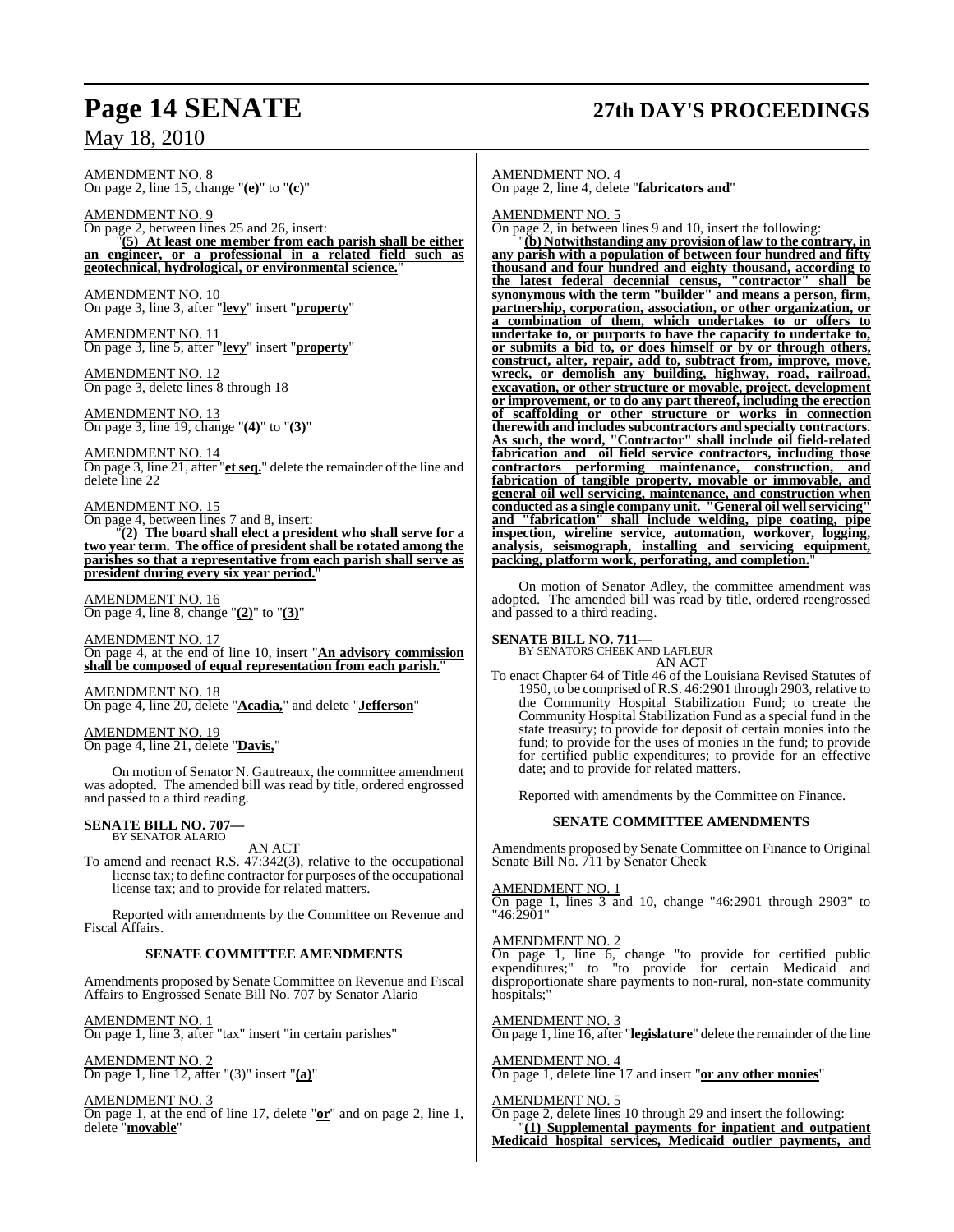AMENDMENT NO. 8
On page 2, line 15, change "**(e)**" to "**(c)**"

AMENDMENT NO. 9
On page 2, between lines 25 and 26, insert:
"**(5) At least one member from each parish shall be either an engineer, or a professional in a related field such as geotechnical, hydrological, or environmental science.**"

AMENDMENT NO. 10
On page 3, line 3, after "**levy**" insert "**property**"

AMENDMENT NO. 11
On page 3, line 5, after "**levy**" insert "**property**"

AMENDMENT NO. 12
On page 3, delete lines 8 through 18

AMENDMENT NO. 13
On page 3, line 19, change "**(4)**" to "**(3)**"

AMENDMENT NO. 14
On page 3, line 21, after "**et seq.**" delete the remainder of the line and delete line 22

AMENDMENT NO. 15
On page 4, between lines 7 and 8, insert:
"**(2) The board shall elect a president who shall serve for a two year term. The office of president shall be rotated among the parishes so that a representative from each parish shall serve as president during every six year period.**"

AMENDMENT NO. 16
On page 4, line 8, change "**(2)**" to "**(3)**"

AMENDMENT NO. 17
On page 4, at the end of line 10, insert "**An advisory commission shall be composed of equal representation from each parish.**"

AMENDMENT NO. 18
On page 4, line 20, delete "**Acadia,**" and delete "**Jefferson**"

AMENDMENT NO. 19
On page 4, line 21, delete "**Davis,**"

On motion of Senator N. Gautreaux, the committee amendment was adopted. The amended bill was read by title, ordered engrossed and passed to a third reading.

**SENATE BILL NO. 707—**
BY SENATOR ALARIO

AN ACT

To amend and reenact R.S. 47:342(3), relative to the occupational license tax; to define contractor for purposes of the occupational license tax; and to provide for related matters.

Reported with amendments by the Committee on Revenue and Fiscal Affairs.

**SENATE COMMITTEE AMENDMENTS**

Amendments proposed by Senate Committee on Revenue and Fiscal Affairs to Engrossed Senate Bill No. 707 by Senator Alario

AMENDMENT NO. 1
On page 1, line 3, after "tax" insert "in certain parishes"

AMENDMENT NO. 2
On page 1, line 12, after "(3)" insert "**(a)**"

AMENDMENT NO. 3
On page 1, at the end of line 17, delete "**or**" and on page 2, line 1, delete "**movable**"

AMENDMENT NO. 4
On page 2, line 4, delete "**fabricators and**"

AMENDMENT NO. 5
On page 2, in between lines 9 and 10, insert the following:
"**(b) Notwithstanding any provision of law to the contrary, in any parish with a population of between four hundred and fifty thousand and four hundred and eighty thousand, according to the latest federal decennial census, "contractor" shall be synonymous with the term "builder" and means a person, firm, partnership, corporation, association, or other organization, or a combination of them, which undertakes to or offers to undertake to, or purports to have the capacity to undertake to, or submits a bid to, or does himself or by or through others, construct, alter, repair, add to, subtract from, improve, move, wreck, or demolish any building, highway, road, railroad, excavation, or other structure or movable, project, development or improvement, or to do any part thereof, including the erection of scaffolding or other structure or works in connection therewith and includes subcontractors and specialty contractors. As such, the word, "Contractor" shall include oil field-related fabrication and oil field service contractors, including those contractors performing maintenance, construction, and fabrication of tangible property, movable or immovable, and general oil well servicing, maintenance, and construction when conducted as a single company unit. "General oil well servicing" and "fabrication" shall include welding, pipe coating, pipe inspection, wireline service, automation, workover, logging, analysis, seismograph, installing and servicing equipment, packing, platform work, perforating, and completion.**"

On motion of Senator Adley, the committee amendment was adopted. The amended bill was read by title, ordered reengrossed and passed to a third reading.

**SENATE BILL NO. 711—**
BY SENATORS CHEEK AND LAFLEUR

AN ACT

To enact Chapter 64 of Title 46 of the Louisiana Revised Statutes of 1950, to be comprised of R.S. 46:2901 through 2903, relative to the Community Hospital Stabilization Fund; to create the Community Hospital Stabilization Fund as a special fund in the state treasury; to provide for deposit of certain monies into the fund; to provide for the uses of monies in the fund; to provide for certified public expenditures; to provide for an effective date; and to provide for related matters.

Reported with amendments by the Committee on Finance.

**SENATE COMMITTEE AMENDMENTS**

Amendments proposed by Senate Committee on Finance to Original Senate Bill No. 711 by Senator Cheek

AMENDMENT NO. 1
On page 1, lines 3 and 10, change "46:2901 through 2903" to "46:2901"

AMENDMENT NO. 2
On page 1, line 6, change "to provide for certified public expenditures;" to "to provide for certain Medicaid and disproportionate share payments to non-rural, non-state community hospitals;"

AMENDMENT NO. 3
On page 1, line 16, after "**legislature**" delete the remainder of the line

AMENDMENT NO. 4
On page 1, delete line 17 and insert "**or any other monies**"

AMENDMENT NO. 5
On page 2, delete lines 10 through 29 and insert the following:
"**(1) Supplemental payments for inpatient and outpatient Medicaid hospital services, Medicaid outlier payments, and**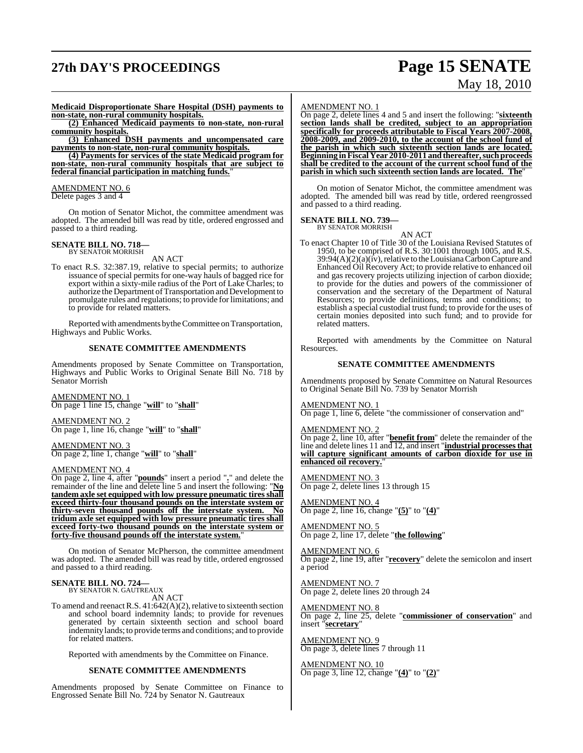**Medicaid Disproportionate Share Hospital (DSH) payments to non-state, non-rural community hospitals.**

**(2) Enhanced Medicaid payments to non-state, non-rural community hospitals.**

**(3) Enhanced DSH payments and uncompensated care payments to non-state, non-rural community hospitals.**

**(4) Payments for services of the state Medicaid program for non-state, non-rural community hospitals that are subject to federal financial participation in matching funds.**"

AMENDMENT NO. 6
Delete pages 3 and 4

On motion of Senator Michot, the committee amendment was adopted. The amended bill was read by title, ordered engrossed and passed to a third reading.

**SENATE BILL NO. 718—**
BY SENATOR MORRISH

AN ACT

To enact R.S. 32:387.19, relative to special permits; to authorize issuance of special permits for one-way hauls of bagged rice for export within a sixty-mile radius of the Port of Lake Charles; to authorize the Department of Transportation and Development to promulgate rules and regulations; to provide for limitations; and to provide for related matters.

Reported with amendments by the Committee on Transportation, Highways and Public Works.

**SENATE COMMITTEE AMENDMENTS**

Amendments proposed by Senate Committee on Transportation, Highways and Public Works to Original Senate Bill No. 718 by Senator Morrish

AMENDMENT NO. 1
On page 1 line 15, change "**will**" to "**shall**"

AMENDMENT NO. 2
On page 1, line 16, change "**will**" to "**shall**"

AMENDMENT NO. 3
On page 2, line 1, change "**will**" to "**shall**"

AMENDMENT NO. 4
On page 2, line 4, after "**pounds**" insert a period "**.**" and delete the remainder of the line and delete line 5 and insert the following: "**No tandem axle set equipped with low pressure pneumatic tires shall exceed thirty-four thousand pounds on the interstate system or thirty-seven thousand pounds off the interstate system. No tridum axle set equipped with low pressure pneumatic tires shall exceed forty-two thousand pounds on the interstate system or forty-five thousand pounds off the interstate system.**"

On motion of Senator McPherson, the committee amendment was adopted. The amended bill was read by title, ordered engrossed and passed to a third reading.

**SENATE BILL NO. 724—**
BY SENATOR N. GAUTREAUX

AN ACT

To amend and reenact R.S. 41:642(A)(2), relative to sixteenth section and school board indemnity lands; to provide for revenues generated by certain sixteenth section and school board indemnity lands; to provide terms and conditions; and to provide for related matters.

Reported with amendments by the Committee on Finance.

**SENATE COMMITTEE AMENDMENTS**

Amendments proposed by Senate Committee on Finance to Engrossed Senate Bill No. 724 by Senator N. Gautreaux

AMENDMENT NO. 1
On page 2, delete lines 4 and 5 and insert the following: "**sixteenth section lands shall be credited, subject to an appropriation specifically for proceeds attributable to Fiscal Years 2007-2008, 2008-2009, and 2009-2010, to the account of the school fund of the parish in which such sixteenth section lands are located. Beginning in Fiscal Year 2010-2011 and thereafter, such proceeds shall be credited to the account of the current school fund of the parish in which such sixteenth section lands are located. The**"

On motion of Senator Michot, the committee amendment was adopted. The amended bill was read by title, ordered reengrossed and passed to a third reading.

**SENATE BILL NO. 739—**
BY SENATOR MORRISH

AN ACT

To enact Chapter 10 of Title 30 of the Louisiana Revised Statutes of 1950, to be comprised of R.S. 30:1001 through 1005, and R.S. 39:94(A)(2)(a)(iv), relative to the Louisiana Carbon Capture and Enhanced Oil Recovery Act; to provide relative to enhanced oil and gas recovery projects utilizing injection of carbon dioxide; to provide for the duties and powers of the commissioner of conservation and the secretary of the Department of Natural Resources; to provide definitions, terms and conditions; to establish a special custodial trust fund; to provide for the uses of certain monies deposited into such fund; and to provide for related matters.

Reported with amendments by the Committee on Natural Resources.

**SENATE COMMITTEE AMENDMENTS**

Amendments proposed by Senate Committee on Natural Resources to Original Senate Bill No. 739 by Senator Morrish

AMENDMENT NO. 1
On page 1, line 6, delete "the commissioner of conservation and"

AMENDMENT NO. 2
On page 2, line 10, after "**benefit from**" delete the remainder of the line and delete lines 11 and 12, and insert "**industrial processes that will capture significant amounts of carbon dioxide for use in enhanced oil recovery.**"

AMENDMENT NO. 3
On page 2, delete lines 13 through 15

AMENDMENT NO. 4
On page 2, line 16, change "**(5)**" to "**(4)**"

AMENDMENT NO. 5
On page 2, line 17, delete "**the following**"

AMENDMENT NO. 6
On page 2, line 19, after "**recovery**" delete the semicolon and insert a period

AMENDMENT NO. 7
On page 2, delete lines 20 through 24

AMENDMENT NO. 8
On page 2, line 25, delete "**commissioner of conservation**" and insert "**secretary**"

AMENDMENT NO. 9
On page 3, delete lines 7 through 11

AMENDMENT NO. 10
On page 3, line 12, change "**(4)**" to "**(2)**"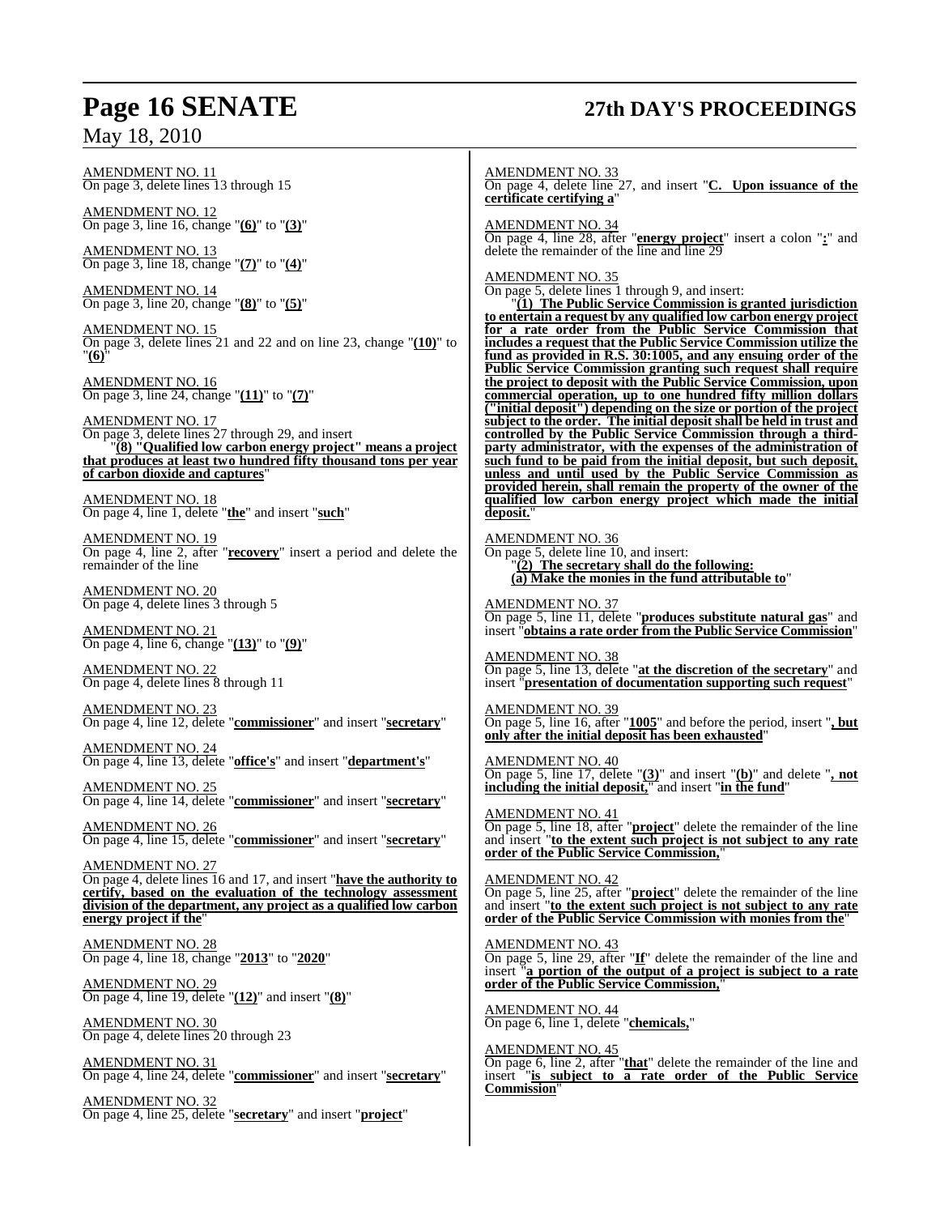AMENDMENT NO. 11
On page 3, delete lines 13 through 15

AMENDMENT NO. 12
On page 3, line 16, change "**(6)**" to "**(3)**"

AMENDMENT NO. 13
On page 3, line 18, change "**(7)**" to "**(4)**"

AMENDMENT NO. 14
On page 3, line 20, change "**(8)**" to "**(5)**"

AMENDMENT NO. 15
On page 3, delete lines 21 and 22 and on line 23, change "**(10)**" to "**(6)**"

AMENDMENT NO. 16
On page 3, line 24, change "**(11)**" to "**(7)**"

AMENDMENT NO. 17
On page 3, delete lines 27 through 29, and insert

"**(8) "Qualified low carbon energy project" means a project that produces at least two hundred fifty thousand tons per year of carbon dioxide and captures**"

AMENDMENT NO. 18
On page 4, line 1, delete "**the**" and insert "**such**"

AMENDMENT NO. 19
On page 4, line 2, after "**recovery**" insert a period and delete the remainder of the line

AMENDMENT NO. 20
On page 4, delete lines 3 through 5

AMENDMENT NO. 21
On page 4, line 6, change "**(13)**" to "**(9)**"

AMENDMENT NO. 22
On page 4, delete lines 8 through 11

AMENDMENT NO. 23
On page 4, line 12, delete "**commissioner**" and insert "**secretary**"

AMENDMENT NO. 24
On page 4, line 13, delete "**office's**" and insert "**department's**"

AMENDMENT NO. 25
On page 4, line 14, delete "**commissioner**" and insert "**secretary**"

AMENDMENT NO. 26
On page 4, line 15, delete "**commissioner**" and insert "**secretary**"

AMENDMENT NO. 27
On page 4, delete lines 16 and 17, and insert "**have the authority to certify, based on the evaluation of the technology assessment division of the department, any project as a qualified low carbon energy project if the**"

AMENDMENT NO. 28
On page 4, line 18, change "**2013**" to "**2020**"

AMENDMENT NO. 29
On page 4, line 19, delete "**(12)**" and insert "**(8)**"

AMENDMENT NO. 30
On page 4, delete lines 20 through 23

AMENDMENT NO. 31
On page 4, line 24, delete "**commissioner**" and insert "**secretary**"

AMENDMENT NO. 32
On page 4, line 25, delete "**secretary**" and insert "**project**"

AMENDMENT NO. 33
On page 4, delete line 27, and insert "**C. Upon issuance of the certificate certifying a**"

AMENDMENT NO. 34
On page 4, line 28, after "**energy project**" insert a colon "**:**" and delete the remainder of the line and line 29

AMENDMENT NO. 35
On page 5, delete lines 1 through 9, and insert:

"**(1) The Public Service Commission is granted jurisdiction to entertain a request by any qualified low carbon energy project for a rate order from the Public Service Commission that includes a request that the Public Service Commission utilize the fund as provided in R.S. 30:1005, and any ensuing order of the Public Service Commission granting such request shall require the project to deposit with the Public Service Commission, upon commercial operation, up to one hundred fifty million dollars ("initial deposit") depending on the size or portion of the project subject to the order. The initial deposit shall be held in trust and controlled by the Public Service Commission through a third-party administrator, with the expenses of the administration of such fund to be paid from the initial deposit, but such deposit, unless and until used by the Public Service Commission as provided herein, shall remain the property of the owner of the qualified low carbon energy project which made the initial deposit.**"

AMENDMENT NO. 36
On page 5, delete line 10, and insert:

"**(2) The secretary shall do the following:**
**(a) Make the monies in the fund attributable to**"

AMENDMENT NO. 37
On page 5, line 11, delete "**produces substitute natural gas**" and insert "**obtains a rate order from the Public Service Commission**"

AMENDMENT NO. 38
On page 5, line 13, delete "**at the discretion of the secretary**" and insert "**presentation of documentation supporting such request**"

AMENDMENT NO. 39
On page 5, line 16, after "**1005**" and before the period, insert "**, but only after the initial deposit has been exhausted**"

AMENDMENT NO. 40
On page 5, line 17, delete "**(3)**" and insert "**(b)**" and delete "**, not including the initial deposit,**" and insert "**in the fund**"

AMENDMENT NO. 41
On page 5, line 18, after "**project**" delete the remainder of the line and insert "**to the extent such project is not subject to any rate order of the Public Service Commission,**"

AMENDMENT NO. 42
On page 5, line 25, after "**project**" delete the remainder of the line and insert "**to the extent such project is not subject to any rate order of the Public Service Commission with monies from the**"

AMENDMENT NO. 43
On page 5, line 29, after "**If**" delete the remainder of the line and insert "**a portion of the output of a project is subject to a rate order of the Public Service Commission,**"

AMENDMENT NO. 44
On page 6, line 1, delete "**chemicals,**"

AMENDMENT NO. 45
On page 6, line 2, after "**that**" delete the remainder of the line and insert "**is subject to a rate order of the Public Service Commission**"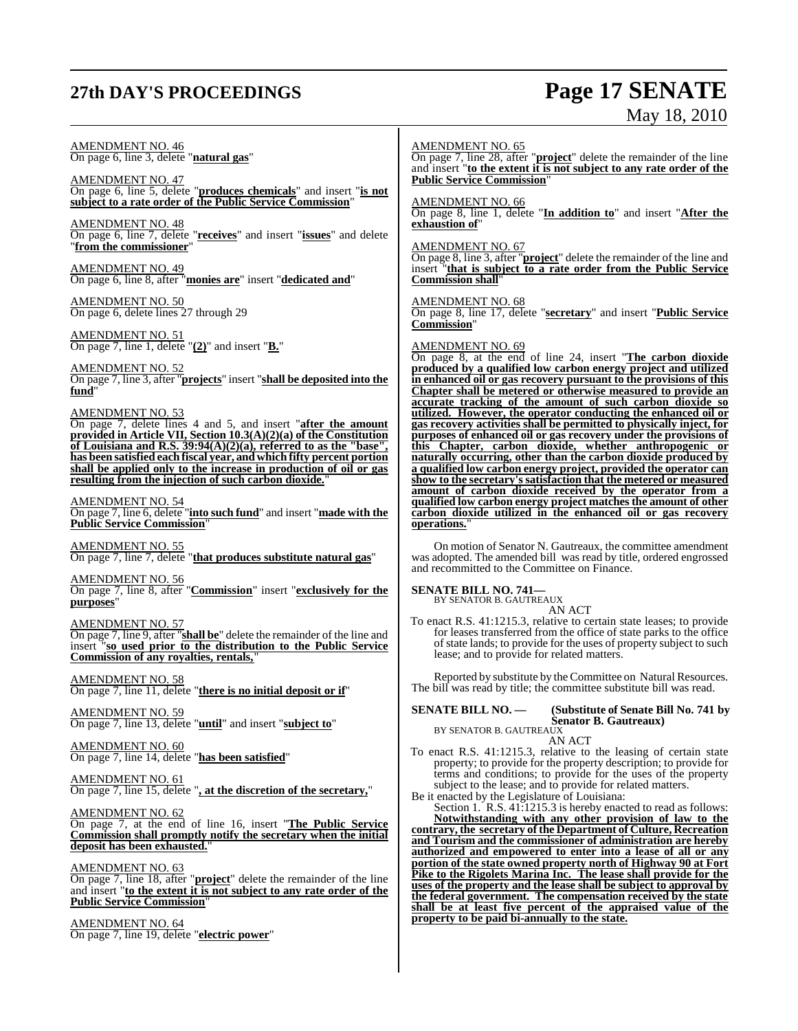AMENDMENT NO. 46
On page 6, line 3, delete "**natural gas**"

AMENDMENT NO. 47
On page 6, line 5, delete "**produces chemicals**" and insert "**is not subject to a rate order of the Public Service Commission**"

AMENDMENT NO. 48
On page 6, line 7, delete "**receives**" and insert "**issues**" and delete "**from the commissioner**"

AMENDMENT NO. 49
On page 6, line 8, after "**monies are**" insert "**dedicated and**"

AMENDMENT NO. 50
On page 6, delete lines 27 through 29

AMENDMENT NO. 51
On page 7, line 1, delete "**(2)**" and insert "**B.**"

AMENDMENT NO. 52
On page 7, line 3, after "**projects**" insert "**shall be deposited into the fund**"

AMENDMENT NO. 53
On page 7, delete lines 4 and 5, and insert "**after the amount provided in Article VII, Section 10.3(A)(2)(a) of the Constitution of Louisiana and R.S. 39:94(A)(2)(a), referred to as the "base", has been satisfied each fiscal year, and which fifty percent portion shall be applied only to the increase in production of oil or gas resulting from the injection of such carbon dioxide.**"

AMENDMENT NO. 54
On page 7, line 6, delete "**into such fund**" and insert "**made with the Public Service Commission**"

AMENDMENT NO. 55
On page 7, line 7, delete "**that produces substitute natural gas**"

AMENDMENT NO. 56
On page 7, line 8, after "**Commission**" insert "**exclusively for the purposes**"

AMENDMENT NO. 57
On page 7, line 9, after "**shall be**" delete the remainder of the line and insert "**so used prior to the distribution to the Public Service Commission of any royalties, rentals,**"

AMENDMENT NO. 58
On page 7, line 11, delete "**there is no initial deposit or if**"

AMENDMENT NO. 59
On page 7, line 13, delete "**until**" and insert "**subject to**"

AMENDMENT NO. 60
On page 7, line 14, delete "**has been satisfied**"

AMENDMENT NO. 61
On page 7, line 15, delete "**, at the discretion of the secretary,**"

AMENDMENT NO. 62
On page 7, at the end of line 16, insert "**The Public Service Commission shall promptly notify the secretary when the initial deposit has been exhausted.**"

AMENDMENT NO. 63
On page 7, line 18, after "**project**" delete the remainder of the line and insert "**to the extent it is not subject to any rate order of the Public Service Commission**"

AMENDMENT NO. 64
On page 7, line 19, delete "**electric power**"

AMENDMENT NO. 65
On page 7, line 28, after "**project**" delete the remainder of the line and insert "**to the extent it is not subject to any rate order of the Public Service Commission**"

AMENDMENT NO. 66
On page 8, line 1, delete "**In addition to**" and insert "**After the exhaustion of**"

AMENDMENT NO. 67
On page 8, line 3, after "**project**" delete the remainder of the line and insert "**that is subject to a rate order from the Public Service Commission shall**"

AMENDMENT NO. 68
On page 8, line 17, delete "**secretary**" and insert "**Public Service Commission**"

AMENDMENT NO. 69
On page 8, at the end of line 24, insert "**The carbon dioxide produced by a qualified low carbon energy project and utilized in enhanced oil or gas recovery pursuant to the provisions of this Chapter shall be metered or otherwise measured to provide an accurate tracking of the amount of such carbon dioxide so utilized. However, the operator conducting the enhanced oil or gas recovery activities shall be permitted to physically inject, for purposes of enhanced oil or gas recovery under the provisions of this Chapter, carbon dioxide, whether anthropogenic or naturally occurring, other than the carbon dioxide produced by a qualified low carbon energy project, provided the operator can show to the secretary's satisfaction that the metered or measured amount of carbon dioxide received by the operator from a qualified low carbon energy project matches the amount of other carbon dioxide utilized in the enhanced oil or gas recovery operations.**"

On motion of Senator N. Gautreaux, the committee amendment was adopted. The amended bill was read by title, ordered engrossed and recommitted to the Committee on Finance.

**SENATE BILL NO. 741—**
BY SENATOR B. GAUTREAUX

AN ACT

To enact R.S. 41:1215.3, relative to certain state leases; to provide for leases transferred from the office of state parks to the office of state lands; to provide for the uses of property subject to such lease; and to provide for related matters.

Reported by substitute by the Committee on Natural Resources. The bill was read by title; the committee substitute bill was read.

**SENATE BILL NO. — (Substitute of Senate Bill No. 741 by Senator B. Gautreaux)**
BY SENATOR B. GAUTREAUX

AN ACT

To enact R.S. 41:1215.3, relative to the leasing of certain state property; to provide for the property description; to provide for terms and conditions; to provide for the uses of the property subject to the lease; and to provide for related matters.

Be it enacted by the Legislature of Louisiana:

Section 1. R.S. 41:1215.3 is hereby enacted to read as follows:

**Notwithstanding with any other provision of law to the contrary, the secretary of the Department of Culture, Recreation and Tourism and the commissioner of administration are hereby authorized and empowered to enter into a lease of all or any portion of the state owned property north of Highway 90 at Fort Pike to the Rigolets Marina Inc. The lease shall provide for the uses of the property and the lease shall be subject to approval by the federal government. The compensation received by the state shall be at least five percent of the appraised value of the property to be paid bi-annually to the state.**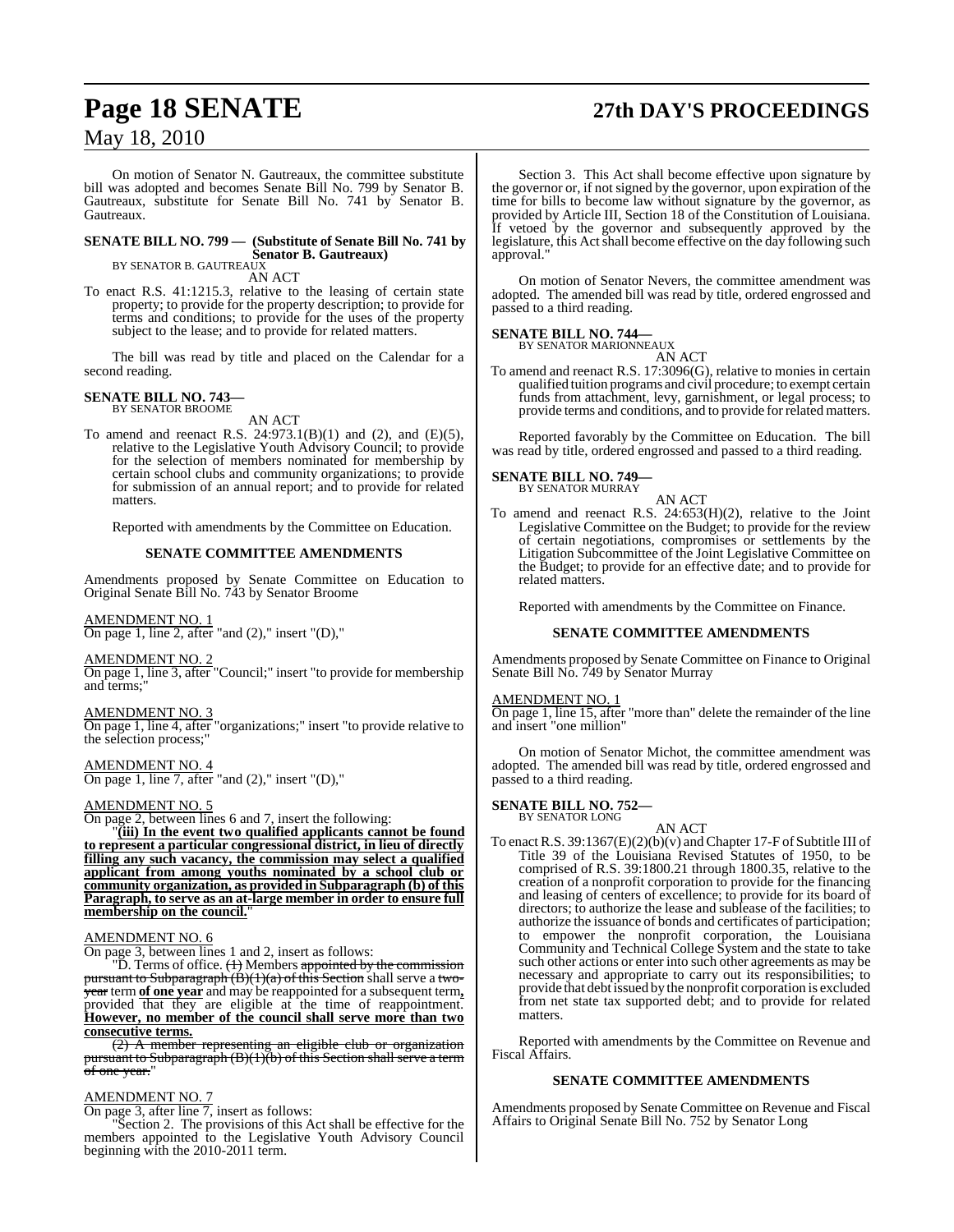On motion of Senator N. Gautreaux, the committee substitute bill was adopted and becomes Senate Bill No. 799 by Senator B. Gautreaux, substitute for Senate Bill No. 741 by Senator B. Gautreaux.

**SENATE BILL NO. 799 — (Substitute of Senate Bill No. 741 by Senator B. Gautreaux)**
BY SENATOR B. GAUTREAUX

AN ACT

To enact R.S. 41:1215.3, relative to the leasing of certain state property; to provide for the property description; to provide for terms and conditions; to provide for the uses of the property subject to the lease; and to provide for related matters.

The bill was read by title and placed on the Calendar for a second reading.

**SENATE BILL NO. 743—**
BY SENATOR BROOME

AN ACT

To amend and reenact R.S. 24:973.1(B)(1) and (2), and (E)(5), relative to the Legislative Youth Advisory Council; to provide for the selection of members nominated for membership by certain school clubs and community organizations; to provide for submission of an annual report; and to provide for related matters.

Reported with amendments by the Committee on Education.

**SENATE COMMITTEE AMENDMENTS**

Amendments proposed by Senate Committee on Education to Original Senate Bill No. 743 by Senator Broome

AMENDMENT NO. 1
On page 1, line 2, after "and (2)," insert "(D),"

AMENDMENT NO. 2
On page 1, line 3, after "Council;" insert "to provide for membership and terms;"

AMENDMENT NO. 3
On page 1, line 4, after "organizations;" insert "to provide relative to the selection process;"

AMENDMENT NO. 4
On page 1, line 7, after "and (2)," insert "(D),"

AMENDMENT NO. 5
On page 2, between lines 6 and 7, insert the following:

"**(iii) In the event two qualified applicants cannot be found to represent a particular congressional district, in lieu of directly filling any such vacancy, the commission may select a qualified applicant from among youths nominated by a school club or community organization, as provided in Subparagraph (b) of this Paragraph, to serve as an at-large member in order to ensure full membership on the council.**"

AMENDMENT NO. 6
On page 3, between lines 1 and 2, insert as follows:

"D. Terms of office. ~~(1)~~ Members ~~appointed by the commission pursuant to Subparagraph (B)(1)(a) of this Section~~ shall serve a ~~two-year~~ term **of one year** and may be reappointed for a subsequent term**,** provided that they are eligible at the time of reappointment. **However, no member of the council shall serve more than two consecutive terms.**

~~(2) A member representing an eligible club or organization pursuant to Subparagraph (B)(1)(b) of this Section shall serve a term of one year.~~"

AMENDMENT NO. 7
On page 3, after line 7, insert as follows:

"Section 2. The provisions of this Act shall be effective for the members appointed to the Legislative Youth Advisory Council beginning with the 2010-2011 term.

Section 3. This Act shall become effective upon signature by the governor or, if not signed by the governor, upon expiration of the time for bills to become law without signature by the governor, as provided by Article III, Section 18 of the Constitution of Louisiana. If vetoed by the governor and subsequently approved by the legislature, this Act shall become effective on the day following such approval."

On motion of Senator Nevers, the committee amendment was adopted. The amended bill was read by title, ordered engrossed and passed to a third reading.

**SENATE BILL NO. 744—**
BY SENATOR MARIONNEAUX

AN ACT

To amend and reenact R.S. 17:3096(G), relative to monies in certain qualified tuition programs and civil procedure; to exempt certain funds from attachment, levy, garnishment, or legal process; to provide terms and conditions, and to provide for related matters.

Reported favorably by the Committee on Education. The bill was read by title, ordered engrossed and passed to a third reading.

**SENATE BILL NO. 749—**
BY SENATOR MURRAY

AN ACT

To amend and reenact R.S. 24:653(H)(2), relative to the Joint Legislative Committee on the Budget; to provide for the review of certain negotiations, compromises or settlements by the Litigation Subcommittee of the Joint Legislative Committee on the Budget; to provide for an effective date; and to provide for related matters.

Reported with amendments by the Committee on Finance.

**SENATE COMMITTEE AMENDMENTS**

Amendments proposed by Senate Committee on Finance to Original Senate Bill No. 749 by Senator Murray

AMENDMENT NO. 1
On page 1, line 15, after "more than" delete the remainder of the line and insert "one million"

On motion of Senator Michot, the committee amendment was adopted. The amended bill was read by title, ordered engrossed and passed to a third reading.

**SENATE BILL NO. 752—**
BY SENATOR LONG

AN ACT

To enact R.S. 39:1367(E)(2)(b)(v) and Chapter 17-F of Subtitle III of Title 39 of the Louisiana Revised Statutes of 1950, to be comprised of R.S. 39:1800.21 through 1800.35, relative to the creation of a nonprofit corporation to provide for the financing and leasing of centers of excellence; to provide for its board of directors; to authorize the lease and sublease of the facilities; to authorize the issuance of bonds and certificates of participation; to empower the nonprofit corporation, the Louisiana Community and Technical College System and the state to take such other actions or enter into such other agreements as may be necessary and appropriate to carry out its responsibilities; to provide that debt issued by the nonprofit corporation is excluded from net state tax supported debt; and to provide for related matters.

Reported with amendments by the Committee on Revenue and Fiscal Affairs.

**SENATE COMMITTEE AMENDMENTS**

Amendments proposed by Senate Committee on Revenue and Fiscal Affairs to Original Senate Bill No. 752 by Senator Long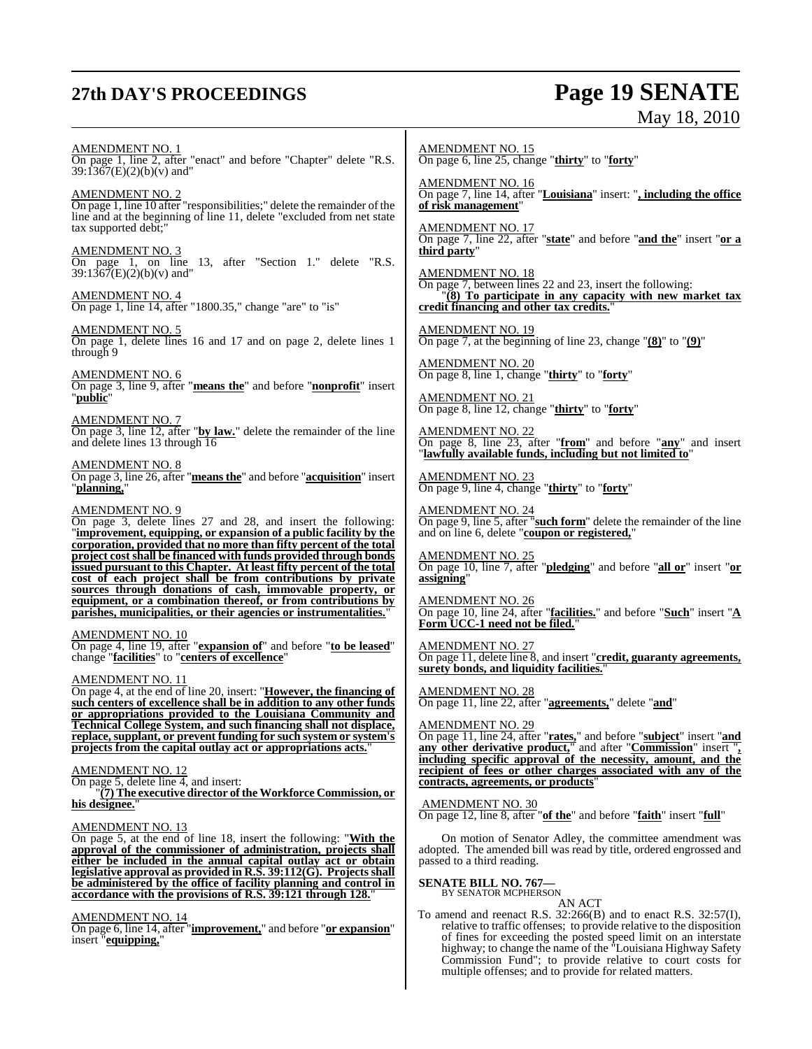AMENDMENT NO. 1
On page 1, line 2, after "enact" and before "Chapter" delete "R.S. 39:1367(E)(2)(b)(v) and"

AMENDMENT NO. 2
On page 1, line 10 after "responsibilities;" delete the remainder of the line and at the beginning of line 11, delete "excluded from net state tax supported debt;"

AMENDMENT NO. 3
On page 1, on line 13, after "Section 1." delete "R.S. 39:1367(E)(2)(b)(v) and"

AMENDMENT NO. 4
On page 1, line 14, after "1800.35," change "are" to "is"

AMENDMENT NO. 5
On page 1, delete lines 16 and 17 and on page 2, delete lines 1 through 9

AMENDMENT NO. 6
On page 3, line 9, after "**means the**" and before "**nonprofit**" insert "**public**"

AMENDMENT NO. 7
On page 3, line 12, after "**by law.**" delete the remainder of the line and delete lines 13 through 16

AMENDMENT NO. 8
On page 3, line 26, after "**means the**" and before "**acquisition**" insert "**planning,**"

AMENDMENT NO. 9
On page 3, delete lines 27 and 28, and insert the following: "**improvement, equipping, or expansion of a public facility by the corporation, provided that no more than fifty percent of the total project cost shall be financed with funds provided through bonds issued pursuant to this Chapter. At least fifty percent of the total cost of each project shall be from contributions by private sources through donations of cash, immovable property, or equipment, or a combination thereof, or from contributions by parishes, municipalities, or their agencies or instrumentalities.**"

AMENDMENT NO. 10
On page 4, line 19, after "**expansion of**" and before "**to be leased**" change "**facilities**" to "**centers of excellence**"

AMENDMENT NO. 11
On page 4, at the end of line 20, insert: "**However, the financing of such centers of excellence shall be in addition to any other funds or appropriations provided to the Louisiana Community and Technical College System, and such financing shall not displace, replace, supplant, or prevent funding for such system or system's projects from the capital outlay act or appropriations acts.**"

AMENDMENT NO. 12
On page 5, delete line 4, and insert:
"**(7) The executive director of the Workforce Commission, or his designee.**"

AMENDMENT NO. 13
On page 5, at the end of line 18, insert the following: "**With the approval of the commissioner of administration, projects shall either be included in the annual capital outlay act or obtain legislative approval as provided in R.S. 39:112(G). Projects shall be administered by the office of facility planning and control in accordance with the provisions of R.S. 39:121 through 128.**"

AMENDMENT NO. 14
On page 6, line 14, after "**improvement,**" and before "**or expansion**" insert "**equipping,**"

AMENDMENT NO. 15
On page 6, line 25, change "**thirty**" to "**forty**"

AMENDMENT NO. 16
On page 7, line 14, after "**Louisiana**" insert: "**, including the office of risk management**"

AMENDMENT NO. 17
On page 7, line 22, after "**state**" and before "**and the**" insert "**or a third party**"

AMENDMENT NO. 18
On page 7, between lines 22 and 23, insert the following:
"**(8) To participate in any capacity with new market tax credit financing and other tax credits.**"

AMENDMENT NO. 19
On page 7, at the beginning of line 23, change "**(8)**" to "**(9)**"

AMENDMENT NO. 20
On page 8, line 1, change "**thirty**" to "**forty**"

AMENDMENT NO. 21
On page 8, line 12, change "**thirty**" to "**forty**"

AMENDMENT NO. 22
On page 8, line 23, after "**from**" and before "**any**" and insert "**lawfully available funds, including but not limited to**"

AMENDMENT NO. 23
On page 9, line 4, change "**thirty**" to "**forty**"

AMENDMENT NO. 24
On page 9, line 5, after "**such form**" delete the remainder of the line and on line 6, delete "**coupon or registered,**"

AMENDMENT NO. 25
On page 10, line 7, after "**pledging**" and before "**all or**" insert "**or assigning**"

AMENDMENT NO. 26
On page 10, line 24, after "**facilities.**" and before "**Such**" insert "**A Form UCC-1 need not be filed.**"

AMENDMENT NO. 27
On page 11, delete line 8, and insert "**credit, guaranty agreements, surety bonds, and liquidity facilities.**"

AMENDMENT NO. 28
On page 11, line 22, after "**agreements,**" delete "**and**"

AMENDMENT NO. 29
On page 11, line 24, after "**rates,**" and before "**subject**" insert "**and any other derivative product,**" and after "**Commission**" insert "**, including specific approval of the necessity, amount, and the recipient of fees or other charges associated with any of the contracts, agreements, or products**"

AMENDMENT NO. 30
On page 12, line 8, after "**of the**" and before "**faith**" insert "**full**"

On motion of Senator Adley, the committee amendment was adopted. The amended bill was read by title, ordered engrossed and passed to a third reading.

**SENATE BILL NO. 767—**
BY SENATOR MCPHERSON

AN ACT

To amend and reenact R.S. 32:266(B) and to enact R.S. 32:57(I), relative to traffic offenses; to provide relative to the disposition of fines for exceeding the posted speed limit on an interstate highway; to change the name of the "Louisiana Highway Safety Commission Fund"; to provide relative to court costs for multiple offenses; and to provide for related matters.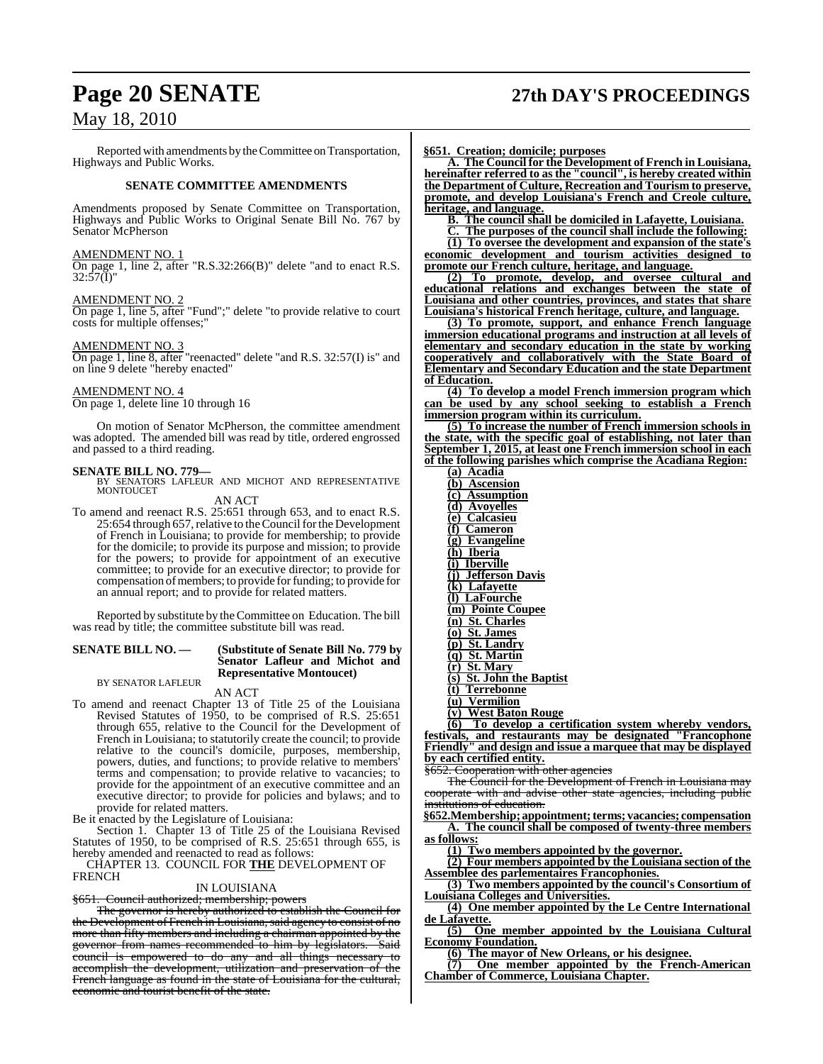Reported with amendments by the Committee on Transportation, Highways and Public Works.

**SENATE COMMITTEE AMENDMENTS**

Amendments proposed by Senate Committee on Transportation, Highways and Public Works to Original Senate Bill No. 767 by Senator McPherson

AMENDMENT NO. 1
On page 1, line 2, after "R.S.32:266(B)" delete "and to enact R.S. 32:57(I)"

AMENDMENT NO. 2
On page 1, line 5, after "Fund";" delete "to provide relative to court costs for multiple offenses;"

AMENDMENT NO. 3
On page 1, line 8, after "reenacted" delete "and R.S. 32:57(I) is" and on line 9 delete "hereby enacted"

AMENDMENT NO. 4
On page 1, delete line 10 through 16

On motion of Senator McPherson, the committee amendment was adopted. The amended bill was read by title, ordered engrossed and passed to a third reading.

**SENATE BILL NO. 779—**
BY SENATORS LAFLEUR AND MICHOT AND REPRESENTATIVE MONTOUCET

AN ACT

To amend and reenact R.S. 25:651 through 653, and to enact R.S. 25:654 through 657, relative to the Council for the Development of French in Louisiana; to provide for membership; to provide for the domicile; to provide its purpose and mission; to provide for the powers; to provide for appointment of an executive committee; to provide for an executive director; to provide for compensation of members; to provide for funding; to provide for an annual report; and to provide for related matters.

Reported by substitute by the Committee on Education. The bill was read by title; the committee substitute bill was read.

**SENATE BILL NO. — (Substitute of Senate Bill No. 779 by Senator Lafleur and Michot and Representative Montoucet)**
BY SENATOR LAFLEUR

AN ACT

To amend and reenact Chapter 13 of Title 25 of the Louisiana Revised Statutes of 1950, to be comprised of R.S. 25:651 through 655, relative to the Council for the Development of French in Louisiana; to statutorily create the council; to provide relative to the council's domicile, purposes, membership, powers, duties, and functions; to provide relative to members' terms and compensation; to provide relative to vacancies; to provide for the appointment of an executive committee and an executive director; to provide for policies and bylaws; and to provide for related matters.

Be it enacted by the Legislature of Louisiana:

Section 1. Chapter 13 of Title 25 of the Louisiana Revised Statutes of 1950, to be comprised of R.S. 25:651 through 655, is hereby amended and reenacted to read as follows:

CHAPTER 13. COUNCIL FOR **THE** DEVELOPMENT OF FRENCH IN LOUISIANA

~~§651. Council authorized; membership; powers~~

~~The governor is hereby authorized to establish the Council for the Development of French in Louisiana, said agency to consist of no more than fifty members and including a chairman appointed by the governor from names recommended to him by legislators. Said council is empowered to do any and all things necessary to accomplish the development, utilization and preservation of the French language as found in the state of Louisiana for the cultural, economic and tourist benefit of the state.~~

**§651. Creation; domicile; purposes**

**A. The Council for the Development of French in Louisiana, hereinafter referred to as the "council", is hereby created within the Department of Culture, Recreation and Tourism to preserve, promote, and develop Louisiana's French and Creole culture, heritage, and language.**

**B. The council shall be domiciled in Lafayette, Louisiana.**

**C. The purposes of the council shall include the following:**

**(1) To oversee the development and expansion of the state's economic development and tourism activities designed to promote our French culture, heritage, and language.**

**(2) To promote, develop, and oversee cultural and educational relations and exchanges between the state of Louisiana and other countries, provinces, and states that share Louisiana's historical French heritage, culture, and language.**

**(3) To promote, support, and enhance French language immersion educational programs and instruction at all levels of elementary and secondary education in the state by working cooperatively and collaboratively with the State Board of Elementary and Secondary Education and the state Department of Education.**

**(4) To develop a model French immersion program which can be used by any school seeking to establish a French immersion program within its curriculum.**

**(5) To increase the number of French immersion schools in the state, with the specific goal of establishing, not later than September 1, 2015, at least one French immersion school in each of the following parishes which comprise the Acadiana Region:**

**(a) Acadia**
**(b) Ascension**
**(c) Assumption**
**(d) Avoyelles**
**(e) Calcasieu**
**(f) Cameron**
**(g) Evangeline**
**(h) Iberia**
**(i) Iberville**
**(j) Jefferson Davis**
**(k) Lafayette**
**(l) LaFourche**
**(m) Pointe Coupee**
**(n) St. Charles**
**(o) St. James**
**(p) St. Landry**
**(q) St. Martin**
**(r) St. Mary**
**(s) St. John the Baptist**
**(t) Terrebonne**
**(u) Vermilion**
**(v) West Baton Rouge**

**(6) To develop a certification system whereby vendors, festivals, and restaurants may be designated "Francophone Friendly" and design and issue a marquee that may be displayed by each certified entity.**

~~§652. Cooperation with other agencies~~

~~The Council for the Development of French in Louisiana may cooperate with and advise other state agencies, including public institutions of education.~~

**§652.Membership; appointment; terms; vacancies; compensation**

**A. The council shall be composed of twenty-three members as follows:**

**(1) Two members appointed by the governor.**

**(2) Four members appointed by the Louisiana section of the Assemblee des parlementaires Francophonies.**

**(3) Two members appointed by the council's Consortium of Louisiana Colleges and Universities.**

**(4) One member appointed by the Le Centre International de Lafayette.**

**(5) One member appointed by the Louisiana Cultural Economy Foundation.**

**(6) The mayor of New Orleans, or his designee.**

**(7) One member appointed by the French-American Chamber of Commerce, Louisiana Chapter.**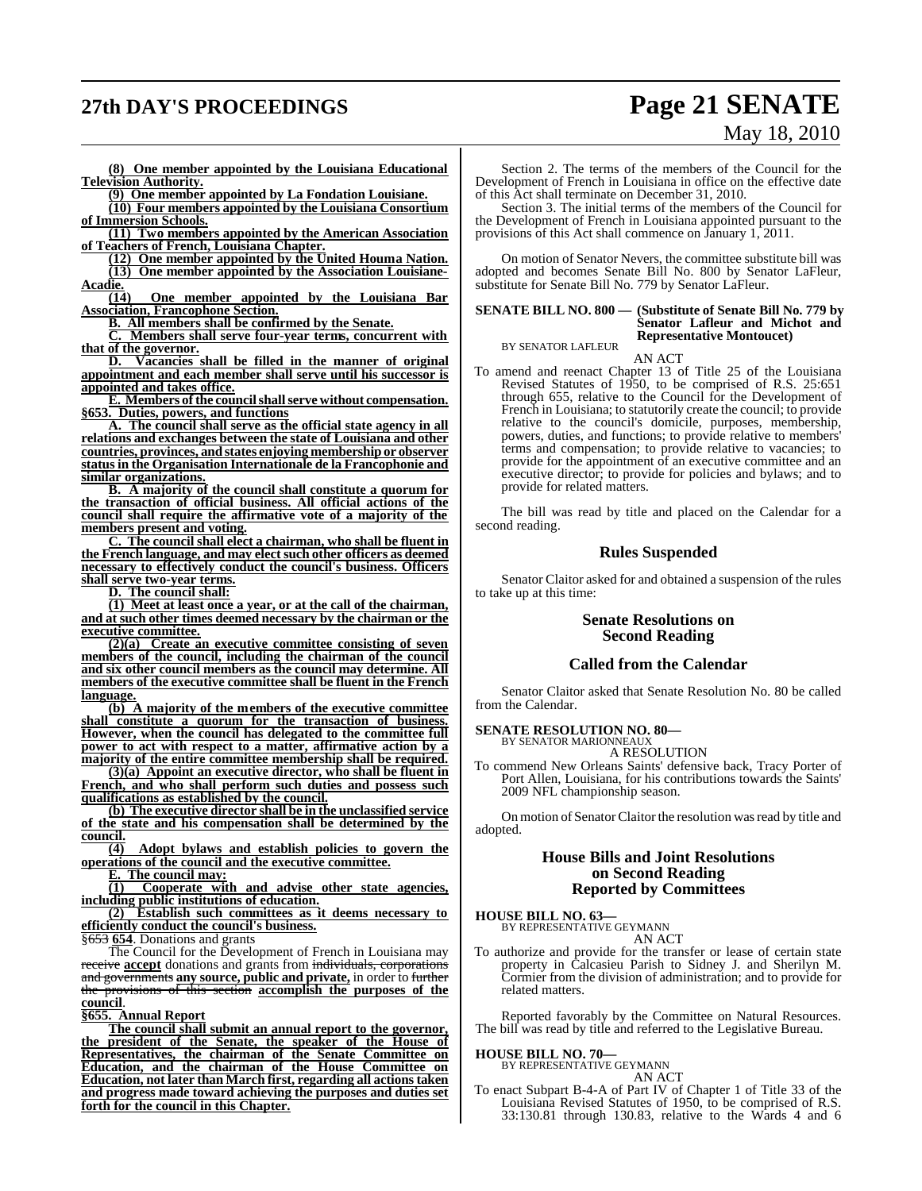**(8) One member appointed by the Louisiana Educational Television Authority.**

**(9) One member appointed by La Fondation Louisiane.**

**(10) Four members appointed by the Louisiana Consortium of Immersion Schools.**

**(11) Two members appointed by the American Association of Teachers of French, Louisiana Chapter.**

**(12) One member appointed by the United Houma Nation.**

**(13) One member appointed by the Association Louisiane-Acadie.**

**(14) One member appointed by the Louisiana Bar Association, Francophone Section.**

**B. All members shall be confirmed by the Senate.**

**C. Members shall serve four-year terms, concurrent with that of the governor.**

**D. Vacancies shall be filled in the manner of original appointment and each member shall serve until his successor is appointed and takes office.**

**E. Members of the council shall serve without compensation.**

**§653. Duties, powers, and functions**

**A. The council shall serve as the official state agency in all relations and exchanges between the state of Louisiana and other countries, provinces, and states enjoying membership or observer status in the Organisation Internationale de la Francophonie and similar organizations.**

**B. A majority of the council shall constitute a quorum for the transaction of official business. All official actions of the council shall require the affirmative vote of a majority of the members present and voting.**

**C. The council shall elect a chairman, who shall be fluent in the French language, and may elect such other officers as deemed necessary to effectively conduct the council's business. Officers shall serve two-year terms.**

**D. The council shall:**

**(1) Meet at least once a year, or at the call of the chairman, and at such other times deemed necessary by the chairman or the executive committee.**

**(2)(a) Create an executive committee consisting of seven members of the council, including the chairman of the council and six other council members as the council may determine. All members of the executive committee shall be fluent in the French language.**

**(b) A majority of the members of the executive committee shall constitute a quorum for the transaction of business. However, when the council has delegated to the committee full power to act with respect to a matter, affirmative action by a majority of the entire committee membership shall be required.**

**(3)(a) Appoint an executive director, who shall be fluent in French, and who shall perform such duties and possess such qualifications as established by the council.**

**(b) The executive director shall be in the unclassified service of the state and his compensation shall be determined by the council.**

**(4) Adopt bylaws and establish policies to govern the operations of the council and the executive committee.**

**E. The council may:**

**(1) Cooperate with and advise other state agencies, including public institutions of education.**

**(2) Establish such committees as it deems necessary to efficiently conduct the council's business.**

§~~653~~ **654**. Donations and grants

The Council for the Development of French in Louisiana may ~~receive~~ **accept** donations and grants from ~~individuals, corporations and governments~~ **any source, public and private,** in order to ~~further the provisions of this section~~ **accomplish the purposes of the council**.

**§655. Annual Report**

**The council shall submit an annual report to the governor, the president of the Senate, the speaker of the House of Representatives, the chairman of the Senate Committee on Education, and the chairman of the House Committee on Education, not later than March first, regarding all actions taken and progress made toward achieving the purposes and duties set forth for the council in this Chapter.**

Section 2. The terms of the members of the Council for the Development of French in Louisiana in office on the effective date of this Act shall terminate on December 31, 2010.

Section 3. The initial terms of the members of the Council for the Development of French in Louisiana appointed pursuant to the provisions of this Act shall commence on January 1, 2011.

On motion of Senator Nevers, the committee substitute bill was adopted and becomes Senate Bill No. 800 by Senator LaFleur, substitute for Senate Bill No. 779 by Senator LaFleur.

**SENATE BILL NO. 800 — (Substitute of Senate Bill No. 779 by Senator Lafleur and Michot and Representative Montoucet)**

BY SENATOR LAFLEUR

AN ACT

To amend and reenact Chapter 13 of Title 25 of the Louisiana Revised Statutes of 1950, to be comprised of R.S. 25:651 through 655, relative to the Council for the Development of French in Louisiana; to statutorily create the council; to provide relative to the council's domicile, purposes, membership, powers, duties, and functions; to provide relative to members' terms and compensation; to provide relative to vacancies; to provide for the appointment of an executive committee and an executive director; to provide for policies and bylaws; and to provide for related matters.

The bill was read by title and placed on the Calendar for a second reading.

## Rules Suspended

Senator Claitor asked for and obtained a suspension of the rules to take up at this time:

## Senate Resolutions on Second Reading

## Called from the Calendar

Senator Claitor asked that Senate Resolution No. 80 be called from the Calendar.

**SENATE RESOLUTION NO. 80—**
BY SENATOR MARIONNEAUX

A RESOLUTION

To commend New Orleans Saints' defensive back, Tracy Porter of Port Allen, Louisiana, for his contributions towards the Saints' 2009 NFL championship season.

On motion of Senator Claitor the resolution was read by title and adopted.

## House Bills and Joint Resolutions on Second Reading Reported by Committees

**HOUSE BILL NO. 63—**
BY REPRESENTATIVE GEYMANN

AN ACT

To authorize and provide for the transfer or lease of certain state property in Calcasieu Parish to Sidney J. and Sherilyn M. Cormier from the division of administration; and to provide for related matters.

Reported favorably by the Committee on Natural Resources. The bill was read by title and referred to the Legislative Bureau.

**HOUSE BILL NO. 70—**
BY REPRESENTATIVE GEYMANN

AN ACT

To enact Subpart B-4-A of Part IV of Chapter 1 of Title 33 of the Louisiana Revised Statutes of 1950, to be comprised of R.S. 33:130.81 through 130.83, relative to the Wards 4 and 6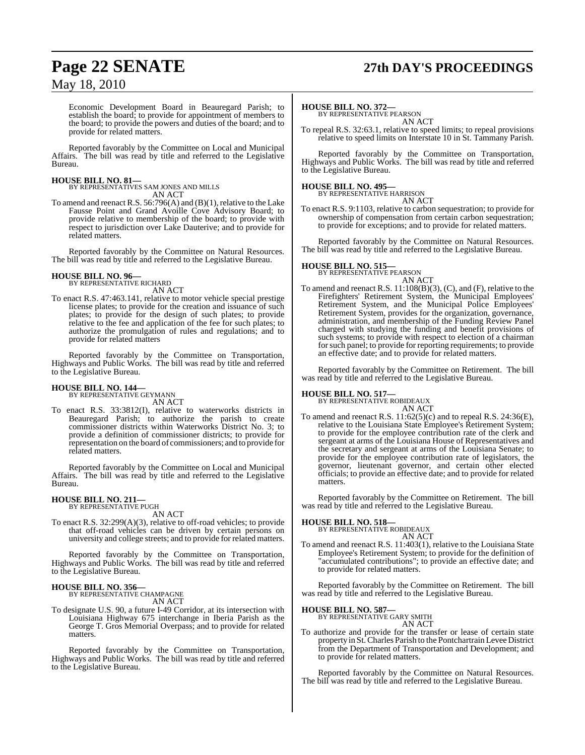Economic Development Board in Beauregard Parish; to establish the board; to provide for appointment of members to the board; to provide the powers and duties of the board; and to provide for related matters.

Reported favorably by the Committee on Local and Municipal Affairs. The bill was read by title and referred to the Legislative Bureau.

**HOUSE BILL NO. 81—**
BY REPRESENTATIVES SAM JONES AND MILLS
AN ACT

To amend and reenact R.S. 56:796(A) and (B)(1), relative to the Lake Fausse Point and Grand Avoille Cove Advisory Board; to provide relative to membership of the board; to provide with respect to jurisdiction over Lake Dauterive; and to provide for related matters.

Reported favorably by the Committee on Natural Resources. The bill was read by title and referred to the Legislative Bureau.

**HOUSE BILL NO. 96—**
BY REPRESENTATIVE RICHARD
AN ACT

To enact R.S. 47:463.141, relative to motor vehicle special prestige license plates; to provide for the creation and issuance of such plates; to provide for the design of such plates; to provide relative to the fee and application of the fee for such plates; to authorize the promulgation of rules and regulations; and to provide for related matters

Reported favorably by the Committee on Transportation, Highways and Public Works. The bill was read by title and referred to the Legislative Bureau.

**HOUSE BILL NO. 144—**
BY REPRESENTATIVE GEYMANN
AN ACT

To enact R.S. 33:3812(I), relative to waterworks districts in Beauregard Parish; to authorize the parish to create commissioner districts within Waterworks District No. 3; to provide a definition of commissioner districts; to provide for representation on the board of commissioners; and to provide for related matters.

Reported favorably by the Committee on Local and Municipal Affairs. The bill was read by title and referred to the Legislative Bureau.

**HOUSE BILL NO. 211—**
BY REPRESENTATIVE PUGH
AN ACT

To enact R.S. 32:299(A)(3), relative to off-road vehicles; to provide that off-road vehicles can be driven by certain persons on university and college streets; and to provide for related matters.

Reported favorably by the Committee on Transportation, Highways and Public Works. The bill was read by title and referred to the Legislative Bureau.

**HOUSE BILL NO. 356—**
BY REPRESENTATIVE CHAMPAGNE
AN ACT

To designate U.S. 90, a future I-49 Corridor, at its intersection with Louisiana Highway 675 interchange in Iberia Parish as the George T. Gros Memorial Overpass; and to provide for related matters.

Reported favorably by the Committee on Transportation, Highways and Public Works. The bill was read by title and referred to the Legislative Bureau.

**HOUSE BILL NO. 372—**
BY REPRESENTATIVE PEARSON
AN ACT

To repeal R.S. 32:63.1, relative to speed limits; to repeal provisions relative to speed limits on Interstate 10 in St. Tammany Parish.

Reported favorably by the Committee on Transportation, Highways and Public Works. The bill was read by title and referred to the Legislative Bureau.

**HOUSE BILL NO. 495—**
BY REPRESENTATIVE HARRISON
AN ACT

To enact R.S. 9:1103, relative to carbon sequestration; to provide for ownership of compensation from certain carbon sequestration; to provide for exceptions; and to provide for related matters.

Reported favorably by the Committee on Natural Resources. The bill was read by title and referred to the Legislative Bureau.

**HOUSE BILL NO. 515—**
BY REPRESENTATIVE PEARSON
AN ACT

To amend and reenact R.S. 11:108(B)(3), (C), and (F), relative to the Firefighters' Retirement System, the Municipal Employees' Retirement System, and the Municipal Police Employees' Retirement System, provides for the organization, governance, administration, and membership of the Funding Review Panel charged with studying the funding and benefit provisions of such systems; to provide with respect to election of a chairman for such panel; to provide for reporting requirements; to provide an effective date; and to provide for related matters.

Reported favorably by the Committee on Retirement. The bill was read by title and referred to the Legislative Bureau.

**HOUSE BILL NO. 517—**
BY REPRESENTATIVE ROBIDEAUX
AN ACT

To amend and reenact R.S. 11:62(5)(c) and to repeal R.S. 24:36(E), relative to the Louisiana State Employee's Retirement System; to provide for the employee contribution rate of the clerk and sergeant at arms of the Louisiana House of Representatives and the secretary and sergeant at arms of the Louisiana Senate; to provide for the employee contribution rate of legislators, the governor, lieutenant governor, and certain other elected officials; to provide an effective date; and to provide for related matters.

Reported favorably by the Committee on Retirement. The bill was read by title and referred to the Legislative Bureau.

**HOUSE BILL NO. 518—**
BY REPRESENTATIVE ROBIDEAUX
AN ACT

To amend and reenact R.S. 11:403(1), relative to the Louisiana State Employee's Retirement System; to provide for the definition of "accumulated contributions"; to provide an effective date; and to provide for related matters.

Reported favorably by the Committee on Retirement. The bill was read by title and referred to the Legislative Bureau.

**HOUSE BILL NO. 587—**
BY REPRESENTATIVE GARY SMITH
AN ACT

To authorize and provide for the transfer or lease of certain state property in St. Charles Parish to the Pontchartrain Levee District from the Department of Transportation and Development; and to provide for related matters.

Reported favorably by the Committee on Natural Resources. The bill was read by title and referred to the Legislative Bureau.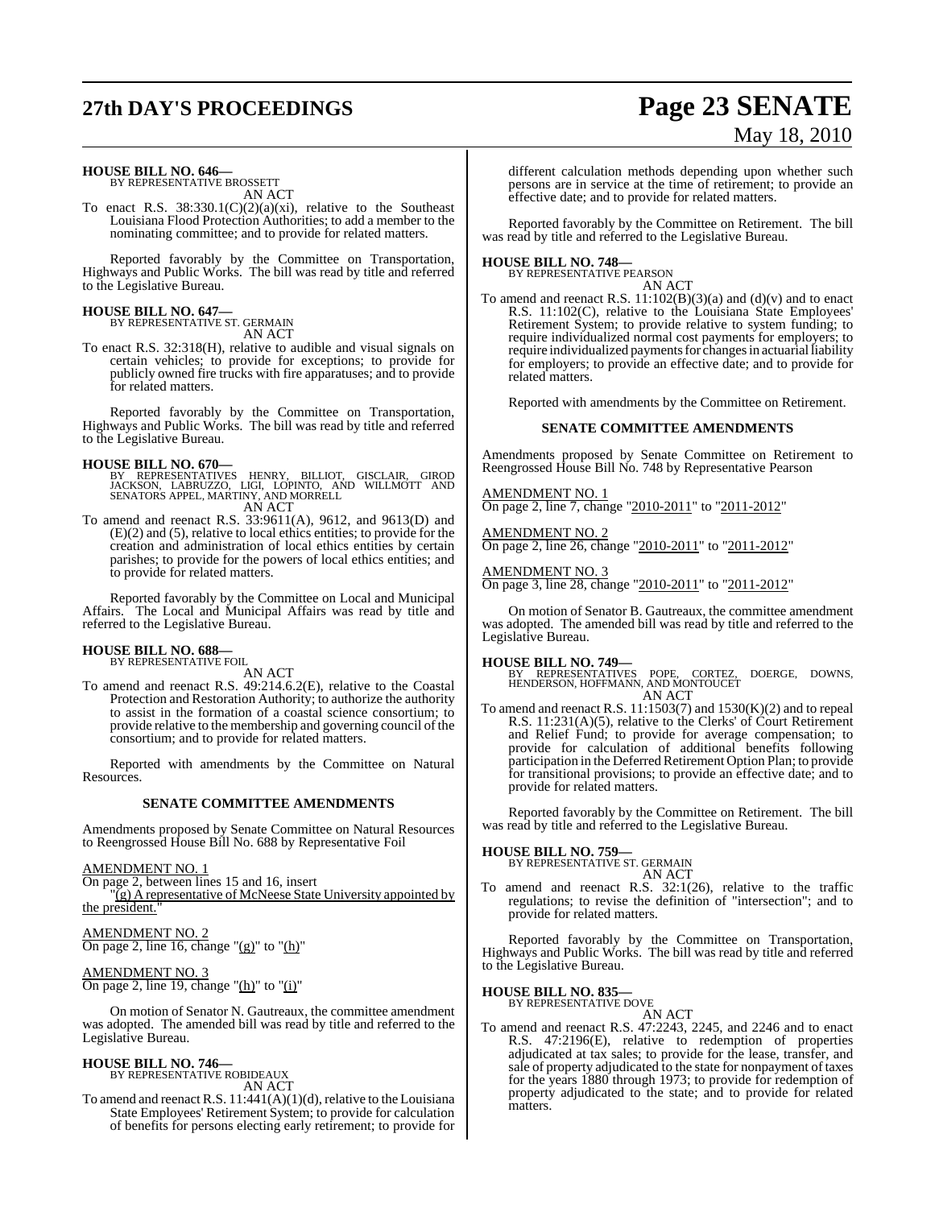**HOUSE BILL NO. 646—**
BY REPRESENTATIVE BROSSETT

AN ACT

To enact R.S. 38:330.1(C)(2)(a)(xi), relative to the Southeast Louisiana Flood Protection Authorities; to add a member to the nominating committee; and to provide for related matters.

Reported favorably by the Committee on Transportation, Highways and Public Works. The bill was read by title and referred to the Legislative Bureau.

**HOUSE BILL NO. 647—**
BY REPRESENTATIVE ST. GERMAIN

AN ACT

To enact R.S. 32:318(H), relative to audible and visual signals on certain vehicles; to provide for exceptions; to provide for publicly owned fire trucks with fire apparatuses; and to provide for related matters.

Reported favorably by the Committee on Transportation, Highways and Public Works. The bill was read by title and referred to the Legislative Bureau.

**HOUSE BILL NO. 670—**
BY REPRESENTATIVES HENRY, BILLIOT, GISCLAIR, GIROD JACKSON, LABRUZZO, LIGI, LOPINTO, AND WILLMOTT AND SENATORS APPEL, MARTINY, AND MORRELL

AN ACT

To amend and reenact R.S. 33:9611(A), 9612, and 9613(D) and (E)(2) and (5), relative to local ethics entities; to provide for the creation and administration of local ethics entities by certain parishes; to provide for the powers of local ethics entities; and to provide for related matters.

Reported favorably by the Committee on Local and Municipal Affairs. The Local and Municipal Affairs was read by title and referred to the Legislative Bureau.

**HOUSE BILL NO. 688—**
BY REPRESENTATIVE FOIL

AN ACT

To amend and reenact R.S. 49:214.6.2(E), relative to the Coastal Protection and Restoration Authority; to authorize the authority to assist in the formation of a coastal science consortium; to provide relative to the membership and governing council of the consortium; and to provide for related matters.

Reported with amendments by the Committee on Natural Resources.

**SENATE COMMITTEE AMENDMENTS**

Amendments proposed by Senate Committee on Natural Resources to Reengrossed House Bill No. 688 by Representative Foil

AMENDMENT NO. 1
On page 2, between lines 15 and 16, insert
"(g) A representative of McNeese State University appointed by the president."

AMENDMENT NO. 2
On page 2, line 16, change "(g)" to "(h)"

AMENDMENT NO. 3
On page 2, line 19, change "(h)" to "(i)"

On motion of Senator N. Gautreaux, the committee amendment was adopted. The amended bill was read by title and referred to the Legislative Bureau.

**HOUSE BILL NO. 746—**
BY REPRESENTATIVE ROBIDEAUX

AN ACT

To amend and reenact R.S. 11:441(A)(1)(d), relative to the Louisiana State Employees' Retirement System; to provide for calculation of benefits for persons electing early retirement; to provide for different calculation methods depending upon whether such persons are in service at the time of retirement; to provide an effective date; and to provide for related matters.

Reported favorably by the Committee on Retirement. The bill was read by title and referred to the Legislative Bureau.

**HOUSE BILL NO. 748—**
BY REPRESENTATIVE PEARSON

AN ACT

To amend and reenact R.S. 11:102(B)(3)(a) and (d)(v) and to enact R.S. 11:102(C), relative to the Louisiana State Employees' Retirement System; to provide relative to system funding; to require individualized normal cost payments for employers; to require individualized payments for changes in actuarial liability for employers; to provide an effective date; and to provide for related matters.

Reported with amendments by the Committee on Retirement.

**SENATE COMMITTEE AMENDMENTS**

Amendments proposed by Senate Committee on Retirement to Reengrossed House Bill No. 748 by Representative Pearson

AMENDMENT NO. 1
On page 2, line 7, change "2010-2011" to "2011-2012"

AMENDMENT NO. 2
On page 2, line 26, change "2010-2011" to "2011-2012"

AMENDMENT NO. 3
On page 3, line 28, change "2010-2011" to "2011-2012"

On motion of Senator B. Gautreaux, the committee amendment was adopted. The amended bill was read by title and referred to the Legislative Bureau.

**HOUSE BILL NO. 749—**
BY REPRESENTATIVES POPE, CORTEZ, DOERGE, DOWNS, HENDERSON, HOFFMANN, AND MONTOUCET

AN ACT

To amend and reenact R.S. 11:1503(7) and 1530(K)(2) and to repeal R.S. 11:231(A)(5), relative to the Clerks' of Court Retirement and Relief Fund; to provide for average compensation; to provide for calculation of additional benefits following participation in the Deferred Retirement Option Plan; to provide for transitional provisions; to provide an effective date; and to provide for related matters.

Reported favorably by the Committee on Retirement. The bill was read by title and referred to the Legislative Bureau.

**HOUSE BILL NO. 759—**
BY REPRESENTATIVE ST. GERMAIN

AN ACT

To amend and reenact R.S. 32:1(26), relative to the traffic regulations; to revise the definition of "intersection"; and to provide for related matters.

Reported favorably by the Committee on Transportation, Highways and Public Works. The bill was read by title and referred to the Legislative Bureau.

**HOUSE BILL NO. 835—**
BY REPRESENTATIVE DOVE

AN ACT

To amend and reenact R.S. 47:2243, 2245, and 2246 and to enact R.S. 47:2196(E), relative to redemption of properties adjudicated at tax sales; to provide for the lease, transfer, and sale of property adjudicated to the state for nonpayment of taxes for the years 1880 through 1973; to provide for redemption of property adjudicated to the state; and to provide for related matters.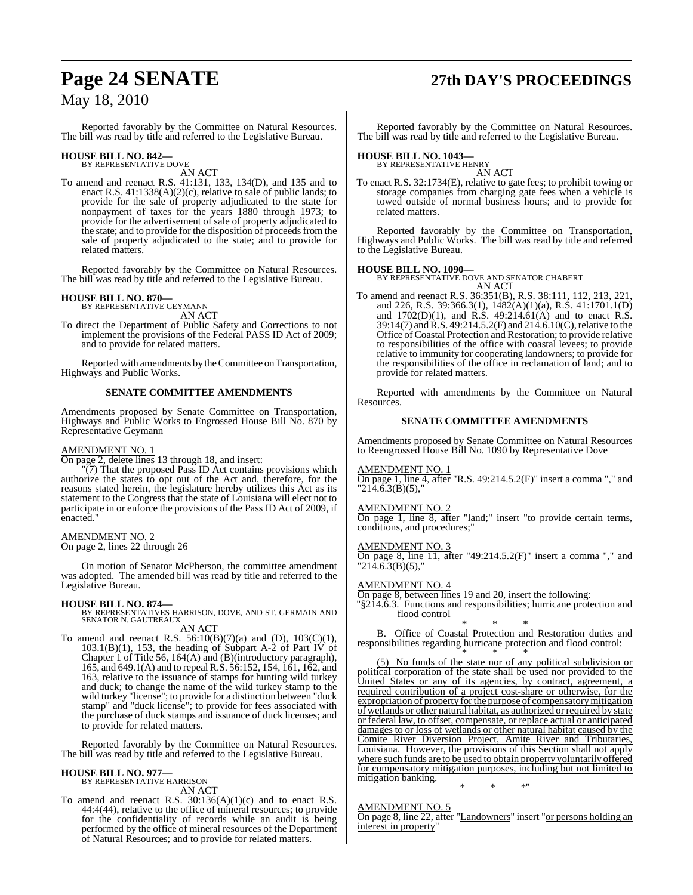Reported favorably by the Committee on Natural Resources. The bill was read by title and referred to the Legislative Bureau.

**HOUSE BILL NO. 842—**
BY REPRESENTATIVE DOVE
AN ACT

To amend and reenact R.S. 41:131, 133, 134(D), and 135 and to enact R.S. 41:1338(A)(2)(c), relative to sale of public lands; to provide for the sale of property adjudicated to the state for nonpayment of taxes for the years 1880 through 1973; to provide for the advertisement of sale of property adjudicated to the state; and to provide for the disposition of proceeds from the sale of property adjudicated to the state; and to provide for related matters.

Reported favorably by the Committee on Natural Resources. The bill was read by title and referred to the Legislative Bureau.

**HOUSE BILL NO. 870—**
BY REPRESENTATIVE GEYMANN
AN ACT

To direct the Department of Public Safety and Corrections to not implement the provisions of the Federal PASS ID Act of 2009; and to provide for related matters.

Reported with amendments by the Committee on Transportation, Highways and Public Works.

**SENATE COMMITTEE AMENDMENTS**

Amendments proposed by Senate Committee on Transportation, Highways and Public Works to Engrossed House Bill No. 870 by Representative Geymann

AMENDMENT NO. 1
On page 2, delete lines 13 through 18, and insert:
"(7) That the proposed Pass ID Act contains provisions which authorize the states to opt out of the Act and, therefore, for the reasons stated herein, the legislature hereby utilizes this Act as its statement to the Congress that the state of Louisiana will elect not to participate in or enforce the provisions of the Pass ID Act of 2009, if enacted."

AMENDMENT NO. 2
On page 2, lines 22 through 26

On motion of Senator McPherson, the committee amendment was adopted. The amended bill was read by title and referred to the Legislative Bureau.

**HOUSE BILL NO. 874—**
BY REPRESENTATIVES HARRISON, DOVE, AND ST. GERMAIN AND SENATOR N. GAUTREAUX
AN ACT

To amend and reenact R.S. 56:10(B)(7)(a) and (D), 103(C)(1), 103.1(B)(1), 153, the heading of Subpart A-2 of Part IV of Chapter 1 of Title 56, 164(A) and (B)(introductory paragraph), 165, and 649.1(A) and to repeal R.S. 56:152, 154, 161, 162, and 163, relative to the issuance of stamps for hunting wild turkey and duck; to change the name of the wild turkey stamp to the wild turkey "license"; to provide for a distinction between "duck stamp" and "duck license"; to provide for fees associated with the purchase of duck stamps and issuance of duck licenses; and to provide for related matters.

Reported favorably by the Committee on Natural Resources. The bill was read by title and referred to the Legislative Bureau.

**HOUSE BILL NO. 977—**
BY REPRESENTATIVE HARRISON
AN ACT

To amend and reenact R.S. 30:136(A)(1)(c) and to enact R.S. 44:4(44), relative to the office of mineral resources; to provide for the confidentiality of records while an audit is being performed by the office of mineral resources of the Department of Natural Resources; and to provide for related matters.

Reported favorably by the Committee on Natural Resources. The bill was read by title and referred to the Legislative Bureau.

**HOUSE BILL NO. 1043—**
BY REPRESENTATIVE HENRY
AN ACT

To enact R.S. 32:1734(E), relative to gate fees; to prohibit towing or storage companies from charging gate fees when a vehicle is towed outside of normal business hours; and to provide for related matters.

Reported favorably by the Committee on Transportation, Highways and Public Works. The bill was read by title and referred to the Legislative Bureau.

**HOUSE BILL NO. 1090—**
BY REPRESENTATIVE DOVE AND SENATOR CHABERT
AN ACT

To amend and reenact R.S. 36:351(B), R.S. 38:111, 112, 213, 221, and 226, R.S. 39:366.3(1), 1482(A)(1)(a), R.S. 41:1701.1(D) and 1702(D)(1), and R.S. 49:214.61(A) and to enact R.S. 39:14(7) and R.S. 49:214.5.2(F) and 214.6.10(C), relative to the Office of Coastal Protection and Restoration; to provide relative to responsibilities of the office with coastal levees; to provide relative to immunity for cooperating landowners; to provide for the responsibilities of the office in reclamation of land; and to provide for related matters.

Reported with amendments by the Committee on Natural Resources.

**SENATE COMMITTEE AMENDMENTS**

Amendments proposed by Senate Committee on Natural Resources to Reengrossed House Bill No. 1090 by Representative Dove

AMENDMENT NO. 1
On page 1, line 4, after "R.S. 49:214.5.2(F)" insert a comma "," and "214.6.3(B)(5),"

AMENDMENT NO. 2
On page 1, line 8, after "land;" insert "to provide certain terms, conditions, and procedures;"

AMENDMENT NO. 3
On page 8, line 11, after "49:214.5.2(F)" insert a comma "," and "214.6.3(B)(5),"

AMENDMENT NO. 4
On page 8, between lines 19 and 20, insert the following:
"§214.6.3. Functions and responsibilities; hurricane protection and flood control

\* \* \*

B. Office of Coastal Protection and Restoration duties and responsibilities regarding hurricane protection and flood control:

\* \* \*

(5) No funds of the state nor of any political subdivision or political corporation of the state shall be used nor provided to the United States or any of its agencies, by contract, agreement, a required contribution of a project cost-share or otherwise, for the expropriation of property for the purpose of compensatory mitigation of wetlands or other natural habitat, as authorized or required by state or federal law, to offset, compensate, or replace actual or anticipated damages to or loss of wetlands or other natural habitat caused by the Comite River Diversion Project, Amite River and Tributaries, Louisiana. However, the provisions of this Section shall not apply where such funds are to be used to obtain property voluntarily offered for compensatory mitigation purposes, including but not limited to mitigation banking.

\* \* \*"

AMENDMENT NO. 5
On page 8, line 22, after "Landowners" insert "or persons holding an interest in property"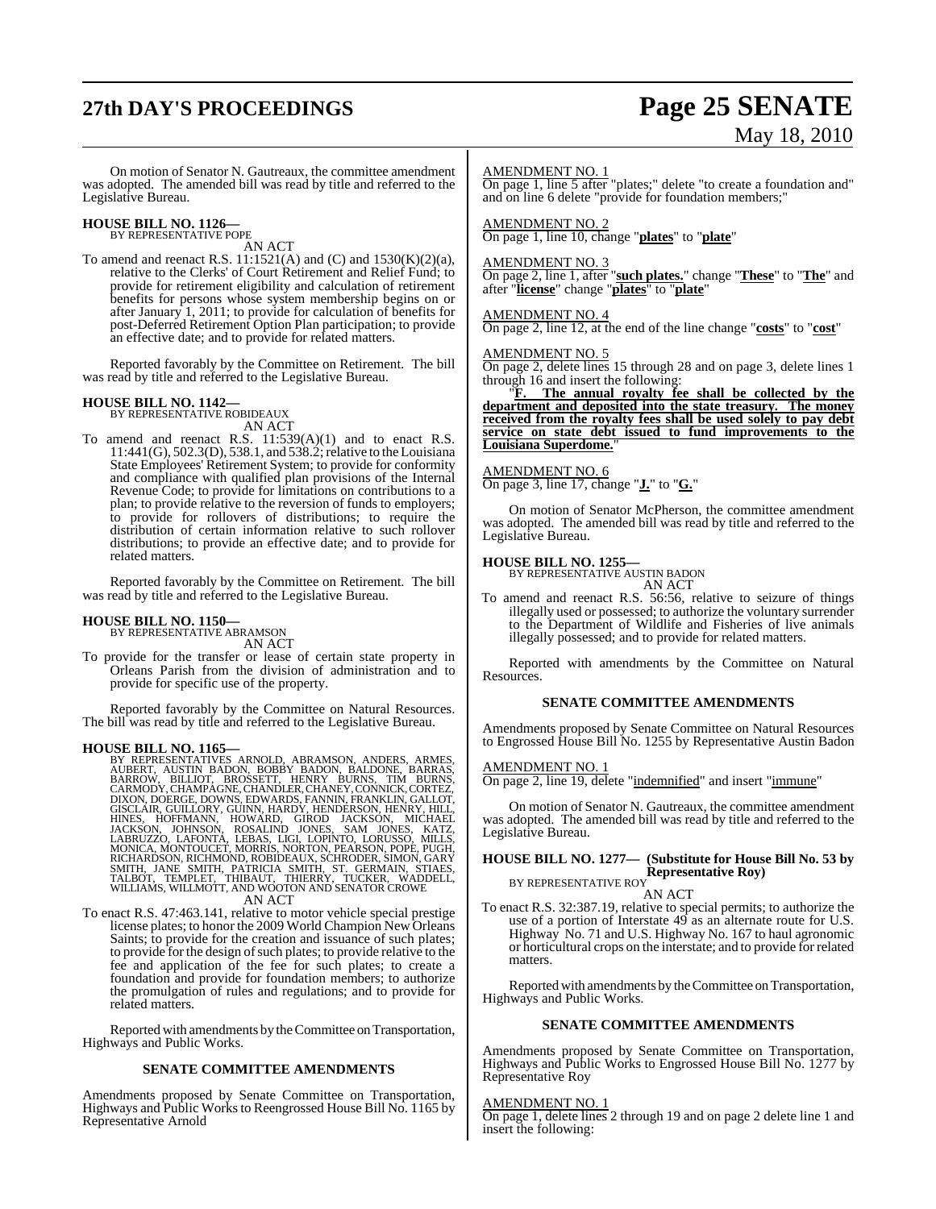On motion of Senator N. Gautreaux, the committee amendment was adopted. The amended bill was read by title and referred to the Legislative Bureau.

**HOUSE BILL NO. 1126—**
BY REPRESENTATIVE POPE
AN ACT

To amend and reenact R.S. 11:1521(A) and (C) and 1530(K)(2)(a), relative to the Clerks' of Court Retirement and Relief Fund; to provide for retirement eligibility and calculation of retirement benefits for persons whose system membership begins on or after January 1, 2011; to provide for calculation of benefits for post-Deferred Retirement Option Plan participation; to provide an effective date; and to provide for related matters.

Reported favorably by the Committee on Retirement. The bill was read by title and referred to the Legislative Bureau.

**HOUSE BILL NO. 1142—**
BY REPRESENTATIVE ROBIDEAUX
AN ACT

To amend and reenact R.S. 11:539(A)(1) and to enact R.S. 11:441(G), 502.3(D), 538.1, and 538.2; relative to the Louisiana State Employees' Retirement System; to provide for conformity and compliance with qualified plan provisions of the Internal Revenue Code; to provide for limitations on contributions to a plan; to provide relative to the reversion of funds to employers; to provide for rollovers of distributions; to require the distribution of certain information relative to such rollover distributions; to provide an effective date; and to provide for related matters.

Reported favorably by the Committee on Retirement. The bill was read by title and referred to the Legislative Bureau.

**HOUSE BILL NO. 1150—**
BY REPRESENTATIVE ABRAMSON
AN ACT

To provide for the transfer or lease of certain state property in Orleans Parish from the division of administration and to provide for specific use of the property.

Reported favorably by the Committee on Natural Resources. The bill was read by title and referred to the Legislative Bureau.

**HOUSE BILL NO. 1165—**
BY REPRESENTATIVES ARNOLD, ABRAMSON, ANDERS, ARMES, AUBERT, AUSTIN BADON, BOBBY BADON, BALDONE, BARRAS, BARROW, BILLIOT, BROSSETT, HENRY BURNS, TIM BURNS, CARMODY, CHAMPAGNE, CHANDLER, CHANEY, CONNICK, CORTEZ, DIXON, DOERGE, DOWNS, EDWARDS, FANNIN, FRANKLIN, GALLOT, GISCLAIR, GUILLORY, GUINN, HARDY, HENDERSON, HENRY, HILL, HINES, HOFFMANN, HOWARD, GIROD JACKSON, MICHAEL JACKSON, JOHNSON, ROSALIND JONES, SAM JONES, KATZ, LABRUZZO, LAFONTA, LEBAS, LIGI, LOPINTO, LORUSSO, MILLS, MONICA, MONTOUCET, MORRIS, NORTON, PEARSON, POPE, PUGH, RICHARDSON, RICHMOND, ROBIDEAUX, SCHRODER, SIMON, GARY SMITH, JANE SMITH, PATRICIA SMITH, ST. GERMAIN, STIAES, TALBOT, TEMPLET, THIBAUT, THIERRY, TUCKER, WADDELL, WILLIAMS, WILLMOTT, AND WOOTON AND SENATOR CROWE
AN ACT

To enact R.S. 47:463.141, relative to motor vehicle special prestige license plates; to honor the 2009 World Champion New Orleans Saints; to provide for the creation and issuance of such plates; to provide for the design of such plates; to provide relative to the fee and application of the fee for such plates; to create a foundation and provide for foundation members; to authorize the promulgation of rules and regulations; and to provide for related matters.

Reported with amendments by the Committee on Transportation, Highways and Public Works.

**SENATE COMMITTEE AMENDMENTS**

Amendments proposed by Senate Committee on Transportation, Highways and Public Works to Reengrossed House Bill No. 1165 by Representative Arnold

AMENDMENT NO. 1
On page 1, line 5 after "plates;" delete "to create a foundation and" and on line 6 delete "provide for foundation members;"

AMENDMENT NO. 2
On page 1, line 10, change "**plates**" to "**plate**"

AMENDMENT NO. 3
On page 2, line 1, after "**such plates.**" change "**These**" to "**The**" and after "**license**" change "**plates**" to "**plate**"

AMENDMENT NO. 4
On page 2, line 12, at the end of the line change "**costs**" to "**cost**"

AMENDMENT NO. 5
On page 2, delete lines 15 through 28 and on page 3, delete lines 1 through 16 and insert the following:

"**F. The annual royalty fee shall be collected by the department and deposited into the state treasury. The money received from the royalty fees shall be used solely to pay debt service on state debt issued to fund improvements to the Louisiana Superdome.**"

AMENDMENT NO. 6
On page 3, line 17, change "**J.**" to "**G.**"

On motion of Senator McPherson, the committee amendment was adopted. The amended bill was read by title and referred to the Legislative Bureau.

**HOUSE BILL NO. 1255—**
BY REPRESENTATIVE AUSTIN BADON
AN ACT

To amend and reenact R.S. 56:56, relative to seizure of things illegally used or possessed; to authorize the voluntary surrender to the Department of Wildlife and Fisheries of live animals illegally possessed; and to provide for related matters.

Reported with amendments by the Committee on Natural Resources.

**SENATE COMMITTEE AMENDMENTS**

Amendments proposed by Senate Committee on Natural Resources to Engrossed House Bill No. 1255 by Representative Austin Badon

AMENDMENT NO. 1
On page 2, line 19, delete "indemnified" and insert "immune"

On motion of Senator N. Gautreaux, the committee amendment was adopted. The amended bill was read by title and referred to the Legislative Bureau.

**HOUSE BILL NO. 1277— (Substitute for House Bill No. 53 by Representative Roy)**
BY REPRESENTATIVE ROY
AN ACT

To enact R.S. 32:387.19, relative to special permits; to authorize the use of a portion of Interstate 49 as an alternate route for U.S. Highway No. 71 and U.S. Highway No. 167 to haul agronomic or horticultural crops on the interstate; and to provide for related matters.

Reported with amendments by the Committee on Transportation, Highways and Public Works.

**SENATE COMMITTEE AMENDMENTS**

Amendments proposed by Senate Committee on Transportation, Highways and Public Works to Engrossed House Bill No. 1277 by Representative Roy

AMENDMENT NO. 1
On page 1, delete lines 2 through 19 and on page 2 delete line 1 and insert the following: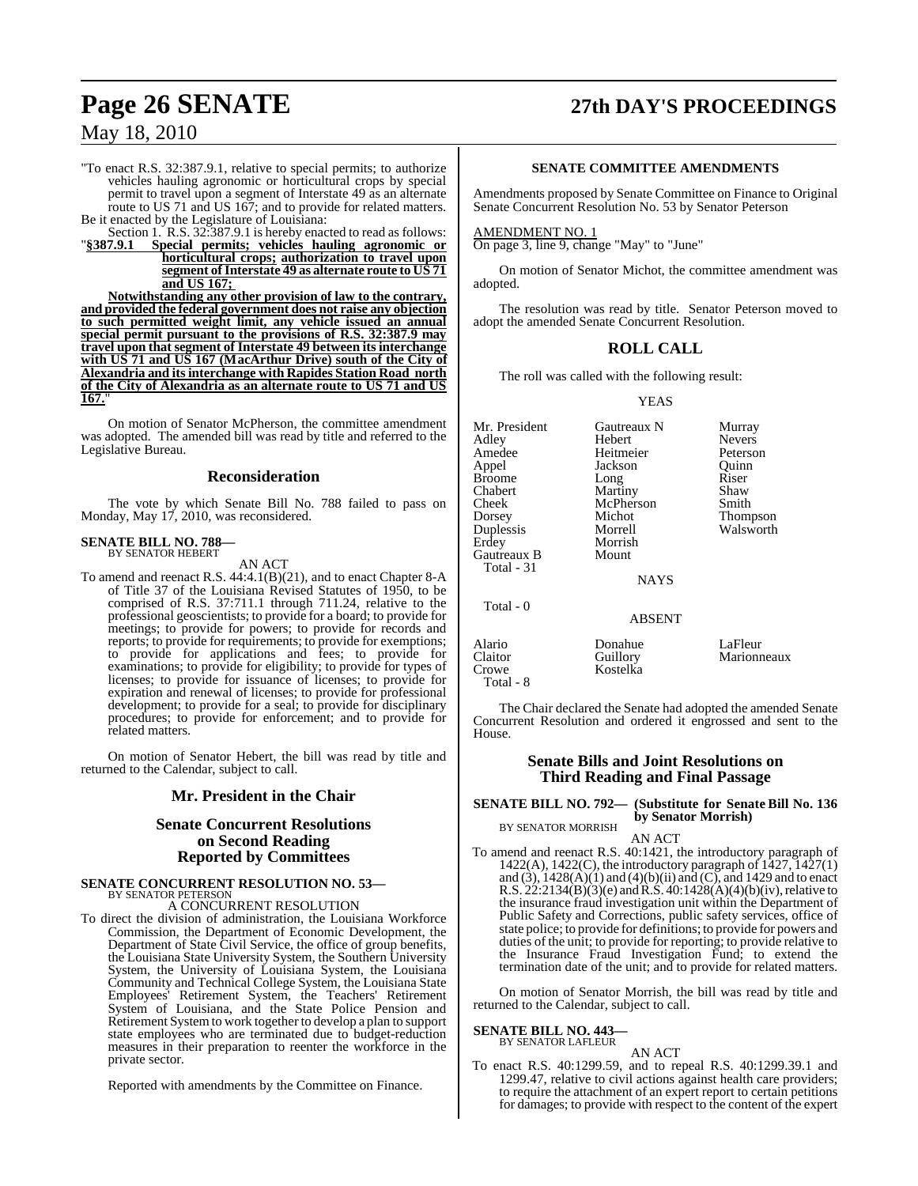"To enact R.S. 32:387.9.1, relative to special permits; to authorize vehicles hauling agronomic or horticultural crops by special permit to travel upon a segment of Interstate 49 as an alternate route to US 71 and US 167; and to provide for related matters.

Be it enacted by the Legislature of Louisiana:

Section 1. R.S. 32:387.9.1 is hereby enacted to read as follows:

"**§387.9.1 Special permits; vehicles hauling agronomic or horticultural crops; authorization to travel upon segment of Interstate 49 as alternate route to US 71 and US 167;**

**Notwithstanding any other provision of law to the contrary, and provided the federal government does not raise any objection to such permitted weight limit, any vehicle issued an annual special permit pursuant to the provisions of R.S. 32:387.9 may travel upon that segment of Interstate 49 between its interchange with US 71 and US 167 (MacArthur Drive) south of the City of Alexandria and its interchange with Rapides Station Road north of the City of Alexandria as an alternate route to US 71 and US 167.**"

On motion of Senator McPherson, the committee amendment was adopted. The amended bill was read by title and referred to the Legislative Bureau.

## Reconsideration

The vote by which Senate Bill No. 788 failed to pass on Monday, May 17, 2010, was reconsidered.

**SENATE BILL NO. 788—**
BY SENATOR HEBERT

AN ACT

To amend and reenact R.S. 44:4.1(B)(21), and to enact Chapter 8-A of Title 37 of the Louisiana Revised Statutes of 1950, to be comprised of R.S. 37:711.1 through 711.24, relative to the professional geoscientists; to provide for a board; to provide for meetings; to provide for powers; to provide for records and reports; to provide for requirements; to provide for exemptions; to provide for applications and fees; to provide for examinations; to provide for eligibility; to provide for types of licenses; to provide for issuance of licenses; to provide for expiration and renewal of licenses; to provide for professional development; to provide for a seal; to provide for disciplinary procedures; to provide for enforcement; and to provide for related matters.

On motion of Senator Hebert, the bill was read by title and returned to the Calendar, subject to call.

## Mr. President in the Chair

## Senate Concurrent Resolutions on Second Reading Reported by Committees

**SENATE CONCURRENT RESOLUTION NO. 53—**
BY SENATOR PETERSON

A CONCURRENT RESOLUTION

To direct the division of administration, the Louisiana Workforce Commission, the Department of Economic Development, the Department of State Civil Service, the office of group benefits, the Louisiana State University System, the Southern University System, the University of Louisiana System, the Louisiana Community and Technical College System, the Louisiana State Employees' Retirement System, the Teachers' Retirement System of Louisiana, and the State Police Pension and Retirement System to work together to develop a plan to support state employees who are terminated due to budget-reduction measures in their preparation to reenter the workforce in the private sector.

Reported with amendments by the Committee on Finance.

**SENATE COMMITTEE AMENDMENTS**

Amendments proposed by Senate Committee on Finance to Original Senate Concurrent Resolution No. 53 by Senator Peterson

AMENDMENT NO. 1
On page 3, line 9, change "May" to "June"

On motion of Senator Michot, the committee amendment was adopted.

The resolution was read by title. Senator Peterson moved to adopt the amended Senate Concurrent Resolution.

## ROLL CALL

The roll was called with the following result:

YEAS

| | | |
|---|---|---|
| Mr. President | Gautreaux N | Murray |
| Adley | Hebert | Nevers |
| Amedee | Heitmeier | Peterson |
| Appel | Jackson | Quinn |
| Broome | Long | Riser |
| Chabert | Martiny | Shaw |
| Cheek | McPherson | Smith |
| Dorsey | Michot | Thompson |
| Duplessis | Morrell | Walsworth |
| Erdey | Morrish | |
| Gautreaux B | Mount | |
| Total - 31 | | |

NAYS

Total - 0

ABSENT

| | | |
|---|---|---|
| Alario | Donahue | LaFleur |
| Claitor | Guillory | Marionneaux |
| Crowe | Kostelka | |
| Total - 8 | | |

The Chair declared the Senate had adopted the amended Senate Concurrent Resolution and ordered it engrossed and sent to the House.

## Senate Bills and Joint Resolutions on Third Reading and Final Passage

**SENATE BILL NO. 792— (Substitute for Senate Bill No. 136 by Senator Morrish)**
BY SENATOR MORRISH

AN ACT

To amend and reenact R.S. 40:1421, the introductory paragraph of 1422(A), 1422(C), the introductory paragraph of 1427, 1427(1) and (3), 1428(A)(1) and (4)(b)(ii) and (C), and 1429 and to enact R.S. 22:2134(B)(3)(e) and R.S. 40:1428(A)(4)(b)(iv), relative to the insurance fraud investigation unit within the Department of Public Safety and Corrections, public safety services, office of state police; to provide for definitions; to provide for powers and duties of the unit; to provide for reporting; to provide relative to the Insurance Fraud Investigation Fund; to extend the termination date of the unit; and to provide for related matters.

On motion of Senator Morrish, the bill was read by title and returned to the Calendar, subject to call.

**SENATE BILL NO. 443—**
BY SENATOR LAFLEUR

AN ACT

To enact R.S. 40:1299.59, and to repeal R.S. 40:1299.39.1 and 1299.47, relative to civil actions against health care providers; to require the attachment of an expert report to certain petitions for damages; to provide with respect to the content of the expert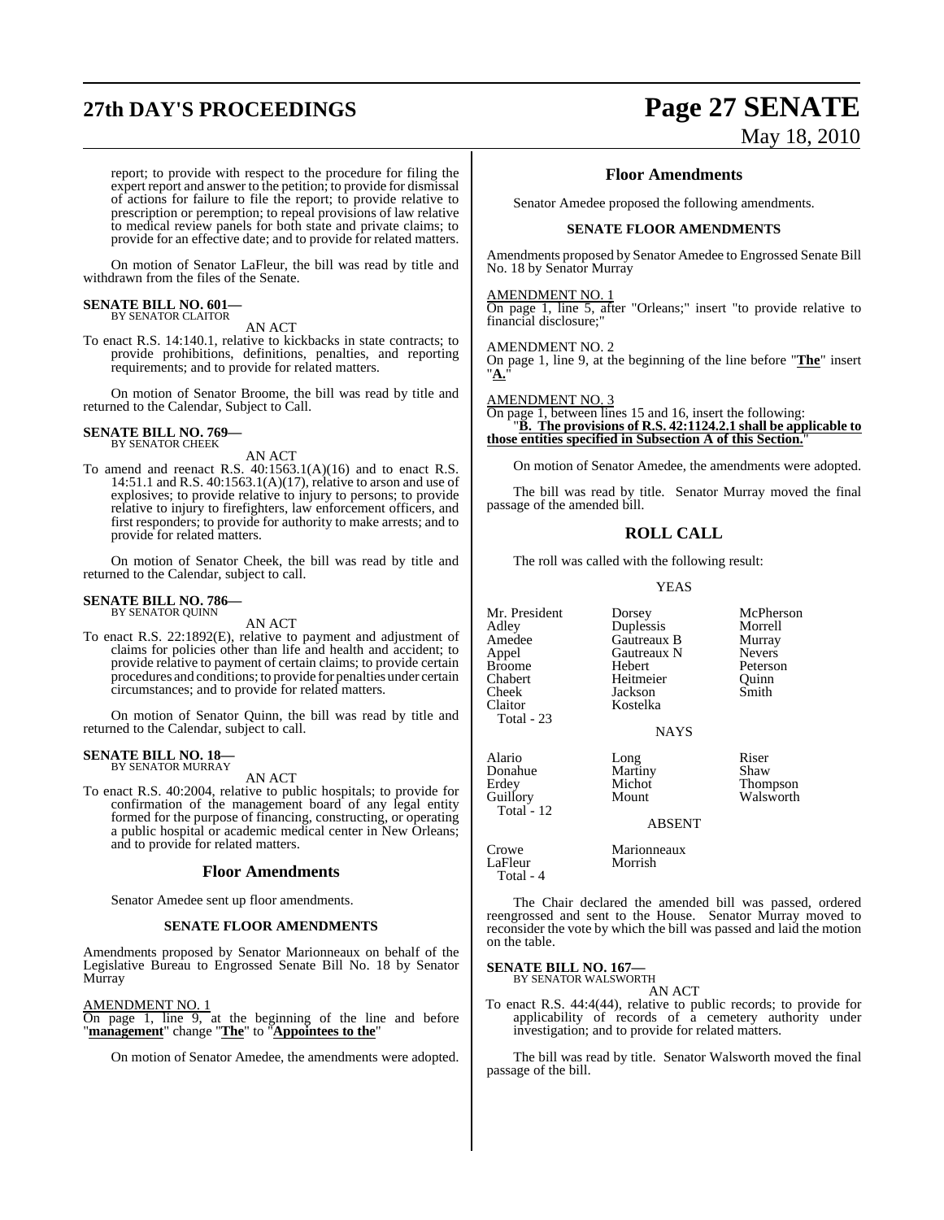report; to provide with respect to the procedure for filing the expert report and answer to the petition; to provide for dismissal of actions for failure to file the report; to provide relative to prescription or peremption; to repeal provisions of law relative to medical review panels for both state and private claims; to provide for an effective date; and to provide for related matters.

On motion of Senator LaFleur, the bill was read by title and withdrawn from the files of the Senate.

**SENATE BILL NO. 601—**
BY SENATOR CLAITOR

AN ACT

To enact R.S. 14:140.1, relative to kickbacks in state contracts; to provide prohibitions, definitions, penalties, and reporting requirements; and to provide for related matters.

On motion of Senator Broome, the bill was read by title and returned to the Calendar, Subject to Call.

**SENATE BILL NO. 769—**
BY SENATOR CHEEK

AN ACT

To amend and reenact R.S. 40:1563.1(A)(16) and to enact R.S. 14:51.1 and R.S. 40:1563.1(A)(17), relative to arson and use of explosives; to provide relative to injury to persons; to provide relative to injury to firefighters, law enforcement officers, and first responders; to provide for authority to make arrests; and to provide for related matters.

On motion of Senator Cheek, the bill was read by title and returned to the Calendar, subject to call.

**SENATE BILL NO. 786—**
BY SENATOR QUINN

AN ACT

To enact R.S. 22:1892(E), relative to payment and adjustment of claims for policies other than life and health and accident; to provide relative to payment of certain claims; to provide certain procedures and conditions; to provide for penalties under certain circumstances; and to provide for related matters.

On motion of Senator Quinn, the bill was read by title and returned to the Calendar, subject to call.

**SENATE BILL NO. 18—**
BY SENATOR MURRAY

AN ACT

To enact R.S. 40:2004, relative to public hospitals; to provide for confirmation of the management board of any legal entity formed for the purpose of financing, constructing, or operating a public hospital or academic medical center in New Orleans; and to provide for related matters.

## Floor Amendments

Senator Amedee sent up floor amendments.

### SENATE FLOOR AMENDMENTS

Amendments proposed by Senator Marionneaux on behalf of the Legislative Bureau to Engrossed Senate Bill No. 18 by Senator Murray

AMENDMENT NO. 1
On page 1, line 9, at the beginning of the line and before "**management**" change "**The**" to "**Appointees to the**"

On motion of Senator Amedee, the amendments were adopted.

## Floor Amendments

Senator Amedee proposed the following amendments.

### SENATE FLOOR AMENDMENTS

Amendments proposed by Senator Amedee to Engrossed Senate Bill No. 18 by Senator Murray

AMENDMENT NO. 1
On page 1, line 5, after "Orleans;" insert "to provide relative to financial disclosure;"

AMENDMENT NO. 2
On page 1, line 9, at the beginning of the line before "**The**" insert "**A.**"

AMENDMENT NO. 3
On page 1, between lines 15 and 16, insert the following:
"**B. The provisions of R.S. 42:1124.2.1 shall be applicable to those entities specified in Subsection A of this Section.**"

On motion of Senator Amedee, the amendments were adopted.

The bill was read by title. Senator Murray moved the final passage of the amended bill.

## ROLL CALL

The roll was called with the following result:

YEAS

| | | |
|---|---|---|
| Mr. President | Dorsey | McPherson |
| Adley | Duplessis | Morrell |
| Amedee | Gautreaux B | Murray |
| Appel | Gautreaux N | Nevers |
| Broome | Hebert | Peterson |
| Chabert | Heitmeier | Quinn |
| Cheek | Jackson | Smith |
| Claitor | Kostelka | |
| Total - 23 | | |

NAYS

| | | |
|---|---|---|
| Alario | Long | Riser |
| Donahue | Martiny | Shaw |
| Erdey | Michot | Thompson |
| Guillory | Mount | Walsworth |
| Total - 12 | | |

ABSENT

| | |
|---|---|
| Crowe | Marionneaux |
| LaFleur | Morrish |
| Total - 4 | |

The Chair declared the amended bill was passed, ordered reengrossed and sent to the House. Senator Murray moved to reconsider the vote by which the bill was passed and laid the motion on the table.

**SENATE BILL NO. 167—**
BY SENATOR WALSWORTH

AN ACT

To enact R.S. 44:4(44), relative to public records; to provide for applicability of records of a cemetery authority under investigation; and to provide for related matters.

The bill was read by title. Senator Walsworth moved the final passage of the bill.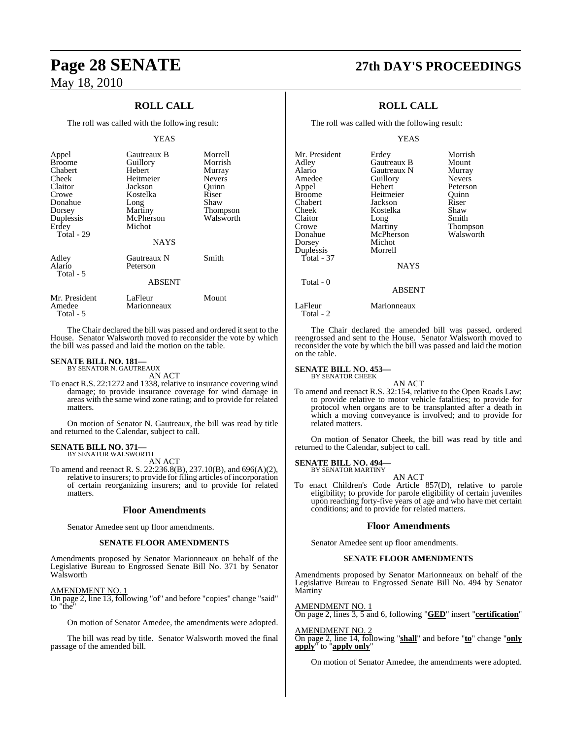## ROLL CALL

The roll was called with the following result:

YEAS

| | | |
|---|---|---|
| Appel | Gautreaux B | Morrell |
| Broome | Guillory | Morrish |
| Chabert | Hebert | Murray |
| Cheek | Heitmeier | Nevers |
| Claitor | Jackson | Quinn |
| Crowe | Kostelka | Riser |
| Donahue | Long | Shaw |
| Dorsey | Martiny | Thompson |
| Duplessis | McPherson | Walsworth |
| Erdey | Michot | |
| Total - 29 | | |

NAYS

| | | |
|---|---|---|
| Adley | Gautreaux N | Smith |
| Alario | Peterson | |
| Total - 5 | | |

ABSENT

| | | |
|---|---|---|
| Mr. President | LaFleur | Mount |
| Amedee | Marionneaux | |
| Total - 5 | | |

The Chair declared the bill was passed and ordered it sent to the House. Senator Walsworth moved to reconsider the vote by which the bill was passed and laid the motion on the table.

**SENATE BILL NO. 181—**
BY SENATOR N. GAUTREAUX

AN ACT

To enact R.S. 22:1272 and 1338, relative to insurance covering wind damage; to provide insurance coverage for wind damage in areas with the same wind zone rating; and to provide for related matters.

On motion of Senator N. Gautreaux, the bill was read by title and returned to the Calendar, subject to call.

**SENATE BILL NO. 371—**
BY SENATOR WALSWORTH

AN ACT

To amend and reenact R. S. 22:236.8(B), 237.10(B), and 696(A)(2), relative to insurers; to provide for filing articles of incorporation of certain reorganizing insurers; and to provide for related matters.

### Floor Amendments

Senator Amedee sent up floor amendments.

#### SENATE FLOOR AMENDMENTS

Amendments proposed by Senator Marionneaux on behalf of the Legislative Bureau to Engrossed Senate Bill No. 371 by Senator Walsworth

AMENDMENT NO. 1
On page 2, line 13, following "of" and before "copies" change "said" to "the"

On motion of Senator Amedee, the amendments were adopted.

The bill was read by title. Senator Walsworth moved the final passage of the amended bill.

## ROLL CALL

The roll was called with the following result:

YEAS

| | | |
|---|---|---|
| Mr. President | Erdey | Morrish |
| Adley | Gautreaux B | Mount |
| Alario | Gautreaux N | Murray |
| Amedee | Guillory | Nevers |
| Appel | Hebert | Peterson |
| Broome | Heitmeier | Quinn |
| Chabert | Jackson | Riser |
| Cheek | Kostelka | Shaw |
| Claitor | Long | Smith |
| Crowe | Martiny | Thompson |
| Donahue | McPherson | Walsworth |
| Dorsey | Michot | |
| Duplessis | Morrell | |
| Total - 37 | | |

NAYS

Total - 0

ABSENT

| | |
|---|---|
| LaFleur | Marionneaux |
| Total - 2 | |

The Chair declared the amended bill was passed, ordered reengrossed and sent to the House. Senator Walsworth moved to reconsider the vote by which the bill was passed and laid the motion on the table.

**SENATE BILL NO. 453—**
BY SENATOR CHEEK

AN ACT

To amend and reenact R.S. 32:154, relative to the Open Roads Law; to provide relative to motor vehicle fatalities; to provide for protocol when organs are to be transplanted after a death in which a moving conveyance is involved; and to provide for related matters.

On motion of Senator Cheek, the bill was read by title and returned to the Calendar, subject to call.

**SENATE BILL NO. 494—**
BY SENATOR MARTINY

AN ACT

To enact Children's Code Article 857(D), relative to parole eligibility; to provide for parole eligibility of certain juveniles upon reaching forty-five years of age and who have met certain conditions; and to provide for related matters.

### Floor Amendments

Senator Amedee sent up floor amendments.

#### SENATE FLOOR AMENDMENTS

Amendments proposed by Senator Marionneaux on behalf of the Legislative Bureau to Engrossed Senate Bill No. 494 by Senator Martiny

AMENDMENT NO. 1
On page 2, lines 3, 5 and 6, following "**GED**" insert "**certification**"

AMENDMENT NO. 2
On page 2, line 14, following "**shall**" and before "**to**" change "**only apply**" to "**apply only**"

On motion of Senator Amedee, the amendments were adopted.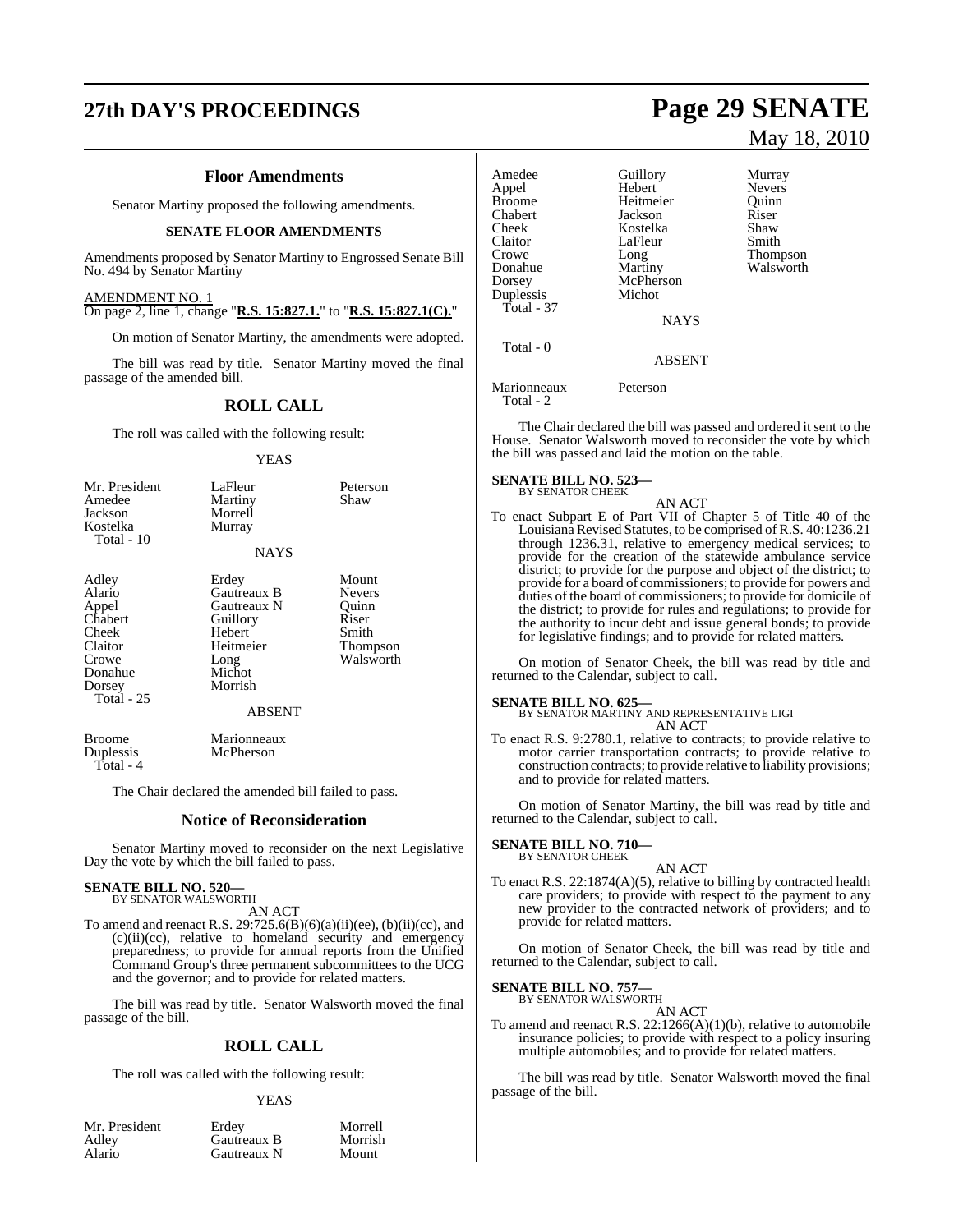### Floor Amendments

Senator Martiny proposed the following amendments.

#### SENATE FLOOR AMENDMENTS

Amendments proposed by Senator Martiny to Engrossed Senate Bill No. 494 by Senator Martiny

AMENDMENT NO. 1

On page 2, line 1, change "**R.S. 15:827.1.**" to "**R.S. 15:827.1(C).**"

On motion of Senator Martiny, the amendments were adopted.

The bill was read by title. Senator Martiny moved the final passage of the amended bill.

### ROLL CALL

The roll was called with the following result:

YEAS

| | | |
|---|---|---|
| Mr. President | LaFleur | Peterson |
| Amedee | Martiny | Shaw |
| Jackson | Morrell | |
| Kostelka | Murray | |
| Total - 10 | | |

NAYS

| | | |
|---|---|---|
| Adley | Erdey | Mount |
| Alario | Gautreaux B | Nevers |
| Appel | Gautreaux N | Quinn |
| Chabert | Guillory | Riser |
| Cheek | Hebert | Smith |
| Claitor | Heitmeier | Thompson |
| Crowe | Long | Walsworth |
| Donahue | Michot | |
| Dorsey | Morrish | |
| Total - 25 | | |

ABSENT

| | |
|---|---|
| Broome | Marionneaux |
| Duplessis | McPherson |
| Total - 4 | |

The Chair declared the amended bill failed to pass.

### Notice of Reconsideration

Senator Martiny moved to reconsider on the next Legislative Day the vote by which the bill failed to pass.

**SENATE BILL NO. 520—**
BY SENATOR WALSWORTH

AN ACT

To amend and reenact R.S. 29:725.6(B)(6)(a)(ii)(ee), (b)(ii)(cc), and (c)(ii)(cc), relative to homeland security and emergency preparedness; to provide for annual reports from the Unified Command Group's three permanent subcommittees to the UCG and the governor; and to provide for related matters.

The bill was read by title. Senator Walsworth moved the final passage of the bill.

### ROLL CALL

The roll was called with the following result:

YEAS

| | | |
|---|---|---|
| Mr. President | Erdey | Morrell |
| Adley | Gautreaux B | Morrish |
| Alario | Gautreaux N | Mount |
| Amedee | Guillory | Murray |
| Appel | Hebert | Nevers |
| Broome | Heitmeier | Quinn |
| Chabert | Jackson | Riser |
| Cheek | Kostelka | Shaw |
| Claitor | LaFleur | Smith |
| Crowe | Long | Thompson |
| Donahue | Martiny | Walsworth |
| Dorsey | McPherson | |
| Duplessis | Michot | |
| Total - 37 | | |

NAYS

Total - 0

ABSENT

| | |
|---|---|
| Marionneaux | Peterson |
| Total - 2 | |

The Chair declared the bill was passed and ordered it sent to the House. Senator Walsworth moved to reconsider the vote by which the bill was passed and laid the motion on the table.

**SENATE BILL NO. 523—**
BY SENATOR CHEEK

AN ACT

To enact Subpart E of Part VII of Chapter 5 of Title 40 of the Louisiana Revised Statutes, to be comprised of R.S. 40:1236.21 through 1236.31, relative to emergency medical services; to provide for the creation of the statewide ambulance service district; to provide for the purpose and object of the district; to provide for a board of commissioners; to provide for powers and duties of the board of commissioners; to provide for domicile of the district; to provide for rules and regulations; to provide for the authority to incur debt and issue general bonds; to provide for legislative findings; and to provide for related matters.

On motion of Senator Cheek, the bill was read by title and returned to the Calendar, subject to call.

**SENATE BILL NO. 625—**
BY SENATOR MARTINY AND REPRESENTATIVE LIGI

AN ACT

To enact R.S. 9:2780.1, relative to contracts; to provide relative to motor carrier transportation contracts; to provide relative to construction contracts; to provide relative to liability provisions; and to provide for related matters.

On motion of Senator Martiny, the bill was read by title and returned to the Calendar, subject to call.

**SENATE BILL NO. 710—**
BY SENATOR CHEEK

AN ACT

To enact R.S. 22:1874(A)(5), relative to billing by contracted health care providers; to provide with respect to the payment to any new provider to the contracted network of providers; and to provide for related matters.

On motion of Senator Cheek, the bill was read by title and returned to the Calendar, subject to call.

**SENATE BILL NO. 757—**
BY SENATOR WALSWORTH

AN ACT

To amend and reenact R.S. 22:1266(A)(1)(b), relative to automobile insurance policies; to provide with respect to a policy insuring multiple automobiles; and to provide for related matters.

The bill was read by title. Senator Walsworth moved the final passage of the bill.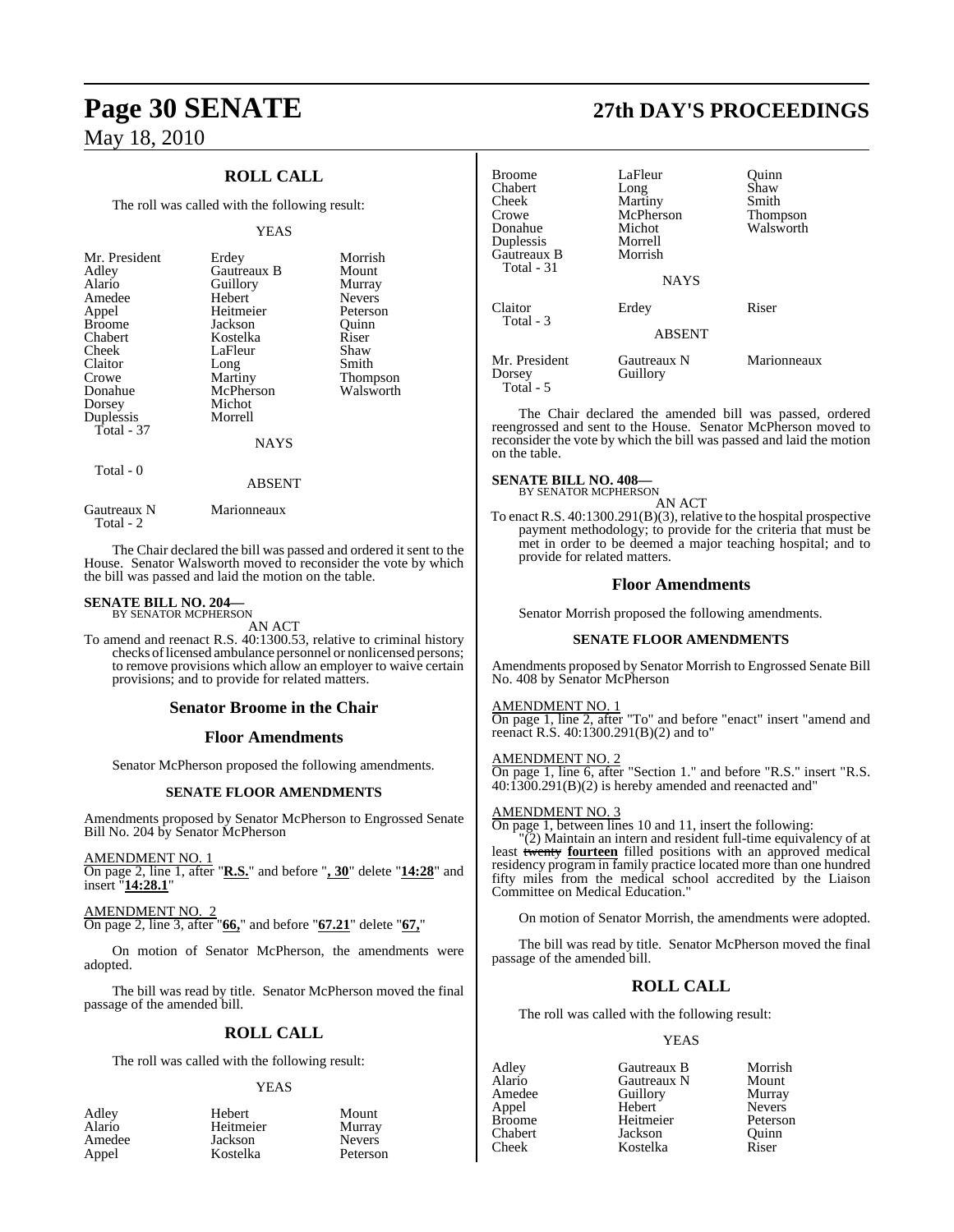## ROLL CALL

The roll was called with the following result:

YEAS

| | | |
|---|---|---|
| Mr. President | Erdey | Morrish |
| Adley | Gautreaux B | Mount |
| Alario | Guillory | Murray |
| Amedee | Hebert | Nevers |
| Appel | Heitmeier | Peterson |
| Broome | Jackson | Quinn |
| Chabert | Kostelka | Riser |
| Cheek | LaFleur | Shaw |
| Claitor | Long | Smith |
| Crowe | Martiny | Thompson |
| Donahue | McPherson | Walsworth |
| Dorsey | Michot | |
| Duplessis | Morrell | |
| Total - 37 | | |

NAYS

Total - 0

ABSENT

| | |
|---|---|
| Gautreaux N | Marionneaux |
| Total - 2 | |

The Chair declared the bill was passed and ordered it sent to the House. Senator Walsworth moved to reconsider the vote by which the bill was passed and laid the motion on the table.

**SENATE BILL NO. 204—**
BY SENATOR MCPHERSON

AN ACT

To amend and reenact R.S. 40:1300.53, relative to criminal history checks of licensed ambulance personnel or nonlicensed persons; to remove provisions which allow an employer to waive certain provisions; and to provide for related matters.

## Senator Broome in the Chair

## Floor Amendments

Senator McPherson proposed the following amendments.

### SENATE FLOOR AMENDMENTS

Amendments proposed by Senator McPherson to Engrossed Senate Bill No. 204 by Senator McPherson

AMENDMENT NO. 1
On page 2, line 1, after "**R.S.**" and before "**, 30**" delete "**14:28**" and insert "**14:28.1**"

AMENDMENT NO. 2
On page 2, line 3, after "**66,**" and before "**67.21**" delete "**67,**"

On motion of Senator McPherson, the amendments were adopted.

The bill was read by title. Senator McPherson moved the final passage of the amended bill.

## ROLL CALL

The roll was called with the following result:

YEAS

| | | |
|---|---|---|
| Adley | Hebert | Mount |
| Alario | Heitmeier | Murray |
| Amedee | Jackson | Nevers |
| Appel | Kostelka | Peterson |
| Broome | LaFleur | Quinn |
| Chabert | Long | Shaw |
| Cheek | Martiny | Smith |
| Crowe | McPherson | Thompson |
| Donahue | Michot | Walsworth |
| Duplessis | Morrell | |
| Gautreaux B | Morrish | |
| Total - 31 | | |

NAYS

| | | |
|---|---|---|
| Claitor | Erdey | Riser |
| Total - 3 | | |

ABSENT

| | | |
|---|---|---|
| Mr. President | Gautreaux N | Marionneaux |
| Dorsey | Guillory | |
| Total - 5 | | |

The Chair declared the amended bill was passed, ordered reengrossed and sent to the House. Senator McPherson moved to reconsider the vote by which the bill was passed and laid the motion on the table.

**SENATE BILL NO. 408—**
BY SENATOR MCPHERSON

AN ACT

To enact R.S. 40:1300.291(B)(3), relative to the hospital prospective payment methodology; to provide for the criteria that must be met in order to be deemed a major teaching hospital; and to provide for related matters.

## Floor Amendments

Senator Morrish proposed the following amendments.

### SENATE FLOOR AMENDMENTS

Amendments proposed by Senator Morrish to Engrossed Senate Bill No. 408 by Senator McPherson

AMENDMENT NO. 1
On page 1, line 2, after "To" and before "enact" insert "amend and reenact R.S. 40:1300.291(B)(2) and to"

AMENDMENT NO. 2
On page 1, line 6, after "Section 1." and before "R.S." insert "R.S. 40:1300.291(B)(2) is hereby amended and reenacted and"

AMENDMENT NO. 3
On page 1, between lines 10 and 11, insert the following:

"(2) Maintain an intern and resident full-time equivalency of at least ~~twenty~~ **fourteen** filled positions with an approved medical residency program in family practice located more than one hundred fifty miles from the medical school accredited by the Liaison Committee on Medical Education."

On motion of Senator Morrish, the amendments were adopted.

The bill was read by title. Senator McPherson moved the final passage of the amended bill.

## ROLL CALL

The roll was called with the following result:

YEAS

| | | |
|---|---|---|
| Adley | Gautreaux B | Morrish |
| Alario | Gautreaux N | Mount |
| Amedee | Guillory | Murray |
| Appel | Hebert | Nevers |
| Broome | Heitmeier | Peterson |
| Chabert | Jackson | Quinn |
| Cheek | Kostelka | Riser |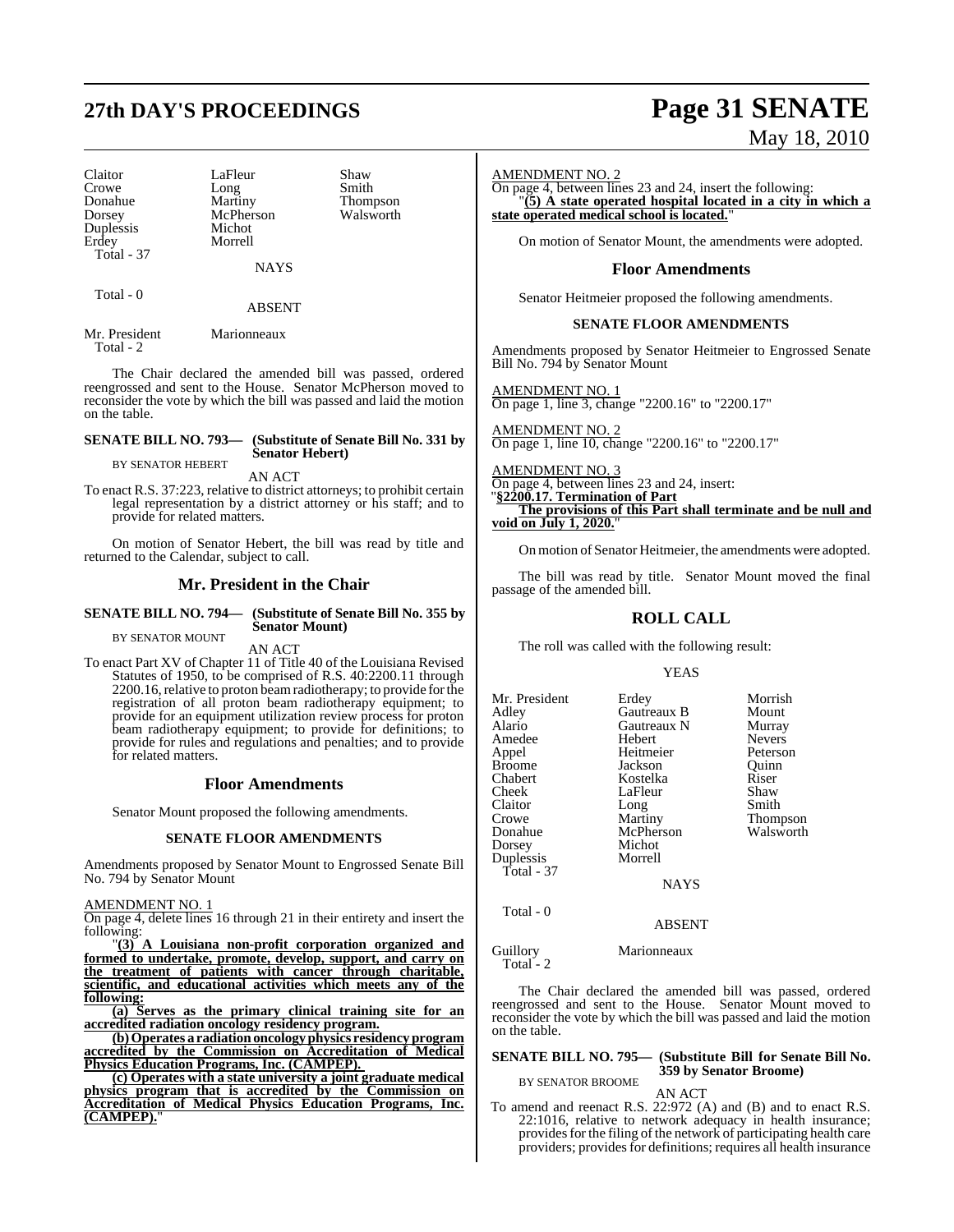| | | |
|---|---|---|
| Claitor | LaFleur | Shaw |
| Crowe | Long | Smith |
| Donahue | Martiny | Thompson |
| Dorsey | McPherson | Walsworth |
| Duplessis | Michot | |
| Erdey | Morrell | |
| Total - 37 | | |

NAYS

Total - 0

ABSENT

| | |
|---|---|
| Mr. President | Marionneaux |
| Total - 2 | |

The Chair declared the amended bill was passed, ordered reengrossed and sent to the House. Senator McPherson moved to reconsider the vote by which the bill was passed and laid the motion on the table.

**SENATE BILL NO. 793— (Substitute of Senate Bill No. 331 by Senator Hebert)**

BY SENATOR HEBERT

AN ACT

To enact R.S. 37:223, relative to district attorneys; to prohibit certain legal representation by a district attorney or his staff; and to provide for related matters.

On motion of Senator Hebert, the bill was read by title and returned to the Calendar, subject to call.

## Mr. President in the Chair

**SENATE BILL NO. 794— (Substitute of Senate Bill No. 355 by Senator Mount)**

BY SENATOR MOUNT

AN ACT

To enact Part XV of Chapter 11 of Title 40 of the Louisiana Revised Statutes of 1950, to be comprised of R.S. 40:2200.11 through 2200.16, relative to proton beam radiotherapy; to provide for the registration of all proton beam radiotherapy equipment; to provide for an equipment utilization review process for proton beam radiotherapy equipment; to provide for definitions; to provide for rules and regulations and penalties; and to provide for related matters.

## Floor Amendments

Senator Mount proposed the following amendments.

### SENATE FLOOR AMENDMENTS

Amendments proposed by Senator Mount to Engrossed Senate Bill No. 794 by Senator Mount

AMENDMENT NO. 1

On page 4, delete lines 16 through 21 in their entirety and insert the following:

"**(3) A Louisiana non-profit corporation organized and formed to undertake, promote, develop, support, and carry on the treatment of patients with cancer through charitable, scientific, and educational activities which meets any of the following:**

**(a) Serves as the primary clinical training site for an accredited radiation oncology residency program.**

**(b) Operates a radiation oncology physics residency program accredited by the Commission on Accreditation of Medical Physics Education Programs, Inc. (CAMPEP).**

**(c) Operates with a state university a joint graduate medical physics program that is accredited by the Commission on Accreditation of Medical Physics Education Programs, Inc. (CAMPEP).**"

AMENDMENT NO. 2

On page 4, between lines 23 and 24, insert the following:

"**(5) A state operated hospital located in a city in which a state operated medical school is located.**"

On motion of Senator Mount, the amendments were adopted.

## Floor Amendments

Senator Heitmeier proposed the following amendments.

### SENATE FLOOR AMENDMENTS

Amendments proposed by Senator Heitmeier to Engrossed Senate Bill No. 794 by Senator Mount

AMENDMENT NO. 1

On page 1, line 3, change "2200.16" to "2200.17"

AMENDMENT NO. 2

On page 1, line 10, change "2200.16" to "2200.17"

AMENDMENT NO. 3

On page 4, between lines 23 and 24, insert:

"**§2200.17. Termination of Part**

**The provisions of this Part shall terminate and be null and void on July 1, 2020.**"

On motion of Senator Heitmeier, the amendments were adopted.

The bill was read by title. Senator Mount moved the final passage of the amended bill.

## ROLL CALL

The roll was called with the following result:

YEAS

| | | |
|---|---|---|
| Mr. President | Erdey | Morrish |
| Adley | Gautreaux B | Mount |
| Alario | Gautreaux N | Murray |
| Amedee | Hebert | Nevers |
| Appel | Heitmeier | Peterson |
| Broome | Jackson | Quinn |
| Chabert | Kostelka | Riser |
| Cheek | LaFleur | Shaw |
| Claitor | Long | Smith |
| Crowe | Martiny | Thompson |
| Donahue | McPherson | Walsworth |
| Dorsey | Michot | |
| Duplessis | Morrell | |
| Total - 37 | | |

NAYS

Total - 0

ABSENT

| | |
|---|---|
| Guillory | Marionneaux |
| Total - 2 | |

The Chair declared the amended bill was passed, ordered reengrossed and sent to the House. Senator Mount moved to reconsider the vote by which the bill was passed and laid the motion on the table.

**SENATE BILL NO. 795— (Substitute Bill for Senate Bill No. 359 by Senator Broome)**

BY SENATOR BROOME

AN ACT

To amend and reenact R.S. 22:972 (A) and (B) and to enact R.S. 22:1016, relative to network adequacy in health insurance; provides for the filing of the network of participating health care providers; provides for definitions; requires all health insurance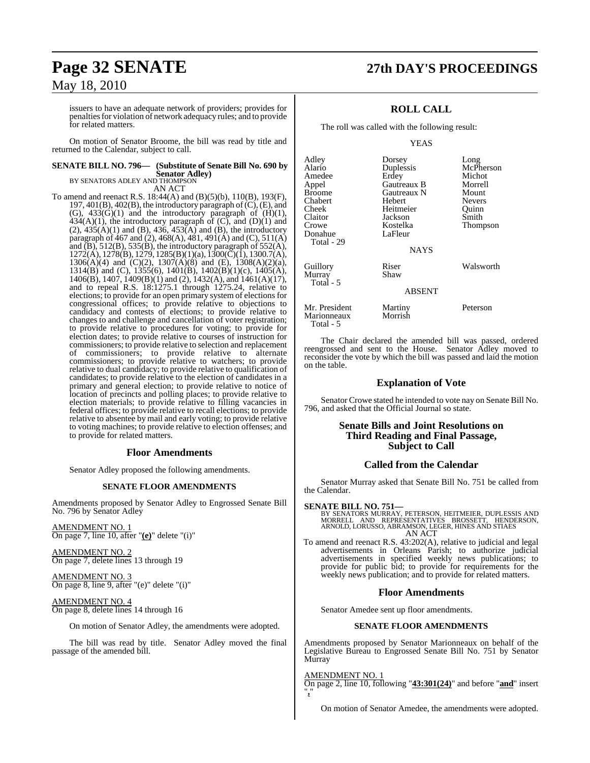issuers to have an adequate network of providers; provides for penalties for violation of network adequacy rules; and to provide for related matters.

On motion of Senator Broome, the bill was read by title and returned to the Calendar, subject to call.

**SENATE BILL NO. 796— (Substitute of Senate Bill No. 690 by Senator Adley)**
BY SENATORS ADLEY AND THOMPSON
AN ACT

To amend and reenact R.S. 18:44(A) and (B)(5)(b), 110(B), 193(F), 197, 401(B), 402(B), the introductory paragraph of (C), (E), and (G), 433(G)(1) and the introductory paragraph of (H)(1), 434(A)(1), the introductory paragraph of (C), and (D)(1) and (2), 435(A)(1) and (B), 436, 453(A) and (B), the introductory paragraph of 467 and (2), 468(A), 481, 491(A) and (C), 511(A) and (B), 512(B), 535(B), the introductory paragraph of 552(A), 1272(A), 1278(B), 1279, 1285(B)(1)(a), 1300(C)(1), 1300.7(A), 1306(A)(4) and (C)(2), 1307(A)(8) and (E), 1308(A)(2)(a), 1314(B) and (C), 1355(6), 1401(B), 1402(B)(1)(c), 1405(A), 1406(B), 1407, 1409(B)(1) and (2), 1432(A), and 1461(A)(17), and to repeal R.S. 18:1275.1 through 1275.24, relative to elections; to provide for an open primary system of elections for congressional offices; to provide relative to objections to candidacy and contests of elections; to provide relative to changes to and challenge and cancellation of voter registration; to provide relative to procedures for voting; to provide for election dates; to provide relative to courses of instruction for commissioners; to provide relative to selection and replacement of commissioners; to provide relative to alternate commissioners; to provide relative to watchers; to provide relative to dual candidacy; to provide relative to qualification of candidates; to provide relative to the election of candidates in a primary and general election; to provide relative to notice of location of precincts and polling places; to provide relative to election materials; to provide relative to filling vacancies in federal offices; to provide relative to recall elections; to provide relative to absentee by mail and early voting; to provide relative to voting machines; to provide relative to election offenses; and to provide for related matters.

## Floor Amendments

Senator Adley proposed the following amendments.

### SENATE FLOOR AMENDMENTS

Amendments proposed by Senator Adley to Engrossed Senate Bill No. 796 by Senator Adley

AMENDMENT NO. 1
On page 7, line 10, after "**(e)**" delete "(i)"

AMENDMENT NO. 2
On page 7, delete lines 13 through 19

AMENDMENT NO. 3
On page 8, line 9, after "(e)" delete "(i)"

AMENDMENT NO. 4
On page 8, delete lines 14 through 16

On motion of Senator Adley, the amendments were adopted.

The bill was read by title. Senator Adley moved the final passage of the amended bill.

## ROLL CALL

The roll was called with the following result:

YEAS

| | | |
|---|---|---|
| Adley | Dorsey | Long |
| Alario | Duplessis | McPherson |
| Amedee | Erdey | Michot |
| Appel | Gautreaux B | Morrell |
| Broome | Gautreaux N | Mount |
| Chabert | Hebert | Nevers |
| Cheek | Heitmeier | Quinn |
| Claitor | Jackson | Smith |
| Crowe | Kostelka | Thompson |
| Donahue | LaFleur | |

Total - 29

NAYS

| | | |
|---|---|---|
| Guillory | Riser | Walsworth |
| Murray | Shaw | |

Total - 5

ABSENT

| | | |
|---|---|---|
| Mr. President | Martiny | Peterson |
| Marionneaux | Morrish | |

Total - 5

The Chair declared the amended bill was passed, ordered reengrossed and sent to the House. Senator Adley moved to reconsider the vote by which the bill was passed and laid the motion on the table.

## Explanation of Vote

Senator Crowe stated he intended to vote nay on Senate Bill No. 796, and asked that the Official Journal so state.

## Senate Bills and Joint Resolutions on Third Reading and Final Passage, Subject to Call

## Called from the Calendar

Senator Murray asked that Senate Bill No. 751 be called from the Calendar.

**SENATE BILL NO. 751—**
BY SENATORS MURRAY, PETERSON, HEITMEIER, DUPLESSIS AND MORRELL AND REPRESENTATIVES BROSSETT, HENDERSON, ARNOLD, LORUSSO, ABRAMSON, LEGER, HINES AND STIAES
AN ACT

To amend and reenact R.S. 43:202(A), relative to judicial and legal advertisements in Orleans Parish; to authorize judicial advertisements in specified weekly news publications; to provide for public bid; to provide for requirements for the weekly news publication; and to provide for related matters.

## Floor Amendments

Senator Amedee sent up floor amendments.

### SENATE FLOOR AMENDMENTS

Amendments proposed by Senator Marionneaux on behalf of the Legislative Bureau to Engrossed Senate Bill No. 751 by Senator Murray

AMENDMENT NO. 1
On page 2, line 10, following "**43:301(24)**" and before "**and**" insert "**,**"

On motion of Senator Amedee, the amendments were adopted.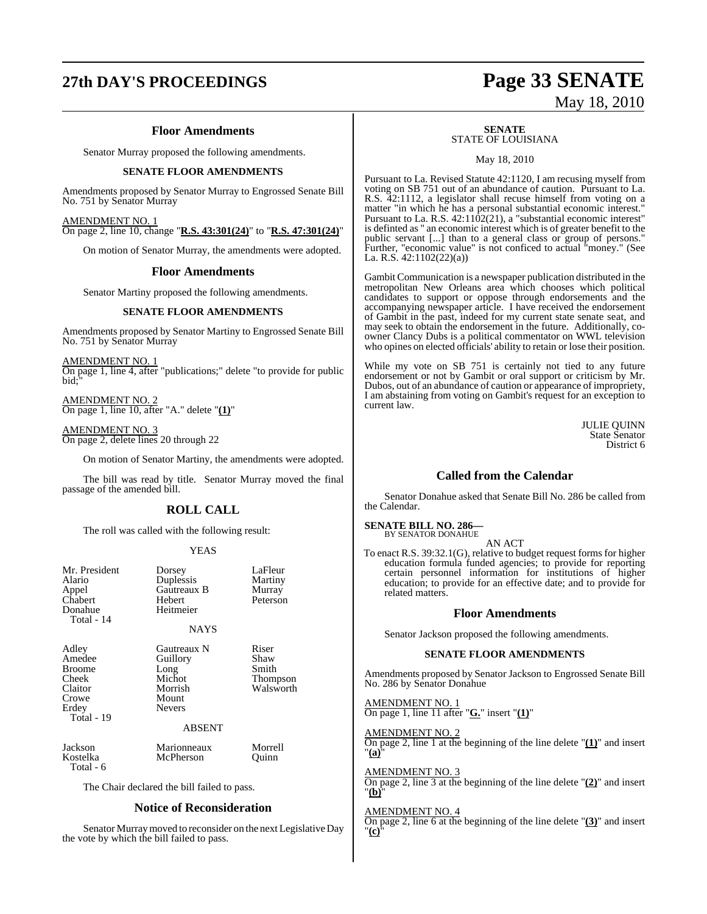## Floor Amendments

Senator Murray proposed the following amendments.

### SENATE FLOOR AMENDMENTS

Amendments proposed by Senator Murray to Engrossed Senate Bill No. 751 by Senator Murray

AMENDMENT NO. 1
On page 2, line 10, change "**R.S. 43:301(24)**" to "**R.S. 47:301(24)**"

On motion of Senator Murray, the amendments were adopted.

## Floor Amendments

Senator Martiny proposed the following amendments.

### SENATE FLOOR AMENDMENTS

Amendments proposed by Senator Martiny to Engrossed Senate Bill No. 751 by Senator Murray

AMENDMENT NO. 1
On page 1, line 4, after "publications;" delete "to provide for public bid;"

AMENDMENT NO. 2
On page 1, line 10, after "A." delete "**(1)**"

AMENDMENT NO. 3
On page 2, delete lines 20 through 22

On motion of Senator Martiny, the amendments were adopted.

The bill was read by title. Senator Murray moved the final passage of the amended bill.

## ROLL CALL

The roll was called with the following result:

YEAS

| | | |
|---|---|---|
| Mr. President | Dorsey | LaFleur |
| Alario | Duplessis | Martiny |
| Appel | Gautreaux B | Murray |
| Chabert | Hebert | Peterson |
| Donahue | Heitmeier | |
| Total - 14 | | |

NAYS

| | | |
|---|---|---|
| Adley | Gautreaux N | Riser |
| Amedee | Guillory | Shaw |
| Broome | Long | Smith |
| Cheek | Michot | Thompson |
| Claitor | Morrish | Walsworth |
| Crowe | Mount | |
| Erdey | Nevers | |
| Total - 19 | | |

ABSENT

| | | |
|---|---|---|
| Jackson | Marionneaux | Morrell |
| Kostelka | McPherson | Quinn |
| Total - 6 | | |

The Chair declared the bill failed to pass.

## Notice of Reconsideration

Senator Murray moved to reconsider on the next Legislative Day the vote by which the bill failed to pass.

**SENATE**
STATE OF LOUISIANA

May 18, 2010

Pursuant to La. Revised Statute 42:1120, I am recusing myself from voting on SB 751 out of an abundance of caution. Pursuant to La. R.S. 42:1112, a legislator shall recuse himself from voting on a matter "in which he has a personal substantial economic interest." Pursuant to La. R.S. 42:1102(21), a "substantial economic interest" is definted as " an economic interest which is of greater benefit to the public servant [...] than to a general class or group of persons." Further, "economic value" is not conficed to actual "money." (See La. R.S. 42:1102(22)(a))

Gambit Communication is a newspaper publication distributed in the metropolitan New Orleans area which chooses which political candidates to support or oppose through endorsements and the accompanying newspaper article. I have received the endorsement of Gambit in the past, indeed for my current state senate seat, and may seek to obtain the endorsement in the future. Additionally, co-owner Clancy Dubs is a political commentator on WWL television who opines on elected officials' ability to retain or lose their position.

While my vote on SB 751 is certainly not tied to any future endorsement or not by Gambit or oral support or criticism by Mr. Dubos, out of an abundance of caution or appearance of impropriety, I am abstaining from voting on Gambit's request for an exception to current law.

JULIE QUINN
State Senator
District 6

## Called from the Calendar

Senator Donahue asked that Senate Bill No. 286 be called from the Calendar.

**SENATE BILL NO. 286—**
BY SENATOR DONAHUE

AN ACT

To enact R.S. 39:32.1(G), relative to budget request forms for higher education formula funded agencies; to provide for reporting certain personnel information for institutions of higher education; to provide for an effective date; and to provide for related matters.

## Floor Amendments

Senator Jackson proposed the following amendments.

### SENATE FLOOR AMENDMENTS

Amendments proposed by Senator Jackson to Engrossed Senate Bill No. 286 by Senator Donahue

AMENDMENT NO. 1
On page 1, line 11 after "**G.**" insert "**(1)**"

AMENDMENT NO. 2
On page 2, line 1 at the beginning of the line delete "**(1)**" and insert "**(a)**"

AMENDMENT NO. 3
On page 2, line 3 at the beginning of the line delete "**(2)**" and insert "**(b)**"

AMENDMENT NO. 4
On page 2, line 6 at the beginning of the line delete "**(3)**" and insert "**(c)**"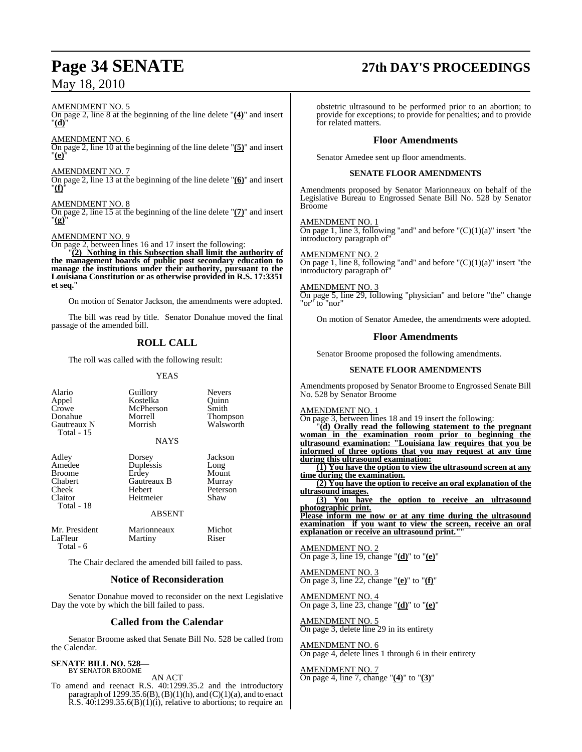AMENDMENT NO. 5

On page 2, line 8 at the beginning of the line delete "**(4)**" and insert "**(d)**"

AMENDMENT NO. 6

On page 2, line 10 at the beginning of the line delete "**(5)**" and insert "**(e)**"

AMENDMENT NO. 7

On page 2, line 13 at the beginning of the line delete "**(6)**" and insert "**(f)**"

AMENDMENT NO. 8

On page 2, line 15 at the beginning of the line delete "**(7)**" and insert "**(g)**"

AMENDMENT NO. 9

On page 2, between lines 16 and 17 insert the following:

"**(2) Nothing in this Subsection shall limit the authority of the management boards of public post secondary education to manage the institutions under their authority, pursuant to the Louisiana Constitution or as otherwise provided in R.S. 17:3351 et seq.**"

On motion of Senator Jackson, the amendments were adopted.

The bill was read by title. Senator Donahue moved the final passage of the amended bill.

## ROLL CALL

The roll was called with the following result:

YEAS

| | | |
|---|---|---|
| Alario | Guillory | Nevers |
| Appel | Kostelka | Quinn |
| Crowe | McPherson | Smith |
| Donahue | Morrell | Thompson |
| Gautreaux N | Morrish | Walsworth |
| Total - 15 | | |

NAYS

| | | |
|---|---|---|
| Adley | Dorsey | Jackson |
| Amedee | Duplessis | Long |
| Broome | Erdey | Mount |
| Chabert | Gautreaux B | Murray |
| Cheek | Hebert | Peterson |
| Claitor | Heitmeier | Shaw |
| Total - 18 | | |

ABSENT

| | | |
|---|---|---|
| Mr. President | Marionneaux | Michot |
| LaFleur | Martiny | Riser |
| Total - 6 | | |

The Chair declared the amended bill failed to pass.

## Notice of Reconsideration

Senator Donahue moved to reconsider on the next Legislative Day the vote by which the bill failed to pass.

## Called from the Calendar

Senator Broome asked that Senate Bill No. 528 be called from the Calendar.

**SENATE BILL NO. 528—**
BY SENATOR BROOME

AN ACT

To amend and reenact R.S. 40:1299.35.2 and the introductory paragraph of 1299.35.6(B), (B)(1)(h), and (C)(1)(a), and to enact R.S. 40:1299.35.6(B)(1)(i), relative to abortions; to require an obstetric ultrasound to be performed prior to an abortion; to provide for exceptions; to provide for penalties; and to provide for related matters.

## Floor Amendments

Senator Amedee sent up floor amendments.

### SENATE FLOOR AMENDMENTS

Amendments proposed by Senator Marionneaux on behalf of the Legislative Bureau to Engrossed Senate Bill No. 528 by Senator Broome

AMENDMENT NO. 1

On page 1, line 3, following "and" and before "(C)(1)(a)" insert "the introductory paragraph of"

AMENDMENT NO. 2

On page 1, line 8, following "and" and before "(C)(1)(a)" insert "the introductory paragraph of"

AMENDMENT NO. 3

On page 5, line 29, following "physician" and before "the" change "or" to "nor"

On motion of Senator Amedee, the amendments were adopted.

## Floor Amendments

Senator Broome proposed the following amendments.

### SENATE FLOOR AMENDMENTS

Amendments proposed by Senator Broome to Engrossed Senate Bill No. 528 by Senator Broome

AMENDMENT NO. 1

On page 3, between lines 18 and 19 insert the following:

"**(d) Orally read the following statement to the pregnant woman in the examination room prior to beginning the ultrasound examination: "Louisiana law requires that you be informed of three options that you may request at any time during this ultrasound examination:**

**(1) You have the option to view the ultrasound screen at any time during the examination.**

**(2) You have the option to receive an oral explanation of the ultrasound images.**

**(3) You have the option to receive an ultrasound photographic print.**

**Please inform me now or at any time during the ultrasound examination if you want to view the screen, receive an oral explanation or receive an ultrasound print.**""

AMENDMENT NO. 2

On page 3, line 19, change "**(d)**" to "**(e)**"

AMENDMENT NO. 3

On page 3, line 22, change "**(e)**" to "**(f)**"

AMENDMENT NO. 4

On page 3, line 23, change "**(d)**" to "**(e)**"

AMENDMENT NO. 5

On page 3, delete line 29 in its entirety

AMENDMENT NO. 6

On page 4, delete lines 1 through 6 in their entirety

AMENDMENT NO. 7

On page 4, line 7, change "**(4)**" to "**(3)**"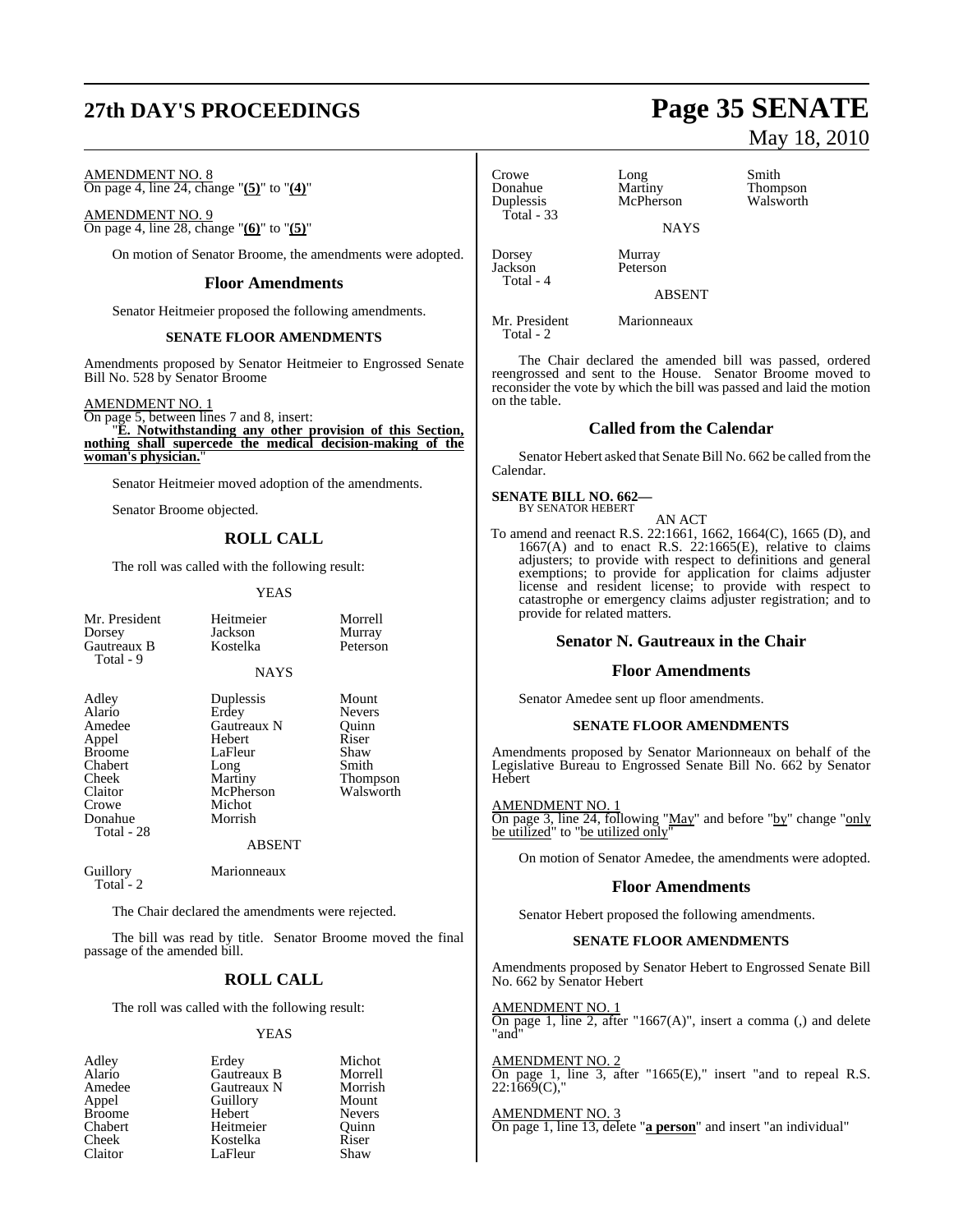AMENDMENT NO. 8
On page 4, line 24, change "**(5)**" to "**(4)**"

AMENDMENT NO. 9
On page 4, line 28, change "**(6)**" to "**(5)**"

On motion of Senator Broome, the amendments were adopted.

## Floor Amendments

Senator Heitmeier proposed the following amendments.

### SENATE FLOOR AMENDMENTS

Amendments proposed by Senator Heitmeier to Engrossed Senate Bill No. 528 by Senator Broome

AMENDMENT NO. 1
On page 5, between lines 7 and 8, insert:
"**E. Notwithstanding any other provision of this Section, nothing shall supercede the medical decision-making of the woman's physician.**"

Senator Heitmeier moved adoption of the amendments.

Senator Broome objected.

## ROLL CALL

The roll was called with the following result:

YEAS

| | | |
|---|---|---|
| Mr. President | Heitmeier | Morrell |
| Dorsey | Jackson | Murray |
| Gautreaux B | Kostelka | Peterson |
| Total - 9 | | |

NAYS

| | | |
|---|---|---|
| Adley | Duplessis | Mount |
| Alario | Erdey | Nevers |
| Amedee | Gautreaux N | Quinn |
| Appel | Hebert | Riser |
| Broome | LaFleur | Shaw |
| Chabert | Long | Smith |
| Cheek | Martiny | Thompson |
| Claitor | McPherson | Walsworth |
| Crowe | Michot | |
| Donahue | Morrish | |
| Total - 28 | | |

ABSENT

| | |
|---|---|
| Guillory | Marionneaux |
| Total - 2 | |

The Chair declared the amendments were rejected.

The bill was read by title. Senator Broome moved the final passage of the amended bill.

## ROLL CALL

The roll was called with the following result:

YEAS

| | | |
|---|---|---|
| Adley | Erdey | Michot |
| Alario | Gautreaux B | Morrell |
| Amedee | Gautreaux N | Morrish |
| Appel | Guillory | Mount |
| Broome | Hebert | Nevers |
| Chabert | Heitmeier | Quinn |
| Cheek | Kostelka | Riser |
| Claitor | LaFleur | Shaw |
| Crowe | Long | Smith |
| Donahue | Martiny | Thompson |
| Duplessis | McPherson | Walsworth |
| Total - 33 | | |

NAYS

| | |
|---|---|
| Dorsey | Murray |
| Jackson | Peterson |
| Total - 4 | |

ABSENT

| | |
|---|---|
| Mr. President | Marionneaux |
| Total - 2 | |

The Chair declared the amended bill was passed, ordered reengrossed and sent to the House. Senator Broome moved to reconsider the vote by which the bill was passed and laid the motion on the table.

## Called from the Calendar

Senator Hebert asked that Senate Bill No. 662 be called from the Calendar.

**SENATE BILL NO. 662—**
BY SENATOR HEBERT

AN ACT

To amend and reenact R.S. 22:1661, 1662, 1664(C), 1665 (D), and 1667(A) and to enact R.S. 22:1665(E), relative to claims adjusters; to provide with respect to definitions and general exemptions; to provide for application for claims adjuster license and resident license; to provide with respect to catastrophe or emergency claims adjuster registration; and to provide for related matters.

## Senator N. Gautreaux in the Chair

## Floor Amendments

Senator Amedee sent up floor amendments.

### SENATE FLOOR AMENDMENTS

Amendments proposed by Senator Marionneaux on behalf of the Legislative Bureau to Engrossed Senate Bill No. 662 by Senator Hebert

AMENDMENT NO. 1
On page 3, line 24, following "May" and before "by" change "only be utilized" to "be utilized only"

On motion of Senator Amedee, the amendments were adopted.

## Floor Amendments

Senator Hebert proposed the following amendments.

### SENATE FLOOR AMENDMENTS

Amendments proposed by Senator Hebert to Engrossed Senate Bill No. 662 by Senator Hebert

AMENDMENT NO. 1
On page 1, line 2, after "1667(A)", insert a comma (,) and delete "and"

AMENDMENT NO. 2
On page 1, line 3, after "1665(E)," insert "and to repeal R.S. 22:1669(C),"

AMENDMENT NO. 3
On page 1, line 13, delete "**a person**" and insert "an individual"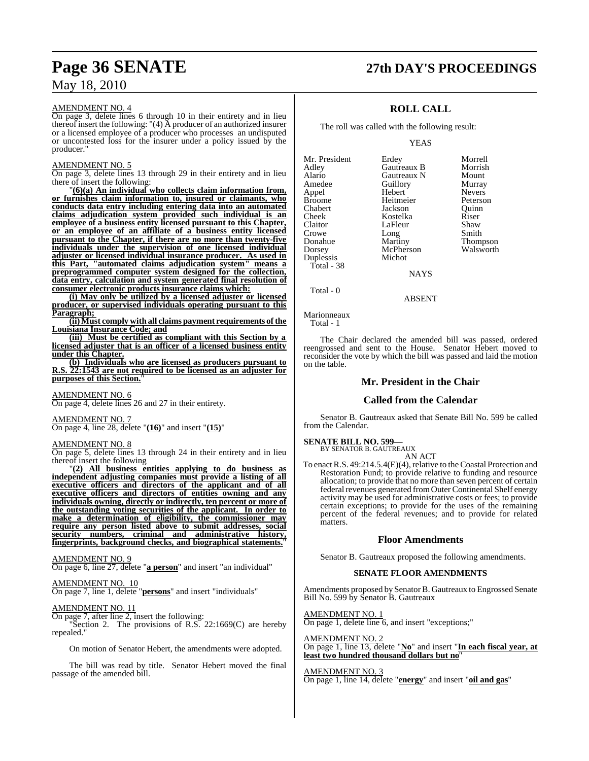AMENDMENT NO. 4

On page 3, delete lines 6 through 10 in their entirety and in lieu thereof insert the following: "(4) A producer of an authorized insurer or a licensed employee of a producer who processes an undisputed or uncontested loss for the insurer under a policy issued by the producer."

AMENDMENT NO. 5

On page 3, delete lines 13 through 29 in their entirety and in lieu there of insert the following:

"**(6)(a) An individual who collects claim information from, or furnishes claim information to, insured or claimants, who conducts data entry including entering data into an automated claims adjudication system provided such individual is an employee of a business entity licensed pursuant to this Chapter, or an employee of an affiliate of a business entity licensed pursuant to the Chapter, if there are no more than twenty-five individuals under the supervision of one licensed individual adjuster or licensed individual insurance producer. As used in this Part, "automated claims adjudication system" means a preprogrammed computer system designed for the collection, data entry, calculation and system generated final resolution of consumer electronic products insurance claims which:**

**(i) May only be utilized by a licensed adjuster or licensed producer, or supervised individuals operating pursuant to this Paragraph;**

**(ii) Must comply with all claims payment requirements of the Louisiana Insurance Code; and**

**(iii) Must be certified as compliant with this Section by a licensed adjuster that is an officer of a licensed business entity under this Chapter.**

**(b) Individuals who are licensed as producers pursuant to R.S. 22:1543 are not required to be licensed as an adjuster for purposes of this Section.**"

AMENDMENT NO. 6

On page 4, delete lines 26 and 27 in their entirety.

AMENDMENT NO. 7

On page 4, line 28, delete "**(16)**" and insert "**(15)**"

AMENDMENT NO. 8

On page 5, delete lines 13 through 24 in their entirety and in lieu thereof insert the following

"**(2) All business entities applying to do business as independent adjusting companies must provide a listing of all executive officers and directors of the applicant and of all executive officers and directors of entities owning and any individuals owning, directly or indirectly, ten percent or more of the outstanding voting securities of the applicant. In order to make a determination of eligibility, the commissioner may require any person listed above to submit addresses, social security numbers, criminal and administrative history, fingerprints, background checks, and biographical statements.**"

AMENDMENT NO. 9

On page 6, line 27, delete "**a person**" and insert "an individual"

AMENDMENT NO. 10

On page 7, line 1, delete "**persons**" and insert "individuals"

AMENDMENT NO. 11

On page 7, after line 2, insert the following:

"Section 2. The provisions of R.S. 22:1669(C) are hereby repealed."

On motion of Senator Hebert, the amendments were adopted.

The bill was read by title. Senator Hebert moved the final passage of the amended bill.

## ROLL CALL

The roll was called with the following result:

YEAS

| | | |
|---|---|---|
| Mr. President | Erdey | Morrell |
| Adley | Gautreaux B | Morrish |
| Alario | Gautreaux N | Mount |
| Amedee | Guillory | Murray |
| Appel | Hebert | Nevers |
| Broome | Heitmeier | Peterson |
| Chabert | Jackson | Quinn |
| Cheek | Kostelka | Riser |
| Claitor | LaFleur | Shaw |
| Crowe | Long | Smith |
| Donahue | Martiny | Thompson |
| Dorsey | McPherson | Walsworth |
| Duplessis | Michot | |
| Total - 38 | | |

NAYS

Total - 0

ABSENT

Marionneaux
Total - 1

The Chair declared the amended bill was passed, ordered reengrossed and sent to the House. Senator Hebert moved to reconsider the vote by which the bill was passed and laid the motion on the table.

## Mr. President in the Chair

## Called from the Calendar

Senator B. Gautreaux asked that Senate Bill No. 599 be called from the Calendar.

**SENATE BILL NO. 599—**
BY SENATOR B. GAUTREAUX
AN ACT

To enact R.S. 49:214.5.4(E)(4), relative to the Coastal Protection and Restoration Fund; to provide relative to funding and resource allocation; to provide that no more than seven percent of certain federal revenues generated from Outer Continental Shelf energy activity may be used for administrative costs or fees; to provide certain exceptions; to provide for the uses of the remaining percent of the federal revenues; and to provide for related matters.

## Floor Amendments

Senator B. Gautreaux proposed the following amendments.

### SENATE FLOOR AMENDMENTS

Amendments proposed by Senator B. Gautreaux to Engrossed Senate Bill No. 599 by Senator B. Gautreaux

AMENDMENT NO. 1

On page 1, delete line 6, and insert "exceptions;"

AMENDMENT NO. 2

On page 1, line 13, delete "**No**" and insert "**In each fiscal year, at least two hundred thousand dollars but no**"

AMENDMENT NO. 3

On page 1, line 14, delete "**energy**" and insert "**oil and gas**"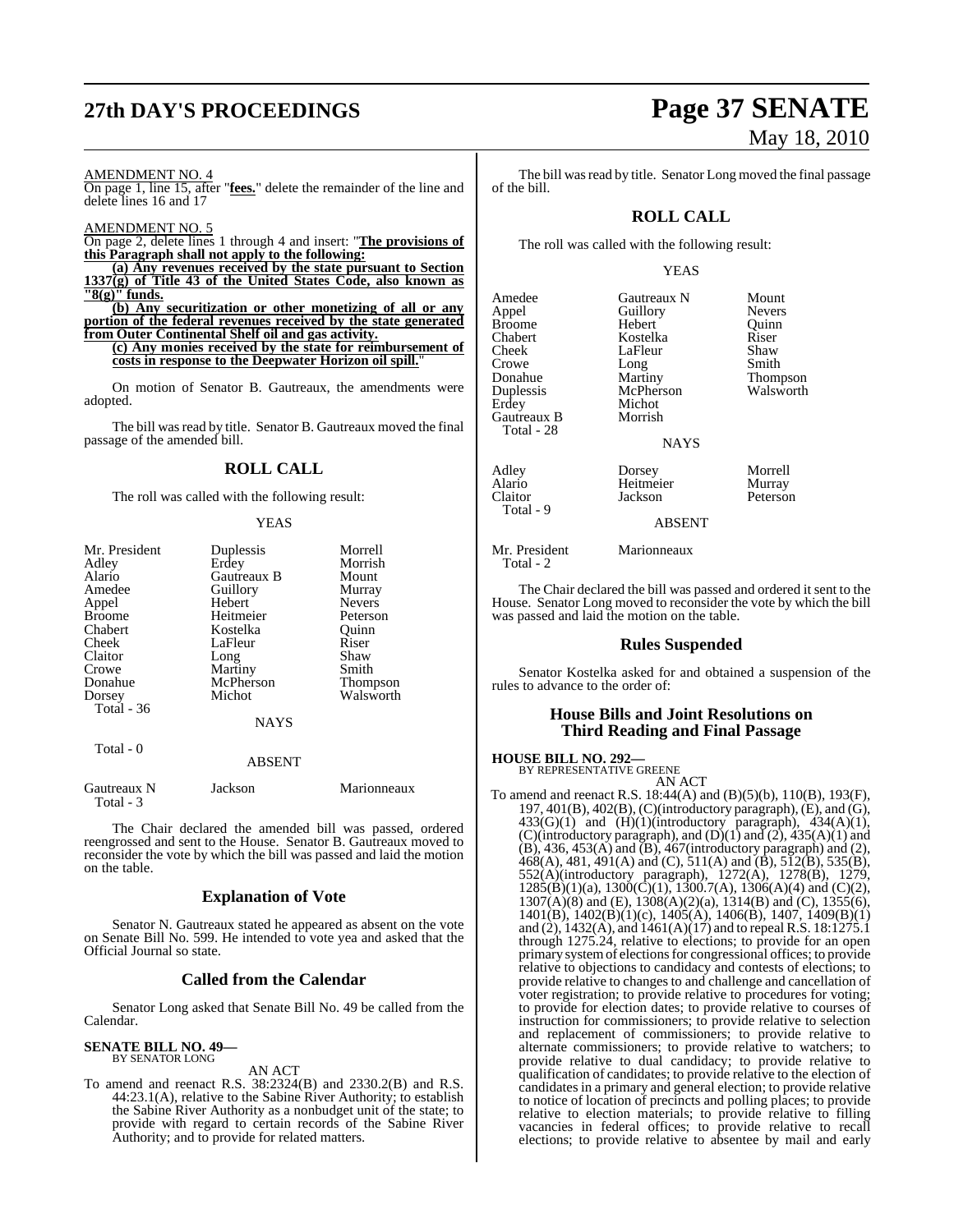AMENDMENT NO. 4

On page 1, line 15, after "**fees.**" delete the remainder of the line and delete lines 16 and 17

AMENDMENT NO. 5

On page 2, delete lines 1 through 4 and insert: "**The provisions of this Paragraph shall not apply to the following:**

**(a) Any revenues received by the state pursuant to Section 1337(g) of Title 43 of the United States Code, also known as "8(g)" funds.**

**(b) Any securitization or other monetizing of all or any portion of the federal revenues received by the state generated from Outer Continental Shelf oil and gas activity.**

**(c) Any monies received by the state for reimbursement of costs in response to the Deepwater Horizon oil spill.**"

On motion of Senator B. Gautreaux, the amendments were adopted.

The bill was read by title. Senator B. Gautreaux moved the final passage of the amended bill.

## ROLL CALL

The roll was called with the following result:

YEAS

| | | |
|---|---|---|
| Mr. President | Duplessis | Morrell |
| Adley | Erdey | Morrish |
| Alario | Gautreaux B | Mount |
| Amedee | Guillory | Murray |
| Appel | Hebert | Nevers |
| Broome | Heitmeier | Peterson |
| Chabert | Kostelka | Quinn |
| Cheek | LaFleur | Riser |
| Claitor | Long | Shaw |
| Crowe | Martiny | Smith |
| Donahue | McPherson | Thompson |
| Dorsey | Michot | Walsworth |

Total - 36

NAYS

Total - 0

ABSENT

| | | |
|---|---|---|
| Gautreaux N | Jackson | Marionneaux |

Total - 3

The Chair declared the amended bill was passed, ordered reengrossed and sent to the House. Senator B. Gautreaux moved to reconsider the vote by which the bill was passed and laid the motion on the table.

## Explanation of Vote

Senator N. Gautreaux stated he appeared as absent on the vote on Senate Bill No. 599. He intended to vote yea and asked that the Official Journal so state.

## Called from the Calendar

Senator Long asked that Senate Bill No. 49 be called from the Calendar.

**SENATE BILL NO. 49—**
BY SENATOR LONG

AN ACT

To amend and reenact R.S. 38:2324(B) and 2330.2(B) and R.S. 44:23.1(A), relative to the Sabine River Authority; to establish the Sabine River Authority as a nonbudget unit of the state; to provide with regard to certain records of the Sabine River Authority; and to provide for related matters.

The bill was read by title. Senator Long moved the final passage of the bill.

## ROLL CALL

The roll was called with the following result:

YEAS

| | | |
|---|---|---|
| Amedee | Gautreaux N | Mount |
| Appel | Guillory | Nevers |
| Broome | Hebert | Quinn |
| Chabert | Kostelka | Riser |
| Cheek | LaFleur | Shaw |
| Crowe | Long | Smith |
| Donahue | Martiny | Thompson |
| Duplessis | McPherson | Walsworth |
| Erdey | Michot | |
| Gautreaux B | Morrish | |

Total - 28

NAYS

| | | |
|---|---|---|
| Adley | Dorsey | Morrell |
| Alario | Heitmeier | Murray |
| Claitor | Jackson | Peterson |

Total - 9

ABSENT

| | |
|---|---|
| Mr. President | Marionneaux |

Total - 2

The Chair declared the bill was passed and ordered it sent to the House. Senator Long moved to reconsider the vote by which the bill was passed and laid the motion on the table.

## Rules Suspended

Senator Kostelka asked for and obtained a suspension of the rules to advance to the order of:

## House Bills and Joint Resolutions on Third Reading and Final Passage

**HOUSE BILL NO. 292—**
BY REPRESENTATIVE GREENE

AN ACT

To amend and reenact R.S. 18:44(A) and (B)(5)(b), 110(B), 193(F), 197, 401(B), 402(B), (C)(introductory paragraph), (E), and (G), 433(G)(1) and (H)(1)(introductory paragraph), 434(A)(1), (C)(introductory paragraph), and (D)(1) and (2), 435(A)(1) and (B), 436, 453(A) and (B), 467(introductory paragraph) and (2), 468(A), 481, 491(A) and (C), 511(A) and (B), 512(B), 535(B), 552(A)(introductory paragraph), 1272(A), 1278(B), 1279, 1285(B)(1)(a), 1300(C)(1), 1300.7(A), 1306(A)(4) and (C)(2), 1307(A)(8) and (E), 1308(A)(2)(a), 1314(B) and (C), 1355(6), 1401(B), 1402(B)(1)(c), 1405(A), 1406(B), 1407, 1409(B)(1) and (2), 1432(A), and 1461(A)(17) and to repeal R.S. 18:1275.1 through 1275.24, relative to elections; to provide for an open primary system of elections for congressional offices; to provide relative to objections to candidacy and contests of elections; to provide relative to changes to and challenge and cancellation of voter registration; to provide relative to procedures for voting; to provide for election dates; to provide relative to courses of instruction for commissioners; to provide relative to selection and replacement of commissioners; to provide relative to alternate commissioners; to provide relative to watchers; to provide relative to dual candidacy; to provide relative to qualification of candidates; to provide relative to the election of candidates in a primary and general election; to provide relative to notice of location of precincts and polling places; to provide relative to election materials; to provide relative to filling vacancies in federal offices; to provide relative to recall elections; to provide relative to absentee by mail and early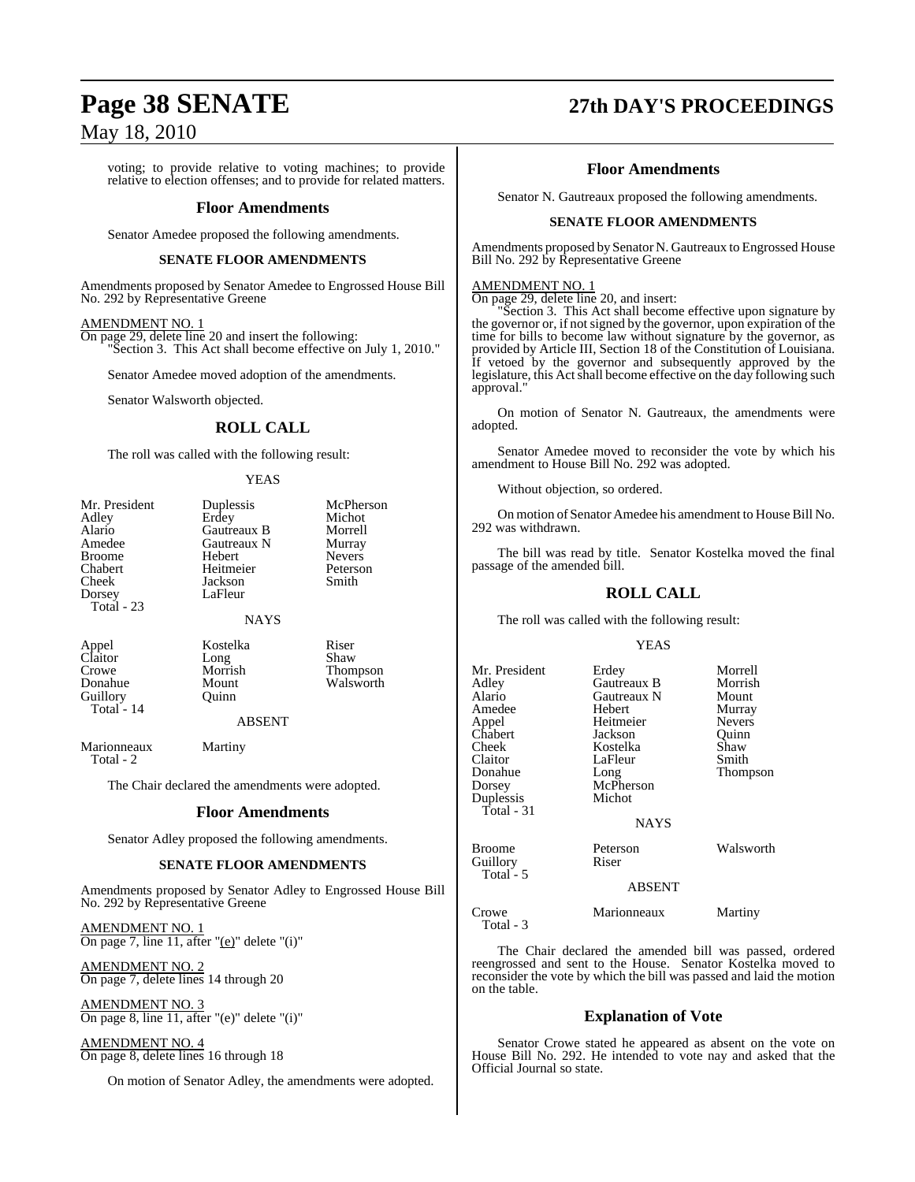voting; to provide relative to voting machines; to provide relative to election offenses; and to provide for related matters.

## Floor Amendments

Senator Amedee proposed the following amendments.

### SENATE FLOOR AMENDMENTS

Amendments proposed by Senator Amedee to Engrossed House Bill No. 292 by Representative Greene

AMENDMENT NO. 1
On page 29, delete line 20 and insert the following:
"Section 3. This Act shall become effective on July 1, 2010."

Senator Amedee moved adoption of the amendments.

Senator Walsworth objected.

## ROLL CALL

The roll was called with the following result:

YEAS

| | | |
|---|---|---|
| Mr. President | Duplessis | McPherson |
| Adley | Erdey | Michot |
| Alario | Gautreaux B | Morrell |
| Amedee | Gautreaux N | Murray |
| Broome | Hebert | Nevers |
| Chabert | Heitmeier | Peterson |
| Cheek | Jackson | Smith |
| Dorsey | LaFleur | |

Total - 23

NAYS

| | | |
|---|---|---|
| Appel | Kostelka | Riser |
| Claitor | Long | Shaw |
| Crowe | Morrish | Thompson |
| Donahue | Mount | Walsworth |
| Guillory | Quinn | |

Total - 14

ABSENT

| | |
|---|---|
| Marionneaux | Martiny |

Total - 2

The Chair declared the amendments were adopted.

## Floor Amendments

Senator Adley proposed the following amendments.

### SENATE FLOOR AMENDMENTS

Amendments proposed by Senator Adley to Engrossed House Bill No. 292 by Representative Greene

AMENDMENT NO. 1
On page 7, line 11, after "(e)" delete "(i)"

AMENDMENT NO. 2
On page 7, delete lines 14 through 20

AMENDMENT NO. 3
On page 8, line 11, after "(e)" delete "(i)"

AMENDMENT NO. 4
On page 8, delete lines 16 through 18

On motion of Senator Adley, the amendments were adopted.

## Floor Amendments

Senator N. Gautreaux proposed the following amendments.

### SENATE FLOOR AMENDMENTS

Amendments proposed by Senator N. Gautreaux to Engrossed House Bill No. 292 by Representative Greene

AMENDMENT NO. 1
On page 29, delete line 20, and insert:
"Section 3. This Act shall become effective upon signature by the governor or, if not signed by the governor, upon expiration of the time for bills to become law without signature by the governor, as provided by Article III, Section 18 of the Constitution of Louisiana. If vetoed by the governor and subsequently approved by the legislature, this Act shall become effective on the day following such approval."

On motion of Senator N. Gautreaux, the amendments were adopted.

Senator Amedee moved to reconsider the vote by which his amendment to House Bill No. 292 was adopted.

Without objection, so ordered.

On motion of Senator Amedee his amendment to House Bill No. 292 was withdrawn.

The bill was read by title. Senator Kostelka moved the final passage of the amended bill.

## ROLL CALL

The roll was called with the following result:

YEAS

| | | |
|---|---|---|
| Mr. President | Erdey | Morrell |
| Adley | Gautreaux B | Morrish |
| Alario | Gautreaux N | Mount |
| Amedee | Hebert | Murray |
| Appel | Heitmeier | Nevers |
| Chabert | Jackson | Quinn |
| Cheek | Kostelka | Shaw |
| Claitor | LaFleur | Smith |
| Donahue | Long | Thompson |
| Dorsey | McPherson | |
| Duplessis | Michot | |

Total - 31

NAYS

| | | |
|---|---|---|
| Broome | Peterson | Walsworth |
| Guillory | Riser | |

Total - 5

ABSENT

| | | |
|---|---|---|
| Crowe | Marionneaux | Martiny |

Total - 3

The Chair declared the amended bill was passed, ordered reengrossed and sent to the House. Senator Kostelka moved to reconsider the vote by which the bill was passed and laid the motion on the table.

## Explanation of Vote

Senator Crowe stated he appeared as absent on the vote on House Bill No. 292. He intended to vote nay and asked that the Official Journal so state.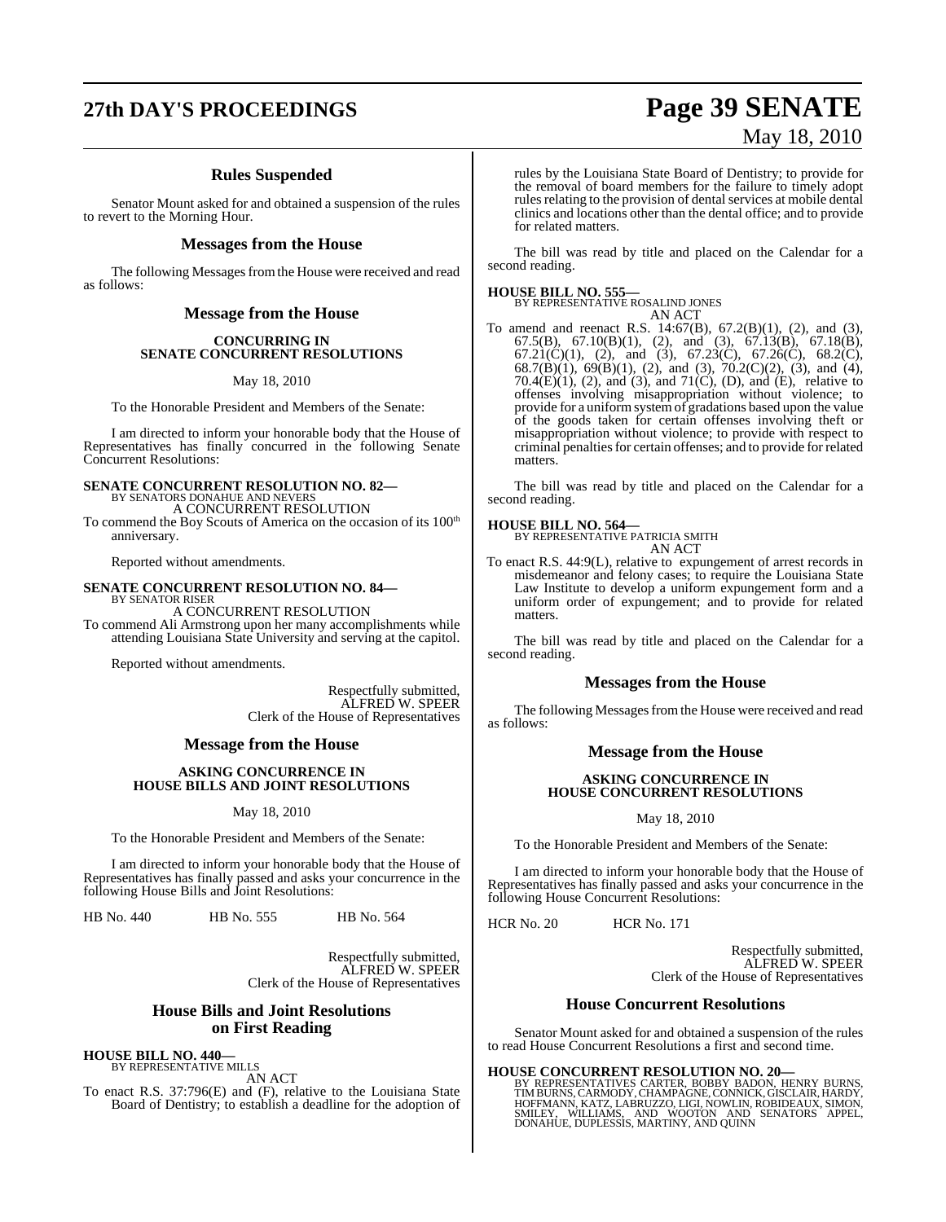## Rules Suspended

Senator Mount asked for and obtained a suspension of the rules to revert to the Morning Hour.

## Messages from the House

The following Messages from the House were received and read as follows:

### Message from the House

**CONCURRING IN SENATE CONCURRENT RESOLUTIONS**

May 18, 2010

To the Honorable President and Members of the Senate:

I am directed to inform your honorable body that the House of Representatives has finally concurred in the following Senate Concurrent Resolutions:

**SENATE CONCURRENT RESOLUTION NO. 82—**
BY SENATORS DONAHUE AND NEVERS
A CONCURRENT RESOLUTION
To commend the Boy Scouts of America on the occasion of its 100th anniversary.

Reported without amendments.

**SENATE CONCURRENT RESOLUTION NO. 84—**
BY SENATOR RISER
A CONCURRENT RESOLUTION
To commend Ali Armstrong upon her many accomplishments while attending Louisiana State University and serving at the capitol.

Reported without amendments.

Respectfully submitted,
ALFRED W. SPEER
Clerk of the House of Representatives

### Message from the House

**ASKING CONCURRENCE IN HOUSE BILLS AND JOINT RESOLUTIONS**

May 18, 2010

To the Honorable President and Members of the Senate:

I am directed to inform your honorable body that the House of Representatives has finally passed and asks your concurrence in the following House Bills and Joint Resolutions:

HB No. 440 HB No. 555 HB No. 564

Respectfully submitted,
ALFRED W. SPEER
Clerk of the House of Representatives

## House Bills and Joint Resolutions on First Reading

**HOUSE BILL NO. 440—**
BY REPRESENTATIVE MILLS
AN ACT
To enact R.S. 37:796(E) and (F), relative to the Louisiana State Board of Dentistry; to establish a deadline for the adoption of rules by the Louisiana State Board of Dentistry; to provide for the removal of board members for the failure to timely adopt rules relating to the provision of dental services at mobile dental clinics and locations other than the dental office; and to provide for related matters.

The bill was read by title and placed on the Calendar for a second reading.

**HOUSE BILL NO. 555—**
BY REPRESENTATIVE ROSALIND JONES
AN ACT
To amend and reenact R.S. 14:67(B), 67.2(B)(1), (2), and (3), 67.5(B), 67.10(B)(1), (2), and (3), 67.13(B), 67.18(B), 67.21(C)(1), (2), and (3), 67.23(C), 67.26(C), 68.2(C), 68.7(B)(1), 69(B)(1), (2), and (3), 70.2(C)(2), (3), and (4), 70.4(E)(1), (2), and (3), and 71(C), (D), and (E), relative to offenses involving misappropriation without violence; to provide for a uniform system of gradations based upon the value of the goods taken for certain offenses involving theft or misappropriation without violence; to provide with respect to criminal penalties for certain offenses; and to provide for related matters.

The bill was read by title and placed on the Calendar for a second reading.

**HOUSE BILL NO. 564—**
BY REPRESENTATIVE PATRICIA SMITH
AN ACT
To enact R.S. 44:9(L), relative to expungement of arrest records in misdemeanor and felony cases; to require the Louisiana State Law Institute to develop a uniform expungement form and a uniform order of expungement; and to provide for related matters.

The bill was read by title and placed on the Calendar for a second reading.

## Messages from the House

The following Messages from the House were received and read as follows:

### Message from the House

**ASKING CONCURRENCE IN HOUSE CONCURRENT RESOLUTIONS**

May 18, 2010

To the Honorable President and Members of the Senate:

I am directed to inform your honorable body that the House of Representatives has finally passed and asks your concurrence in the following House Concurrent Resolutions:

HCR No. 20 HCR No. 171

Respectfully submitted,
ALFRED W. SPEER
Clerk of the House of Representatives

## House Concurrent Resolutions

Senator Mount asked for and obtained a suspension of the rules to read House Concurrent Resolutions a first and second time.

**HOUSE CONCURRENT RESOLUTION NO. 20—**
BY REPRESENTATIVES CARTER, BOBBY BADON, HENRY BURNS, TIM BURNS, CARMODY, CHAMPAGNE, CONNICK, GISCLAIR, HARDY, HOFFMANN, KATZ, LABRUZZO, LIGI, NOWLIN, ROBIDEAUX, SIMON, SMILEY, WILLIAMS, AND WOOTON AND SENATORS APPEL, DONAHUE, DUPLESSIS, MARTINY, AND QUINN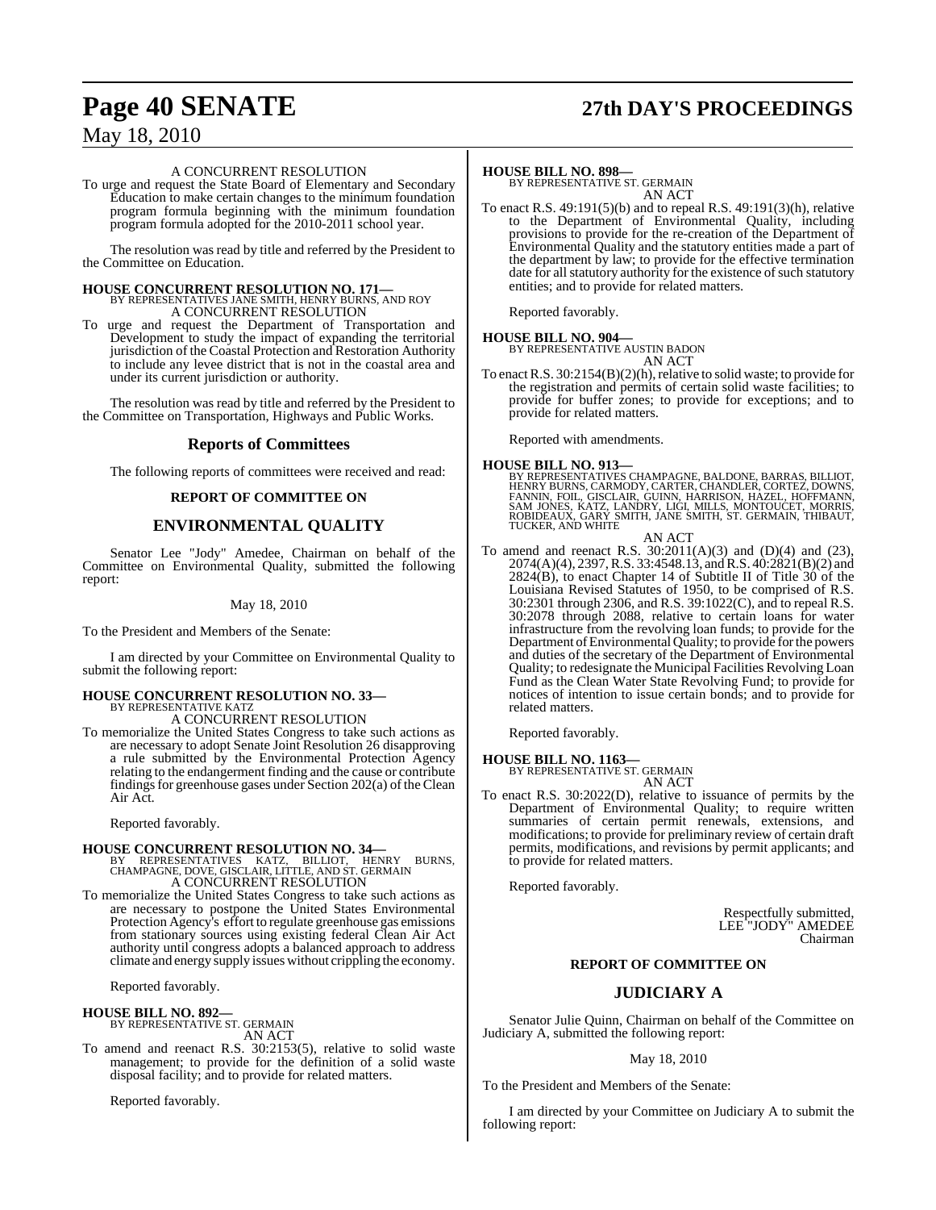A CONCURRENT RESOLUTION

To urge and request the State Board of Elementary and Secondary Education to make certain changes to the minimum foundation program formula beginning with the minimum foundation program formula adopted for the 2010-2011 school year.

The resolution was read by title and referred by the President to the Committee on Education.

**HOUSE CONCURRENT RESOLUTION NO. 171—**
BY REPRESENTATIVES JANE SMITH, HENRY BURNS, AND ROY
A CONCURRENT RESOLUTION

To urge and request the Department of Transportation and Development to study the impact of expanding the territorial jurisdiction of the Coastal Protection and Restoration Authority to include any levee district that is not in the coastal area and under its current jurisdiction or authority.

The resolution was read by title and referred by the President to the Committee on Transportation, Highways and Public Works.

## Reports of Committees

The following reports of committees were received and read:

### REPORT OF COMMITTEE ON

## ENVIRONMENTAL QUALITY

Senator Lee "Jody" Amedee, Chairman on behalf of the Committee on Environmental Quality, submitted the following report:

May 18, 2010

To the President and Members of the Senate:

I am directed by your Committee on Environmental Quality to submit the following report:

**HOUSE CONCURRENT RESOLUTION NO. 33—**
BY REPRESENTATIVE KATZ
A CONCURRENT RESOLUTION

To memorialize the United States Congress to take such actions as are necessary to adopt Senate Joint Resolution 26 disapproving a rule submitted by the Environmental Protection Agency relating to the endangerment finding and the cause or contribute findings for greenhouse gases under Section 202(a) of the Clean Air Act.

Reported favorably.

**HOUSE CONCURRENT RESOLUTION NO. 34—**
BY REPRESENTATIVES KATZ, BILLIOT, HENRY BURNS, CHAMPAGNE, DOVE, GISCLAIR, LITTLE, AND ST. GERMAIN
A CONCURRENT RESOLUTION

To memorialize the United States Congress to take such actions as are necessary to postpone the United States Environmental Protection Agency's effort to regulate greenhouse gas emissions from stationary sources using existing federal Clean Air Act authority until congress adopts a balanced approach to address climate and energy supply issues without crippling the economy.

Reported favorably.

**HOUSE BILL NO. 892—**
BY REPRESENTATIVE ST. GERMAIN
AN ACT

To amend and reenact R.S. 30:2153(5), relative to solid waste management; to provide for the definition of a solid waste disposal facility; and to provide for related matters.

Reported favorably.

**HOUSE BILL NO. 898—**
BY REPRESENTATIVE ST. GERMAIN
AN ACT

To enact R.S. 49:191(5)(b) and to repeal R.S. 49:191(3)(h), relative to the Department of Environmental Quality, including provisions to provide for the re-creation of the Department of Environmental Quality and the statutory entities made a part of the department by law; to provide for the effective termination date for all statutory authority for the existence of such statutory entities; and to provide for related matters.

Reported favorably.

**HOUSE BILL NO. 904—**
BY REPRESENTATIVE AUSTIN BADON
AN ACT

To enact R.S. 30:2154(B)(2)(h), relative to solid waste; to provide for the registration and permits of certain solid waste facilities; to provide for buffer zones; to provide for exceptions; and to provide for related matters.

Reported with amendments.

**HOUSE BILL NO. 913—**
BY REPRESENTATIVES CHAMPAGNE, BALDONE, BARRAS, BILLIOT, HENRY BURNS, CARMODY, CARTER, CHANDLER, CORTEZ, DOWNS, FANNIN, FOIL, GISCLAIR, GUINN, HARRISON, HAZEL, HOFFMANN, SAM JONES, KATZ, LANDRY, LIGI, MILLS, MONTOUCET, MORRIS, ROBIDEAUX, GARY SMITH, JANE SMITH, ST. GERMAIN, THIBAUT, TUCKER, AND WHITE
AN ACT

To amend and reenact R.S. 30:2011(A)(3) and (D)(4) and (23), 2074(A)(4), 2397, R.S. 33:4548.13, and R.S. 40:2821(B)(2) and 2824(B), to enact Chapter 14 of Subtitle II of Title 30 of the Louisiana Revised Statutes of 1950, to be comprised of R.S. 30:2301 through 2306, and R.S. 39:1022(C), and to repeal R.S. 30:2078 through 2088, relative to certain loans for water infrastructure from the revolving loan funds; to provide for the Department of Environmental Quality; to provide for the powers and duties of the secretary of the Department of Environmental Quality; to redesignate the Municipal Facilities Revolving Loan Fund as the Clean Water State Revolving Fund; to provide for notices of intention to issue certain bonds; and to provide for related matters.

Reported favorably.

**HOUSE BILL NO. 1163—**
BY REPRESENTATIVE ST. GERMAIN
AN ACT

To enact R.S. 30:2022(D), relative to issuance of permits by the Department of Environmental Quality; to require written summaries of certain permit renewals, extensions, and modifications; to provide for preliminary review of certain draft permits, modifications, and revisions by permit applicants; and to provide for related matters.

Reported favorably.

Respectfully submitted,
LEE "JODY" AMEDEE
Chairman

### REPORT OF COMMITTEE ON

## JUDICIARY A

Senator Julie Quinn, Chairman on behalf of the Committee on Judiciary A, submitted the following report:

May 18, 2010

To the President and Members of the Senate:

I am directed by your Committee on Judiciary A to submit the following report: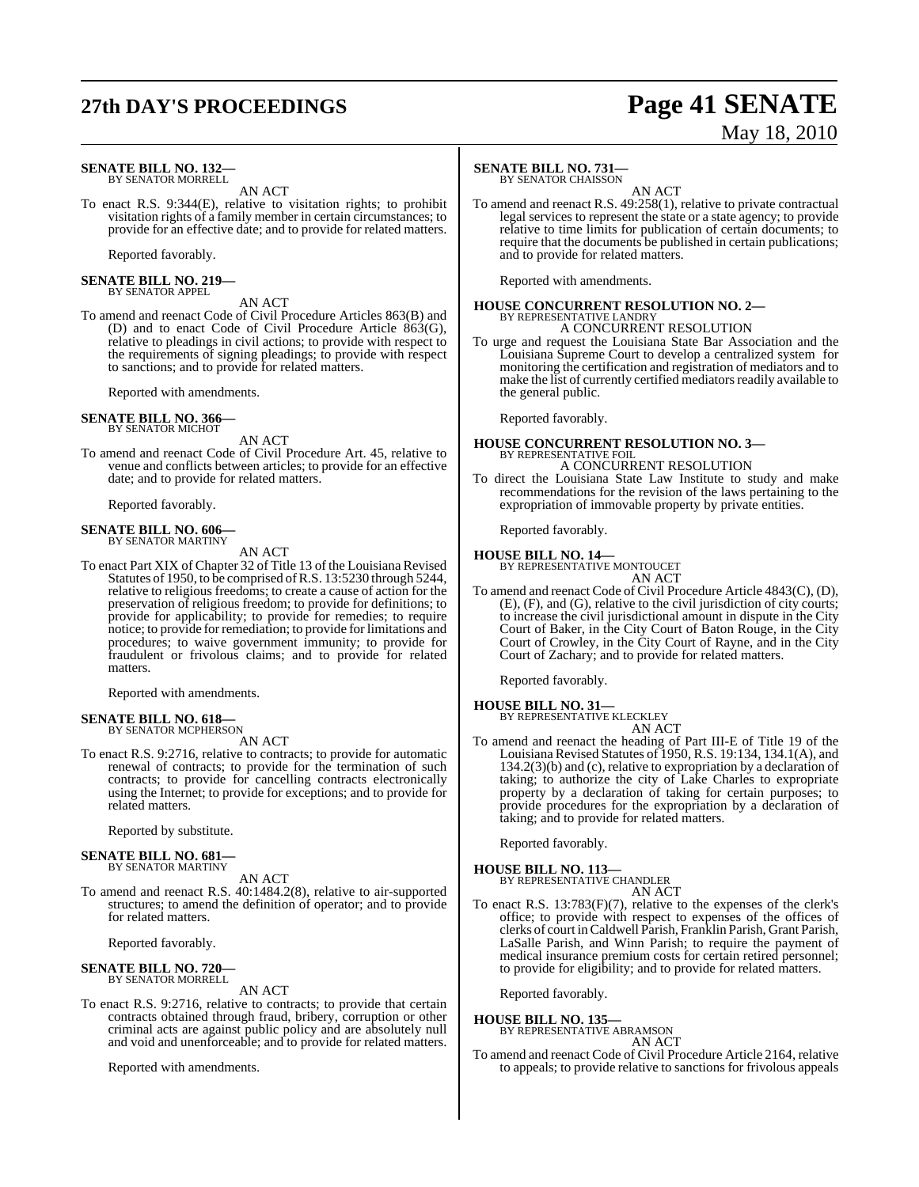**SENATE BILL NO. 132—**
BY SENATOR MORRELL

AN ACT

To enact R.S. 9:344(E), relative to visitation rights; to prohibit visitation rights of a family member in certain circumstances; to provide for an effective date; and to provide for related matters.

Reported favorably.

**SENATE BILL NO. 219—**
BY SENATOR APPEL

AN ACT

To amend and reenact Code of Civil Procedure Articles 863(B) and (D) and to enact Code of Civil Procedure Article 863(G), relative to pleadings in civil actions; to provide with respect to the requirements of signing pleadings; to provide with respect to sanctions; and to provide for related matters.

Reported with amendments.

**SENATE BILL NO. 366—**
BY SENATOR MICHOT

AN ACT

To amend and reenact Code of Civil Procedure Art. 45, relative to venue and conflicts between articles; to provide for an effective date; and to provide for related matters.

Reported favorably.

**SENATE BILL NO. 606—**
BY SENATOR MARTINY

AN ACT

To enact Part XIX of Chapter 32 of Title 13 of the Louisiana Revised Statutes of 1950, to be comprised of R.S. 13:5230 through 5244, relative to religious freedoms; to create a cause of action for the preservation of religious freedom; to provide for definitions; to provide for applicability; to provide for remedies; to require notice; to provide for remediation; to provide for limitations and procedures; to waive government immunity; to provide for fraudulent or frivolous claims; and to provide for related matters.

Reported with amendments.

**SENATE BILL NO. 618—**
BY SENATOR MCPHERSON

AN ACT

To enact R.S. 9:2716, relative to contracts; to provide for automatic renewal of contracts; to provide for the termination of such contracts; to provide for cancelling contracts electronically using the Internet; to provide for exceptions; and to provide for related matters.

Reported by substitute.

**SENATE BILL NO. 681—**
BY SENATOR MARTINY

AN ACT

To amend and reenact R.S. 40:1484.2(8), relative to air-supported structures; to amend the definition of operator; and to provide for related matters.

Reported favorably.

**SENATE BILL NO. 720—**
BY SENATOR MORRELL

AN ACT

To enact R.S. 9:2716, relative to contracts; to provide that certain contracts obtained through fraud, bribery, corruption or other criminal acts are against public policy and are absolutely null and void and unenforceable; and to provide for related matters.

Reported with amendments.

**SENATE BILL NO. 731—**
BY SENATOR CHAISSON

AN ACT

To amend and reenact R.S. 49:258(1), relative to private contractual legal services to represent the state or a state agency; to provide relative to time limits for publication of certain documents; to require that the documents be published in certain publications; and to provide for related matters.

Reported with amendments.

**HOUSE CONCURRENT RESOLUTION NO. 2—**
BY REPRESENTATIVE LANDRY

A CONCURRENT RESOLUTION

To urge and request the Louisiana State Bar Association and the Louisiana Supreme Court to develop a centralized system for monitoring the certification and registration of mediators and to make the list of currently certified mediators readily available to the general public.

Reported favorably.

**HOUSE CONCURRENT RESOLUTION NO. 3—**
BY REPRESENTATIVE FOIL

A CONCURRENT RESOLUTION

To direct the Louisiana State Law Institute to study and make recommendations for the revision of the laws pertaining to the expropriation of immovable property by private entities.

Reported favorably.

**HOUSE BILL NO. 14—**
BY REPRESENTATIVE MONTOUCET

AN ACT

To amend and reenact Code of Civil Procedure Article 4843(C), (D), (E), (F), and (G), relative to the civil jurisdiction of city courts; to increase the civil jurisdictional amount in dispute in the City Court of Baker, in the City Court of Baton Rouge, in the City Court of Crowley, in the City Court of Rayne, and in the City Court of Zachary; and to provide for related matters.

Reported favorably.

**HOUSE BILL NO. 31—**
BY REPRESENTATIVE KLECKLEY

AN ACT

To amend and reenact the heading of Part III-E of Title 19 of the Louisiana Revised Statutes of 1950, R.S. 19:134, 134.1(A), and 134.2(3)(b) and (c), relative to expropriation by a declaration of taking; to authorize the city of Lake Charles to expropriate property by a declaration of taking for certain purposes; to provide procedures for the expropriation by a declaration of taking; and to provide for related matters.

Reported favorably.

**HOUSE BILL NO. 113—**
BY REPRESENTATIVE CHANDLER

AN ACT

To enact R.S. 13:783(F)(7), relative to the expenses of the clerk's office; to provide with respect to expenses of the offices of clerks of court in Caldwell Parish, Franklin Parish, Grant Parish, LaSalle Parish, and Winn Parish; to require the payment of medical insurance premium costs for certain retired personnel; to provide for eligibility; and to provide for related matters.

Reported favorably.

**HOUSE BILL NO. 135—**
BY REPRESENTATIVE ABRAMSON

AN ACT

To amend and reenact Code of Civil Procedure Article 2164, relative to appeals; to provide relative to sanctions for frivolous appeals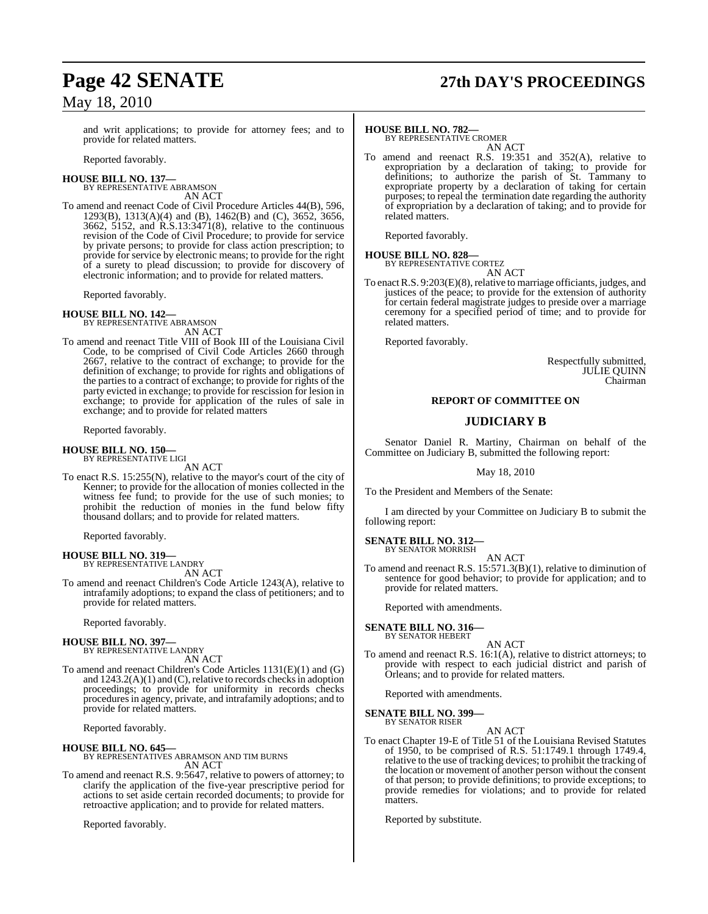and writ applications; to provide for attorney fees; and to provide for related matters.

Reported favorably.

**HOUSE BILL NO. 137—**
BY REPRESENTATIVE ABRAMSON
AN ACT

To amend and reenact Code of Civil Procedure Articles 44(B), 596, 1293(B), 1313(A)(4) and (B), 1462(B) and (C), 3652, 3656, 3662, 5152, and R.S.13:3471(8), relative to the continuous revision of the Code of Civil Procedure; to provide for service by private persons; to provide for class action prescription; to provide for service by electronic means; to provide for the right of a surety to plead discussion; to provide for discovery of electronic information; and to provide for related matters.

Reported favorably.

**HOUSE BILL NO. 142—**
BY REPRESENTATIVE ABRAMSON
AN ACT

To amend and reenact Title VIII of Book III of the Louisiana Civil Code, to be comprised of Civil Code Articles 2660 through 2667, relative to the contract of exchange; to provide for the definition of exchange; to provide for rights and obligations of the parties to a contract of exchange; to provide for rights of the party evicted in exchange; to provide for rescission for lesion in exchange; to provide for application of the rules of sale in exchange; and to provide for related matters

Reported favorably.

**HOUSE BILL NO. 150—**
BY REPRESENTATIVE LIGI
AN ACT

To enact R.S. 15:255(N), relative to the mayor's court of the city of Kenner; to provide for the allocation of monies collected in the witness fee fund; to provide for the use of such monies; to prohibit the reduction of monies in the fund below fifty thousand dollars; and to provide for related matters.

Reported favorably.

**HOUSE BILL NO. 319—**
BY REPRESENTATIVE LANDRY
AN ACT

To amend and reenact Children's Code Article 1243(A), relative to intrafamily adoptions; to expand the class of petitioners; and to provide for related matters.

Reported favorably.

**HOUSE BILL NO. 397—**
BY REPRESENTATIVE LANDRY
AN ACT

To amend and reenact Children's Code Articles 1131(E)(1) and (G) and 1243.2(A)(1) and (C), relative to records checks in adoption proceedings; to provide for uniformity in records checks procedures in agency, private, and intrafamily adoptions; and to provide for related matters.

Reported favorably.

**HOUSE BILL NO. 645—**
BY REPRESENTATIVES ABRAMSON AND TIM BURNS
AN ACT

To amend and reenact R.S. 9:5647, relative to powers of attorney; to clarify the application of the five-year prescriptive period for actions to set aside certain recorded documents; to provide for retroactive application; and to provide for related matters.

Reported favorably.

**HOUSE BILL NO. 782—**
BY REPRESENTATIVE CROMER
AN ACT

To amend and reenact R.S. 19:351 and 352(A), relative to expropriation by a declaration of taking; to provide for definitions; to authorize the parish of St. Tammany to expropriate property by a declaration of taking for certain purposes; to repeal the termination date regarding the authority of expropriation by a declaration of taking; and to provide for related matters.

Reported favorably.

**HOUSE BILL NO. 828—**
BY REPRESENTATIVE CORTEZ
AN ACT

To enact R.S. 9:203(E)(8), relative to marriage officiants, judges, and justices of the peace; to provide for the extension of authority for certain federal magistrate judges to preside over a marriage ceremony for a specified period of time; and to provide for related matters.

Reported favorably.

Respectfully submitted,
JULIE QUINN
Chairman

**REPORT OF COMMITTEE ON**

## JUDICIARY B

Senator Daniel R. Martiny, Chairman on behalf of the Committee on Judiciary B, submitted the following report:

May 18, 2010

To the President and Members of the Senate:

I am directed by your Committee on Judiciary B to submit the following report:

**SENATE BILL NO. 312—**
BY SENATOR MORRISH
AN ACT

To amend and reenact R.S. 15:571.3(B)(1), relative to diminution of sentence for good behavior; to provide for application; and to provide for related matters.

Reported with amendments.

**SENATE BILL NO. 316—**
BY SENATOR HEBERT
AN ACT

To amend and reenact R.S. 16:1(A), relative to district attorneys; to provide with respect to each judicial district and parish of Orleans; and to provide for related matters.

Reported with amendments.

**SENATE BILL NO. 399—**
BY SENATOR RISER
AN ACT

To enact Chapter 19-E of Title 51 of the Louisiana Revised Statutes of 1950, to be comprised of R.S. 51:1749.1 through 1749.4, relative to the use of tracking devices; to prohibit the tracking of the location or movement of another person without the consent of that person; to provide definitions; to provide exceptions; to provide remedies for violations; and to provide for related matters.

Reported by substitute.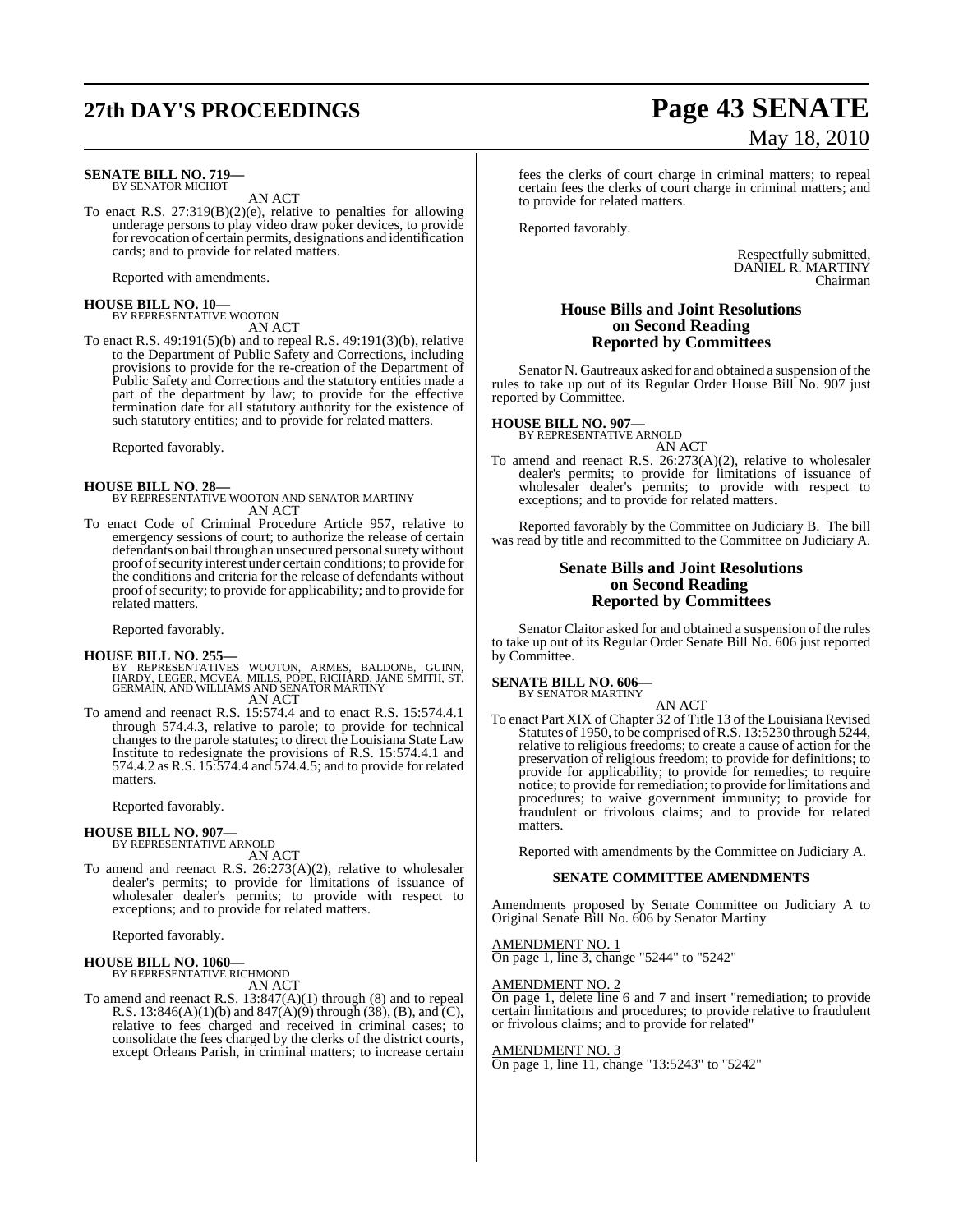**SENATE BILL NO. 719—**
BY SENATOR MICHOT

AN ACT

To enact R.S. 27:319(B)(2)(e), relative to penalties for allowing underage persons to play video draw poker devices, to provide for revocation of certain permits, designations and identification cards; and to provide for related matters.

Reported with amendments.

**HOUSE BILL NO. 10—**
BY REPRESENTATIVE WOOTON

AN ACT

To enact R.S. 49:191(5)(b) and to repeal R.S. 49:191(3)(b), relative to the Department of Public Safety and Corrections, including provisions to provide for the re-creation of the Department of Public Safety and Corrections and the statutory entities made a part of the department by law; to provide for the effective termination date for all statutory authority for the existence of such statutory entities; and to provide for related matters.

Reported favorably.

**HOUSE BILL NO. 28—**
BY REPRESENTATIVE WOOTON AND SENATOR MARTINY

AN ACT

To enact Code of Criminal Procedure Article 957, relative to emergency sessions of court; to authorize the release of certain defendants on bail through an unsecured personal surety without proof of security interest under certain conditions; to provide for the conditions and criteria for the release of defendants without proof of security; to provide for applicability; and to provide for related matters.

Reported favorably.

**HOUSE BILL NO. 255—**
BY REPRESENTATIVES WOOTON, ARMES, BALDONE, GUINN, HARDY, LEGER, MCVEA, MILLS, POPE, RICHARD, JANE SMITH, ST. GERMAIN, AND WILLIAMS AND SENATOR MARTINY

AN ACT

To amend and reenact R.S. 15:574.4 and to enact R.S. 15:574.4.1 through 574.4.3, relative to parole; to provide for technical changes to the parole statutes; to direct the Louisiana State Law Institute to redesignate the provisions of R.S. 15:574.4.1 and 574.4.2 as R.S. 15:574.4 and 574.4.5; and to provide for related matters.

Reported favorably.

**HOUSE BILL NO. 907—**
BY REPRESENTATIVE ARNOLD

AN ACT

To amend and reenact R.S. 26:273(A)(2), relative to wholesaler dealer's permits; to provide for limitations of issuance of wholesaler dealer's permits; to provide with respect to exceptions; and to provide for related matters.

Reported favorably.

**HOUSE BILL NO. 1060—**
BY REPRESENTATIVE RICHMOND

AN ACT

To amend and reenact R.S. 13:847(A)(1) through (8) and to repeal R.S. 13:846(A)(1)(b) and 847(A)(9) through (38), (B), and (C), relative to fees charged and received in criminal cases; to consolidate the fees charged by the clerks of the district courts, except Orleans Parish, in criminal matters; to increase certain fees the clerks of court charge in criminal matters; to repeal certain fees the clerks of court charge in criminal matters; and to provide for related matters.

Reported favorably.

Respectfully submitted,
DANIEL R. MARTINY
Chairman

## House Bills and Joint Resolutions on Second Reading Reported by Committees

Senator N. Gautreaux asked for and obtained a suspension of the rules to take up out of its Regular Order House Bill No. 907 just reported by Committee.

**HOUSE BILL NO. 907—**
BY REPRESENTATIVE ARNOLD

AN ACT

To amend and reenact R.S. 26:273(A)(2), relative to wholesaler dealer's permits; to provide for limitations of issuance of wholesaler dealer's permits; to provide with respect to exceptions; and to provide for related matters.

Reported favorably by the Committee on Judiciary B. The bill was read by title and recommitted to the Committee on Judiciary A.

## Senate Bills and Joint Resolutions on Second Reading Reported by Committees

Senator Claitor asked for and obtained a suspension of the rules to take up out of its Regular Order Senate Bill No. 606 just reported by Committee.

**SENATE BILL NO. 606—**
BY SENATOR MARTINY

AN ACT

To enact Part XIX of Chapter 32 of Title 13 of the Louisiana Revised Statutes of 1950, to be comprised of R.S. 13:5230 through 5244, relative to religious freedoms; to create a cause of action for the preservation of religious freedom; to provide for definitions; to provide for applicability; to provide for remedies; to require notice; to provide for remediation; to provide for limitations and procedures; to waive government immunity; to provide for fraudulent or frivolous claims; and to provide for related matters.

Reported with amendments by the Committee on Judiciary A.

### SENATE COMMITTEE AMENDMENTS

Amendments proposed by Senate Committee on Judiciary A to Original Senate Bill No. 606 by Senator Martiny

AMENDMENT NO. 1
On page 1, line 3, change "5244" to "5242"

AMENDMENT NO. 2
On page 1, delete line 6 and 7 and insert "remediation; to provide certain limitations and procedures; to provide relative to fraudulent or frivolous claims; and to provide for related"

AMENDMENT NO. 3
On page 1, line 11, change "13:5243" to "5242"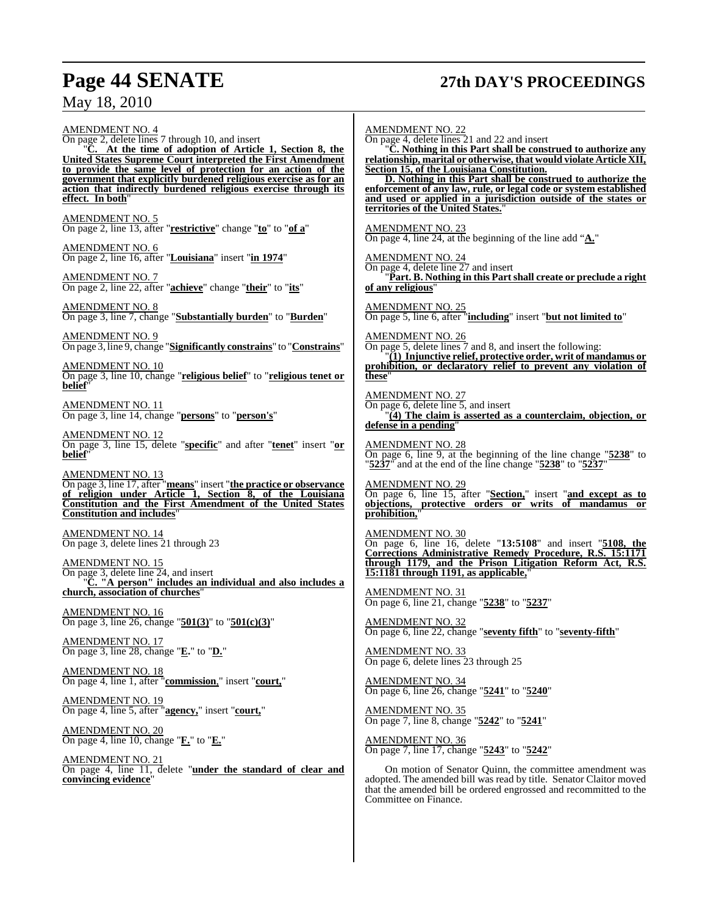AMENDMENT NO. 4
On page 2, delete lines 7 through 10, and insert
"**C. At the time of adoption of Article 1, Section 8, the United States Supreme Court interpreted the First Amendment to provide the same level of protection for an action of the government that explicitly burdened religious exercise as for an action that indirectly burdened religious exercise through its effect. In both**"

AMENDMENT NO. 5
On page 2, line 13, after "**restrictive**" change "**to**" to "**of a**"

AMENDMENT NO. 6
On page 2, line 16, after "**Louisiana**" insert "**in 1974**"

AMENDMENT NO. 7
On page 2, line 22, after "**achieve**" change "**their**" to "**its**"

AMENDMENT NO. 8
On page 3, line 7, change "**Substantially burden**" to "**Burden**"

AMENDMENT NO. 9
On page 3, line 9, change "**Significantly constrains**" to "**Constrains**"

AMENDMENT NO. 10
On page 3, line 10, change "**religious belief**" to "**religious tenet or belief**"

AMENDMENT NO. 11
On page 3, line 14, change "**persons**" to "**person's**"

AMENDMENT NO. 12
On page 3, line 15, delete "**specific**" and after "**tenet**" insert "**or belief**"

AMENDMENT NO. 13
On page 3, line 17, after "**means**" insert "**the practice or observance of religion under Article 1, Section 8, of the Louisiana Constitution and the First Amendment of the United States Constitution and includes**"

AMENDMENT NO. 14
On page 3, delete lines 21 through 23

AMENDMENT NO. 15
On page 3, delete line 24, and insert
"**C. "A person" includes an individual and also includes a church, association of churches**"

AMENDMENT NO. 16
On page 3, line 26, change "**501(3)**" to "**501(c)(3)**"

AMENDMENT NO. 17
On page 3, line 28, change "**E.**" to "**D.**"

AMENDMENT NO. 18
On page 4, line 1, after "**commission,**" insert "**court,**"

AMENDMENT NO. 19
On page 4, line 5, after "**agency,**" insert "**court,**"

AMENDMENT NO. 20
On page 4, line 10, change "**F.**" to "**E.**"

AMENDMENT NO. 21
On page 4, line 11, delete "**under the standard of clear and convincing evidence**"

AMENDMENT NO. 22
On page 4, delete lines 21 and 22 and insert
"**C. Nothing in this Part shall be construed to authorize any relationship, marital or otherwise, that would violate Article XII, Section 15, of the Louisiana Constitution.**

**D. Nothing in this Part shall be construed to authorize the enforcement of any law, rule, or legal code or system established and used or applied in a jurisdiction outside of the states or territories of the United States.**"

AMENDMENT NO. 23
On page 4, line 24, at the beginning of the line add "**A.**"

AMENDMENT NO. 24
On page 4, delete line 27 and insert
"**Part. B. Nothing in this Part shall create or preclude a right of any religious**"

AMENDMENT NO. 25
On page 5, line 6, after "**including**" insert "**but not limited to**"

AMENDMENT NO. 26
On page 5, delete lines 7 and 8, and insert the following:
"**(1) Injunctive relief, protective order, writ of mandamus or prohibition, or declaratory relief to prevent any violation of these**"

AMENDMENT NO. 27
On page 6, delete line 5, and insert
"**(4) The claim is asserted as a counterclaim, objection, or defense in a pending**"

AMENDMENT NO. 28
On page 6, line 9, at the beginning of the line change "**5238**" to "**5237**" and at the end of the line change "**5238**" to "**5237**"

AMENDMENT NO. 29
On page 6, line 15, after "**Section,**" insert "**and except as to objections, protective orders or writs of mandamus or prohibition,**"

AMENDMENT NO. 30
On page 6, line 16, delete "**13:5108**" and insert "**5108, the Corrections Administrative Remedy Procedure, R.S. 15:1171 through 1179, and the Prison Litigation Reform Act, R.S. 15:1181 through 1191, as applicable,**"

AMENDMENT NO. 31
On page 6, line 21, change "**5238**" to "**5237**"

AMENDMENT NO. 32
On page 6, line 22, change "**seventy fifth**" to "**seventy-fifth**"

AMENDMENT NO. 33
On page 6, delete lines 23 through 25

AMENDMENT NO. 34
On page 6, line 26, change "**5241**" to "**5240**"

AMENDMENT NO. 35
On page 7, line 8, change "**5242**" to "**5241**"

AMENDMENT NO. 36
On page 7, line 17, change "**5243**" to "**5242**"

On motion of Senator Quinn, the committee amendment was adopted. The amended bill was read by title. Senator Claitor moved that the amended bill be ordered engrossed and recommitted to the Committee on Finance.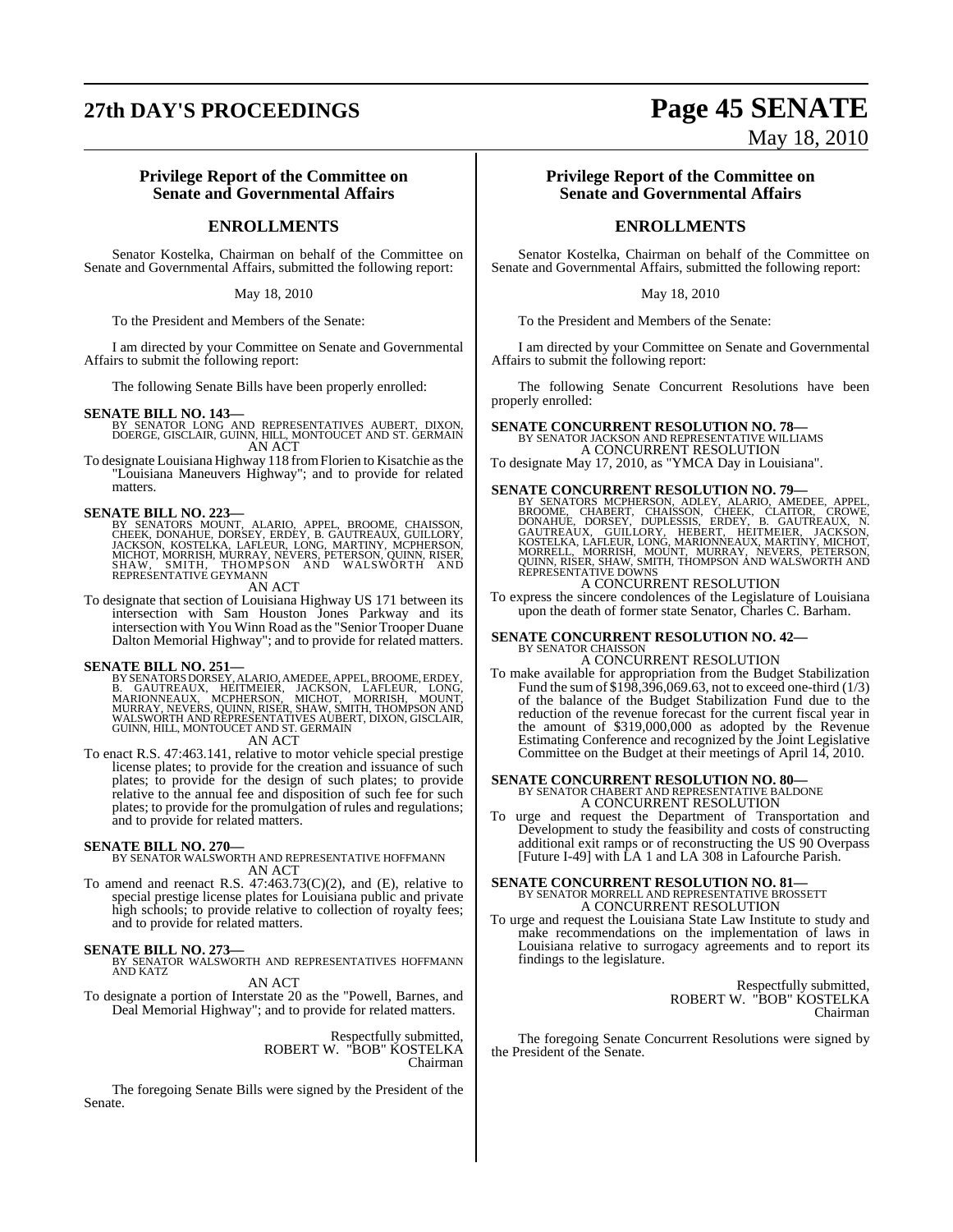### Privilege Report of the Committee on Senate and Governmental Affairs

### ENROLLMENTS

Senator Kostelka, Chairman on behalf of the Committee on Senate and Governmental Affairs, submitted the following report:

May 18, 2010

To the President and Members of the Senate:

I am directed by your Committee on Senate and Governmental Affairs to submit the following report:

The following Senate Bills have been properly enrolled:

**SENATE BILL NO. 143—**
BY SENATOR LONG AND REPRESENTATIVES AUBERT, DIXON, DOERGE, GISCLAIR, GUINN, HILL, MONTOUCET AND ST. GERMAIN
AN ACT
To designate Louisiana Highway 118 from Florien to Kisatchie as the "Louisiana Maneuvers Highway"; and to provide for related matters.

**SENATE BILL NO. 223—**
BY SENATORS MOUNT, ALARIO, APPEL, BROOME, CHAISSON, CHEEK, DONAHUE, DORSEY, ERDEY, B. GAUTREAUX, GUILLORY, JACKSON, KOSTELKA, LAFLEUR, LONG, MARTINY, MCPHERSON, MICHOT, MORRISH, MURRAY, NEVERS, PETERSON, QUINN, RISER, SHAW, SMITH, THOMPSON AND WALSWORTH AND REPRESENTATIVE GEYMANN
AN ACT
To designate that section of Louisiana Highway US 171 between its intersection with Sam Houston Jones Parkway and its intersection with You Winn Road as the "Senior Trooper Duane Dalton Memorial Highway"; and to provide for related matters.

**SENATE BILL NO. 251—**
BY SENATORS DORSEY, ALARIO, AMEDEE, APPEL, BROOME, ERDEY, B. GAUTREAUX, HEITMEIER, JACKSON, LAFLEUR, LONG, MARIONNEAUX, MCPHERSON, MICHOT, MORRISH, MOUNT, MURRAY, NEVERS, QUINN, RISER, SHAW, SMITH, THOMPSON AND WALSWORTH AND REPRESENTATIVES AUBERT, DIXON, GISCLAIR, GUINN, HILL, MONTOUCET AND ST. GERMAIN
AN ACT
To enact R.S. 47:463.141, relative to motor vehicle special prestige license plates; to provide for the creation and issuance of such plates; to provide for the design of such plates; to provide relative to the annual fee and disposition of such fee for such plates; to provide for the promulgation of rules and regulations; and to provide for related matters.

**SENATE BILL NO. 270—**
BY SENATOR WALSWORTH AND REPRESENTATIVE HOFFMANN
AN ACT
To amend and reenact R.S. 47:463.73(C)(2), and (E), relative to special prestige license plates for Louisiana public and private high schools; to provide relative to collection of royalty fees; and to provide for related matters.

**SENATE BILL NO. 273—**
BY SENATOR WALSWORTH AND REPRESENTATIVES HOFFMANN AND KATZ
AN ACT
To designate a portion of Interstate 20 as the "Powell, Barnes, and Deal Memorial Highway"; and to provide for related matters.

Respectfully submitted,
ROBERT W. "BOB" KOSTELKA
Chairman

The foregoing Senate Bills were signed by the President of the Senate.

### Privilege Report of the Committee on Senate and Governmental Affairs

### ENROLLMENTS

Senator Kostelka, Chairman on behalf of the Committee on Senate and Governmental Affairs, submitted the following report:

May 18, 2010

To the President and Members of the Senate:

I am directed by your Committee on Senate and Governmental Affairs to submit the following report:

The following Senate Concurrent Resolutions have been properly enrolled:

**SENATE CONCURRENT RESOLUTION NO. 78—**
BY SENATOR JACKSON AND REPRESENTATIVE WILLIAMS
A CONCURRENT RESOLUTION
To designate May 17, 2010, as "YMCA Day in Louisiana".

**SENATE CONCURRENT RESOLUTION NO. 79—**
BY SENATORS MCPHERSON, ADLEY, ALARIO, AMEDEE, APPEL, BROOME, CHABERT, CHAISSON, CHEEK, CLAITOR, CROWE, DONAHUE, DORSEY, DUPLESSIS, ERDEY, B. GAUTREAUX, N. GAUTREAUX, GUILLORY, HEBERT, HEITMEIER, JACKSON, KOSTELKA, LAFLEUR, LONG, MARIONNEAUX, MARTINY, MICHOT, MORRELL, MORRISH, MOUNT, MURRAY, NEVERS, PETERSON, QUINN, RISER, SHAW, SMITH, THOMPSON AND WALSWORTH AND REPRESENTATIVE DOWNS
A CONCURRENT RESOLUTION
To express the sincere condolences of the Legislature of Louisiana upon the death of former state Senator, Charles C. Barham.

**SENATE CONCURRENT RESOLUTION NO. 42—**
BY SENATOR CHAISSON
A CONCURRENT RESOLUTION
To make available for appropriation from the Budget Stabilization Fund the sum of $198,396,069.63, not to exceed one-third (1/3) of the balance of the Budget Stabilization Fund due to the reduction of the revenue forecast for the current fiscal year in the amount of $319,000,000 as adopted by the Revenue Estimating Conference and recognized by the Joint Legislative Committee on the Budget at their meetings of April 14, 2010.

**SENATE CONCURRENT RESOLUTION NO. 80—**
BY SENATOR CHABERT AND REPRESENTATIVE BALDONE
A CONCURRENT RESOLUTION
To urge and request the Department of Transportation and Development to study the feasibility and costs of constructing additional exit ramps or of reconstructing the US 90 Overpass [Future I-49] with LA 1 and LA 308 in Lafourche Parish.

**SENATE CONCURRENT RESOLUTION NO. 81—**
BY SENATOR MORRELL AND REPRESENTATIVE BROSSETT
A CONCURRENT RESOLUTION
To urge and request the Louisiana State Law Institute to study and make recommendations on the implementation of laws in Louisiana relative to surrogacy agreements and to report its findings to the legislature.

Respectfully submitted,
ROBERT W. "BOB" KOSTELKA
Chairman

The foregoing Senate Concurrent Resolutions were signed by the President of the Senate.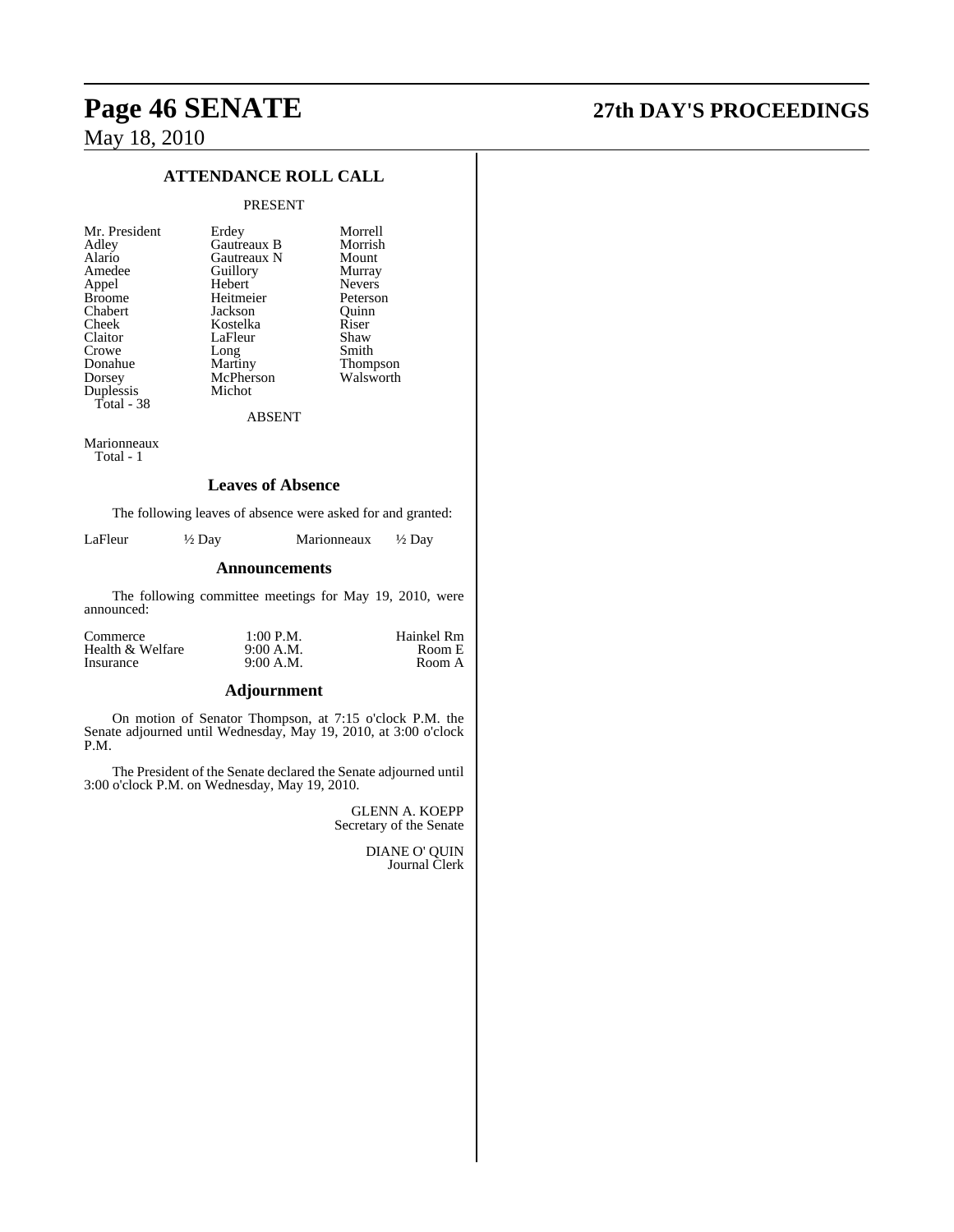## ATTENDANCE ROLL CALL

PRESENT

| | | |
|---|---|---|
| Mr. President | Erdey | Morrell |
| Adley | Gautreaux B | Morrish |
| Alario | Gautreaux N | Mount |
| Amedee | Guillory | Murray |
| Appel | Hebert | Nevers |
| Broome | Heitmeier | Peterson |
| Chabert | Jackson | Quinn |
| Cheek | Kostelka | Riser |
| Claitor | LaFleur | Shaw |
| Crowe | Long | Smith |
| Donahue | Martiny | Thompson |
| Dorsey | McPherson | Walsworth |
| Duplessis | Michot | |

Total - 38

ABSENT

Marionneaux

Total - 1

## Leaves of Absence

The following leaves of absence were asked for and granted:

| | | | |
|---|---|---|---|
| LaFleur | ½ Day | Marionneaux | ½ Day |

## Announcements

The following committee meetings for May 19, 2010, were announced:

| | | |
|---|---|---|
| Commerce | 1:00 P.M. | Hainkel Rm |
| Health & Welfare | 9:00 A.M. | Room E |
| Insurance | 9:00 A.M. | Room A |

## Adjournment

On motion of Senator Thompson, at 7:15 o'clock P.M. the Senate adjourned until Wednesday, May 19, 2010, at 3:00 o'clock P.M.

The President of the Senate declared the Senate adjourned until 3:00 o'clock P.M. on Wednesday, May 19, 2010.

GLENN A. KOEPP
Secretary of the Senate

DIANE O' QUIN
Journal Clerk